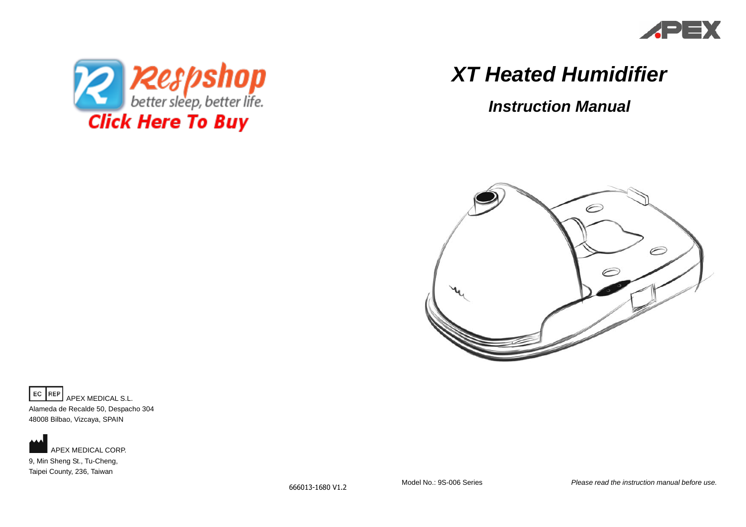Respshop
better sleep, better life.
Click Here To Buy

# XT Heated Humidifier

## *Instruction Manual*

EC REP APEX MEDICAL S.L.
Alameda de Recalde 50, Despacho 304
48008 Bilbao, Vizcaya, SPAIN

APEX MEDICAL CORP.
9, Min Sheng St., Tu-Cheng,
Taipei County, 236, Taiwan

666013-1680 V1.2

Model No.: 9S-006 Series

*Please read the instruction manual before use.*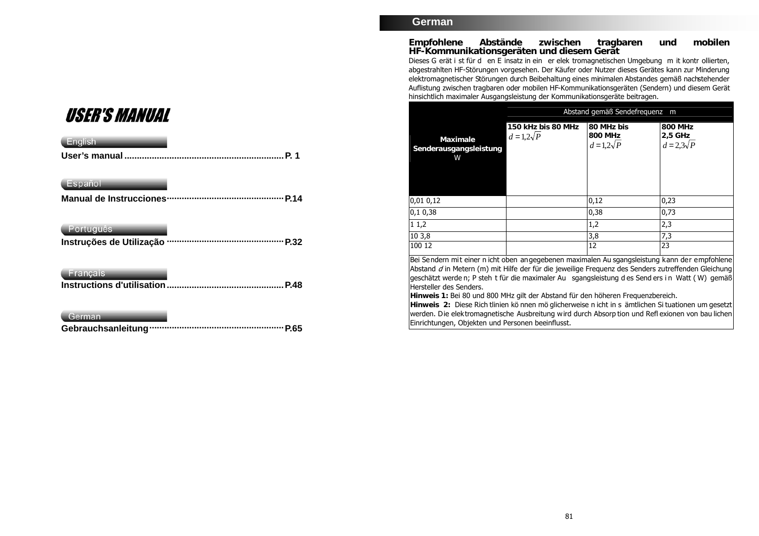# USER'S MANUAL

English

User's manual ............................................................... P. 1

Español

Manual de Instrucciones .............................................. P.14

Português

Instruções de Utilização .............................................. P.32

Français

Instructions d'utilisation .............................................. P.48

German

Gebrauchsanleitung ..................................................... P.65

German

## Empfohlene Abstände zwischen tragbaren und mobilen HF-Kommunikationsgeräten und diesem Gerät

Dieses Gerät ist für den Einsatz in einer elektromagnetischen Umgebung mit kontrollierten, abgestrahlten HF-Störungen vorgesehen. Der Käufer oder Nutzer dieses Gerätes kann zur Minderung elektromagnetischer Störungen durch Beibehaltung eines minimalen Abstandes gemäß nachstehender Auflistung zwischen tragbaren oder mobilen HF-Kommunikationsgeräten (Sendern) und diesem Gerät hinsichtlich maximaler Ausgangsleistung der Kommunikationsgeräte beitragen.

| **Maximale Senderausgangsleistung** W | Abstand gemäß Sendefrequenz m | | |
|---|---|---|---|
| | **150 kHz bis 80 MHz** $d = 1{,}2\sqrt{P}$ | **80 MHz bis 800 MHz** $d = 1{,}2\sqrt{P}$ | **800 MHz 2,5 GHz** $d = 2{,}3\sqrt{P}$ |
| 0,01 0,12 | | 0,12 | 0,23 |
| 0,1 0,38 | | 0,38 | 0,73 |
| 1 1,2 | | 1,2 | 2,3 |
| 10 3,8 | | 3,8 | 7,3 |
| 100 12 | | 12 | 23 |

Bei Sendern mit einer nicht oben angegebenen maximalen Ausgangsleistung kann der empfohlene Abstand *d* in Metern (m) mit Hilfe der für die jeweilige Frequenz des Senders zutreffenden Gleichung geschätzt werden; P steht für die maximaler Ausgangsleistung des Senders in Watt (W) gemäß Hersteller des Senders.

**Hinweis 1:** Bei 80 und 800 MHz gilt der Abstand für den höheren Frequenzbereich.

**Hinweis 2:** Diese Richtlinien können möglicherweise nicht in sämtlichen Situationen umgesetzt werden. Die elektromagnetische Ausbreitung wird durch Absorption und Reflexionen von baulichen Einrichtungen, Objekten und Personen beeinflusst.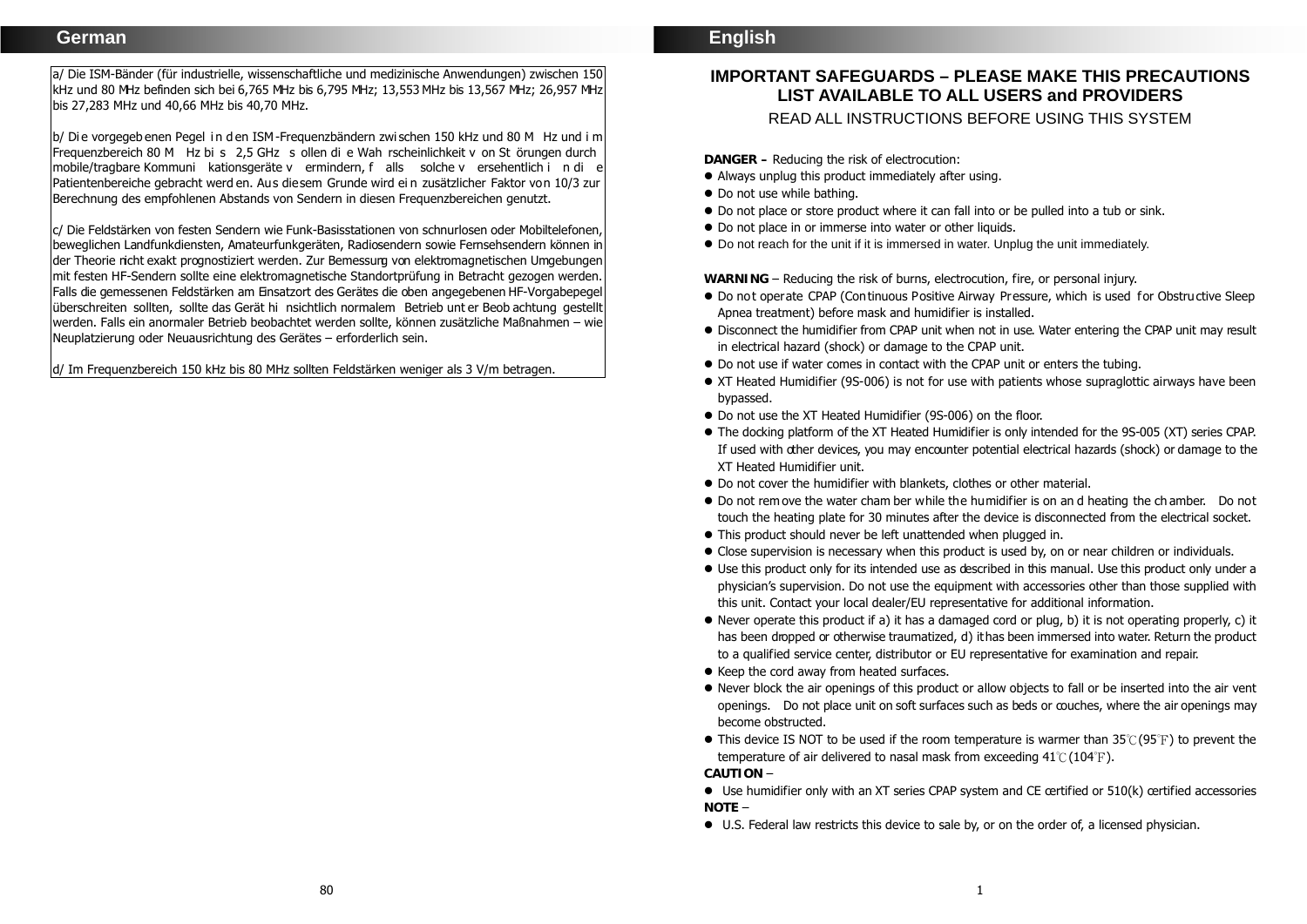## German

a/ Die ISM-Bänder (für industrielle, wissenschaftliche und medizinische Anwendungen) zwischen 150 kHz und 80 MHz befinden sich bei 6,765 MHz bis 6,795 MHz; 13,553 MHz bis 13,567 MHz; 26,957 MHz bis 27,283 MHz und 40,66 MHz bis 40,70 MHz.

b/ Die vorgegebenen Pegel in den ISM-Frequenzbändern zwischen 150 kHz und 80 MHz und im Frequenzbereich 80 MHz bis 2,5 GHz sollen die Wahrscheinlichkeit von Störungen durch mobile/tragbare Kommunikationsgeräte vermindern, falls solche versehentlich in die Patientenbereiche gebracht werden. Aus diesem Grunde wird ein zusätzlicher Faktor von 10/3 zur Berechnung des empfohlenen Abstands von Sendern in diesen Frequenzbereichen genutzt.

c/ Die Feldstärken von festen Sendern wie Funk-Basisstationen von schnurlosen oder Mobiltelefonen, beweglichen Landfunkdiensten, Amateurfunkgeräten, Radiosendern sowie Fernsehsendern können in der Theorie nicht exakt prognostiziert werden. Zur Bemessung von elektromagnetischen Umgebungen mit festen HF-Sendern sollte eine elektromagnetische Standortprüfung in Betracht gezogen werden. Falls die gemessenen Feldstärken am Einsatzort des Gerätes die oben angegebenen HF-Vorgabepegel überschreiten sollten, sollte das Gerät hinsichtlich normalem Betrieb unter Beobachtung gestellt werden. Falls ein anormaler Betrieb beobachtet werden sollte, können zusätzliche Maßnahmen – wie Neuplatzierung oder Neuausrichtung des Gerätes – erforderlich sein.

d/ Im Frequenzbereich 150 kHz bis 80 MHz sollten Feldstärken weniger als 3 V/m betragen.

## English

### IMPORTANT SAFEGUARDS – PLEASE MAKE THIS PRECAUTIONS LIST AVAILABLE TO ALL USERS and PROVIDERS

READ ALL INSTRUCTIONS BEFORE USING THIS SYSTEM

**DANGER –** Reducing the risk of electrocution:

- Always unplug this product immediately after using.
- Do not use while bathing.
- Do not place or store product where it can fall into or be pulled into a tub or sink.
- Do not place in or immerse into water or other liquids.
- Do not reach for the unit if it is immersed in water. Unplug the unit immediately.

**WARNING** – Reducing the risk of burns, electrocution, fire, or personal injury.

- Do not operate CPAP (Continuous Positive Airway Pressure, which is used for Obstructive Sleep Apnea treatment) before mask and humidifier is installed.
- Disconnect the humidifier from CPAP unit when not in use. Water entering the CPAP unit may result in electrical hazard (shock) or damage to the CPAP unit.
- Do not use if water comes in contact with the CPAP unit or enters the tubing.
- XT Heated Humidifier (9S-006) is not for use with patients whose supraglottic airways have been bypassed.
- Do not use the XT Heated Humidifier (9S-006) on the floor.
- The docking platform of the XT Heated Humidifier is only intended for the 9S-005 (XT) series CPAP. If used with other devices, you may encounter potential electrical hazards (shock) or damage to the XT Heated Humidifier unit.
- Do not cover the humidifier with blankets, clothes or other material.
- Do not remove the water chamber while the humidifier is on and heating the chamber. Do not touch the heating plate for 30 minutes after the device is disconnected from the electrical socket.
- This product should never be left unattended when plugged in.
- Close supervision is necessary when this product is used by, on or near children or individuals.
- Use this product only for its intended use as described in this manual. Use this product only under a physician's supervision. Do not use the equipment with accessories other than those supplied with this unit. Contact your local dealer/EU representative for additional information.
- Never operate this product if a) it has a damaged cord or plug, b) it is not operating properly, c) it has been dropped or otherwise traumatized, d) it has been immersed into water. Return the product to a qualified service center, distributor or EU representative for examination and repair.
- Keep the cord away from heated surfaces.
- Never block the air openings of this product or allow objects to fall or be inserted into the air vent openings. Do not place unit on soft surfaces such as beds or couches, where the air openings may become obstructed.
- This device IS NOT to be used if the room temperature is warmer than 35℃(95℉) to prevent the temperature of air delivered to nasal mask from exceeding 41℃(104℉).

**CAUTION** –

- Use humidifier only with an XT series CPAP system and CE certified or 510(k) certified accessories

**NOTE** –

- U.S. Federal law restricts this device to sale by, or on the order of, a licensed physician.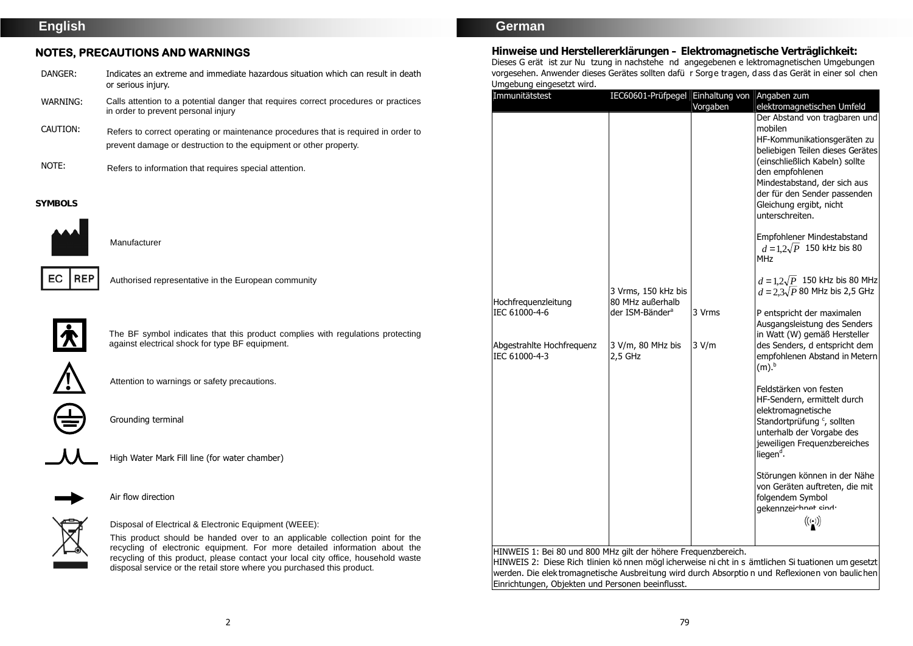## English

### NOTES, PRECAUTIONS AND WARNINGS

DANGER: Indicates an extreme and immediate hazardous situation which can result in death or serious injury.

WARNING: Calls attention to a potential danger that requires correct procedures or practices in order to prevent personal injury

CAUTION: Refers to correct operating or maintenance procedures that is required in order to prevent damage or destruction to the equipment or other property.

NOTE: Refers to information that requires special attention.

### SYMBOLS

Manufacturer

EC REP — Authorised representative in the European community

The BF symbol indicates that this product complies with regulations protecting against electrical shock for type BF equipment.

Attention to warnings or safety precautions.

Grounding terminal

High Water Mark Fill line (for water chamber)

Air flow direction

Disposal of Electrical & Electronic Equipment (WEEE):

This product should be handed over to an applicable collection point for the recycling of electronic equipment. For more detailed information about the recycling of this product, please contact your local city office, household waste disposal service or the retail store where you purchased this product.

## German

### Hinweise und Herstellererklärungen - Elektromagnetische Verträglichkeit:

Dieses Gerät ist zur Nutzung in nachstehend angegebenen elektromagnetischen Umgebungen vorgesehen. Anwender dieses Gerätes sollten dafür Sorge tragen, dass das Gerät in einer solchen Umgebung eingesetzt wird.

| Immunitätstest | IEC60601-Prüfpegel | Einhaltung von Vorgaben | Angaben zum elektromagnetischen Umfeld |
|---|---|---|---|
| Hochfrequenzleitung IEC 61000-4-6<br><br>Abgestrahlte Hochfrequenz IEC 61000-4-3 | 3 Vrms, 150 kHz bis 80 MHz außerhalb der ISM-Bänder[a]<br><br>3 V/m, 80 MHz bis 2,5 GHz | 3 Vrms<br><br>3 V/m | Der Abstand von tragbaren und mobilen HF-Kommunikationsgeräten zu beliebigen Teilen dieses Gerätes (einschließlich Kabeln) sollte den empfohlenen Mindestabstand, der sich aus der für den Sender passenden Gleichung ergibt, nicht unterschreiten.<br><br>Empfohlener Mindestabstand<br>$d = 1{,}2\sqrt{P}$ 150 kHz bis 80 MHz<br><br>$d = 1{,}2\sqrt{P}$ 150 kHz bis 80 MHz<br>$d = 2{,}3\sqrt{P}$ 80 MHz bis 2,5 GHz<br><br>P entspricht der maximalen Ausgangsleistung des Senders in Watt (W) gemäß Hersteller des Senders, d entspricht dem empfohlenen Abstand in Metern (m).[b]<br><br>Feldstärken von festen HF-Sendern, ermittelt durch elektromagnetische Standortprüfung [c], sollten unterhalb der Vorgabe des jeweiligen Frequenzbereiches liegen[d].<br><br>Störungen können in der Nähe von Geräten auftreten, die mit folgendem Symbol gekennzeichnet sind: |

HINWEIS 1: Bei 80 und 800 MHz gilt der höhere Frequenzbereich.
HINWEIS 2: Diese Richtlinien können möglicherweise nicht in sämtlichen Situationen umgesetzt werden. Die elektromagnetische Ausbreitung wird durch Absorption und Reflexionen von baulichen Einrichtungen, Objekten und Personen beeinflusst.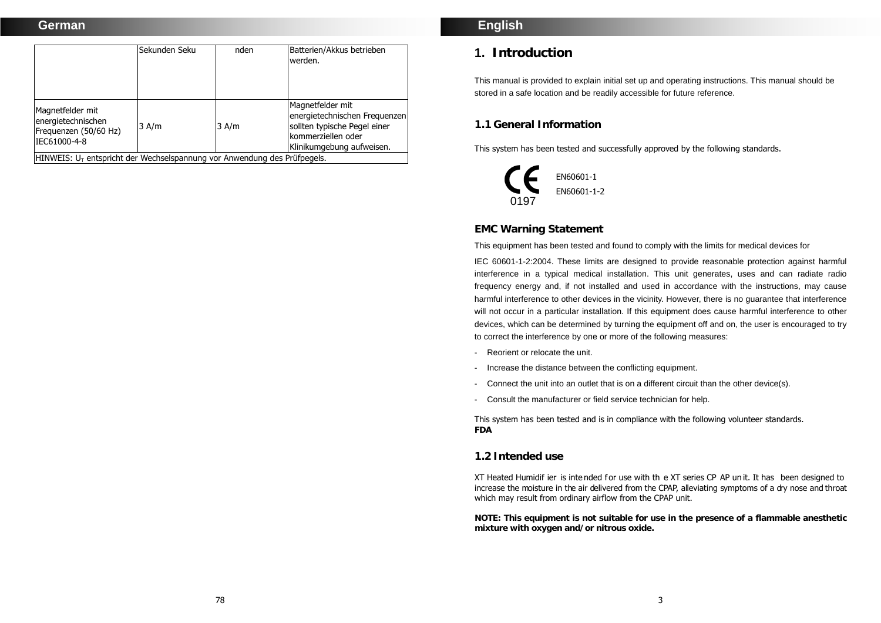## German

|  | Sekunden Seku | nden | Batterien/Akkus betrieben werden. |
|---|---|---|---|
| Magnetfelder mit energietechnischen Frequenzen (50/60 Hz) IEC61000-4-8 | 3 A/m | 3 A/m | Magnetfelder mit energietechnischen Frequenzen sollten typische Pegel einer kommerziellen oder Klinikumgebung aufweisen. |
| HINWEIS: $U_T$ entspricht der Wechselspannung vor Anwendung des Prüfpegels. | | | |

## English

# 1. Introduction

This manual is provided to explain initial set up and operating instructions. This manual should be stored in a safe location and be readily accessible for future reference.

## 1.1 General Information

This system has been tested and successfully approved by the following standards.

CE 0197

EN60601-1

EN60601-1-2

### EMC Warning Statement

This equipment has been tested and found to comply with the limits for medical devices for IEC 60601-1-2:2004. These limits are designed to provide reasonable protection against harmful interference in a typical medical installation. This unit generates, uses and can radiate radio frequency energy and, if not installed and used in accordance with the instructions, may cause harmful interference to other devices in the vicinity. However, there is no guarantee that interference will not occur in a particular installation. If this equipment does cause harmful interference to other devices, which can be determined by turning the equipment off and on, the user is encouraged to try to correct the interference by one or more of the following measures:

- Reorient or relocate the unit.
- Increase the distance between the conflicting equipment.
- Connect the unit into an outlet that is on a different circuit than the other device(s).
- Consult the manufacturer or field service technician for help.

This system has been tested and is in compliance with the following volunteer standards.
**FDA**

## 1.2 Intended use

XT Heated Humidifier is intended for use with the XT series CPAP unit. It has been designed to increase the moisture in the air delivered from the CPAP, alleviating symptoms of a dry nose and throat which may result from ordinary airflow from the CPAP unit.

**NOTE: This equipment is not suitable for use in the presence of a flammable anesthetic mixture with oxygen and/or nitrous oxide.**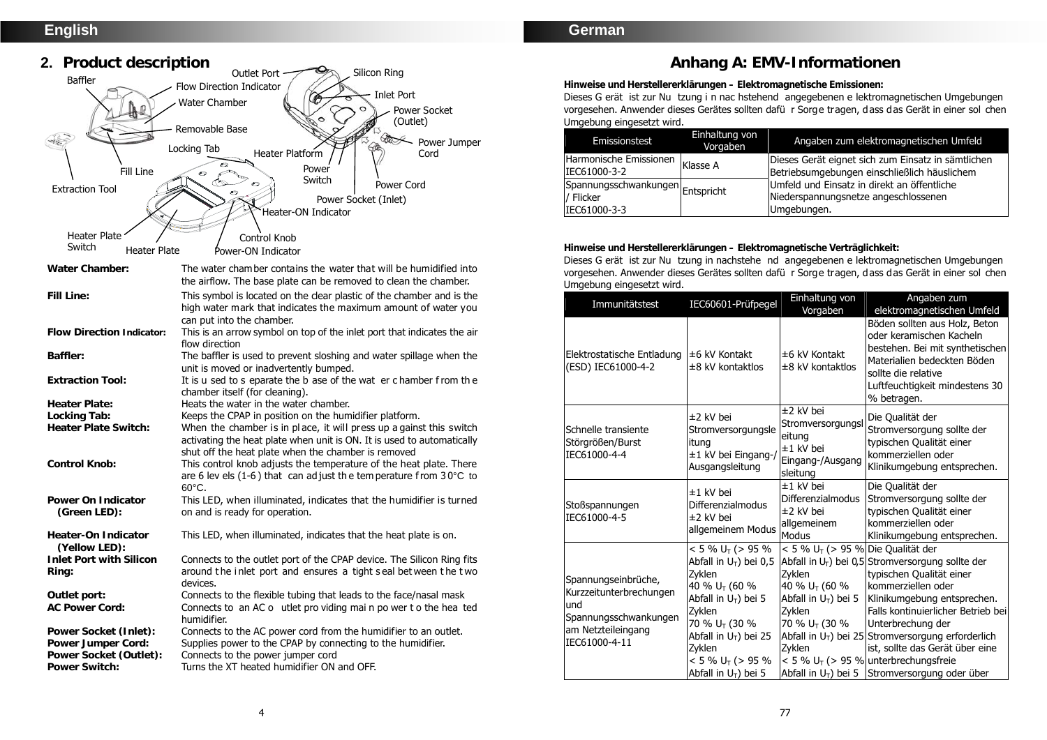## 2. Product description

Baffler, Outlet Port, Silicon Ring, Flow Direction Indicator, Inlet Port, Water Chamber, Power Socket (Outlet), Removable Base, Power Jumper Cord, Locking Tab, Heater Platform, Power Switch, Fill Line, Power Cord, Extraction Tool, Power Socket (Inlet), Heater-ON Indicator, Heater Plate Switch, Control Knob, Heater Plate, Power-ON Indicator

**Water Chamber:** The water chamber contains the water that will be humidified into the airflow. The base plate can be removed to clean the chamber.

**Fill Line:** This symbol is located on the clear plastic of the chamber and is the high water mark that indicates the maximum amount of water you can put into the chamber.

**Flow Direction Indicator:** This is an arrow symbol on top of the inlet port that indicates the air flow direction

**Baffler:** The baffler is used to prevent sloshing and water spillage when the unit is moved or inadvertently bumped.

**Extraction Tool:** It is used to separate the base of the water chamber from the chamber itself (for cleaning).

**Heater Plate:** Heats the water in the water chamber.

**Locking Tab:** Keeps the CPAP in position on the humidifier platform.

**Heater Plate Switch:** When the chamber is in place, it will press up against this switch activating the heat plate when unit is ON. It is used to automatically shut off the heat plate when the chamber is removed

**Control Knob:** This control knob adjusts the temperature of the heat plate. There are 6 levels (1-6) that can adjust the temperature from 30°C to 60°C.

**Power On Indicator (Green LED):** This LED, when illuminated, indicates that the humidifier is turned on and is ready for operation.

**Heater-On Indicator (Yellow LED):** This LED, when illuminated, indicates that the heat plate is on.

**Inlet Port with Silicon Ring:** Connects to the outlet port of the CPAP device. The Silicon Ring fits around the inlet port and ensures a tight seal between the two devices.

**Outlet port:** Connects to the flexible tubing that leads to the face/nasal mask

**AC Power Cord:** Connects to an AC outlet providing main power to the heated humidifier.

**Power Socket (Inlet):** Connects to the AC power cord from the humidifier to an outlet.

**Power Jumper Cord:** Supplies power to the CPAP by connecting to the humidifier.

**Power Socket (Outlet):** Connects to the power jumper cord

**Power Switch:** Turns the XT heated humidifier ON and OFF.

# Anhang A: EMV-Informationen

**Hinweise und Herstellererklärungen – Elektromagnetische Emissionen:**
Dieses Gerät ist zur Nutzung in nachstehend angegebenen elektromagnetischen Umgebungen vorgesehen. Anwender dieses Gerätes sollten dafür Sorge tragen, dass das Gerät in einer solchen Umgebung eingesetzt wird.

| Emissionstest | Einhaltung von Vorgaben | Angaben zum elektromagnetischen Umfeld |
|---|---|---|
| Harmonische Emissionen IEC61000-3-2 | Klasse A | Dieses Gerät eignet sich zum Einsatz in sämtlichen Betriebsumgebungen einschließlich häuslichem Umfeld und Einsatz in direkt an öffentliche Niederspannungsnetze angeschlossenen Umgebungen. |
| Spannungsschwankungen / Flicker IEC61000-3-3 | Entspricht | |

**Hinweise und Herstellererklärungen – Elektromagnetische Verträglichkeit:**
Dieses Gerät ist zur Nutzung in nachstehend angegebenen elektromagnetischen Umgebungen vorgesehen. Anwender dieses Gerätes sollten dafür Sorge tragen, dass das Gerät in einer solchen Umgebung eingesetzt wird.

| Immunitätstest | IEC60601-Prüfpegel | Einhaltung von Vorgaben | Angaben zum elektromagnetischen Umfeld |
|---|---|---|---|
| Elektrostatische Entladung (ESD) IEC61000-4-2 | ±6 kV Kontakt<br>±8 kV kontaktlos | ±6 kV Kontakt<br>±8 kV kontaktlos | Böden sollten aus Holz, Beton oder keramischen Kacheln bestehen. Bei mit synthetischen Materialien bedeckten Böden sollte die relative Luftfeuchtigkeit mindestens 30 % betragen. |
| Schnelle transiente Störgrößen/Burst IEC61000-4-4 | ±2 kV bei Stromversorgungsleitung<br>±1 kV bei Eingang-/Ausgangsleitung | ±2 kV bei Stromversorgungsleitung<br>±1 kV bei Eingang-/Ausgangsleitung | Die Qualität der Stromversorgung sollte der typischen Qualität einer kommerziellen oder Klinikumgebung entsprechen. |
| Stoßspannungen IEC61000-4-5 | ±1 kV bei Differenzialmodus<br>±2 kV bei allgemeinem Modus | ±1 kV bei Differenzialmodus<br>±2 kV bei allgemeinem Modus | Die Qualität der Stromversorgung sollte der typischen Qualität einer kommerziellen oder Klinikumgebung entsprechen. |
| Spannungseinbrüche, Kurzzeitunterbrechungen und Spannungsschwankungen am Netzteileingang IEC61000-4-11 | < 5 % $U_T$ (> 95 % Abfall in $U_T$) bei 0,5 Zyklen<br>40 % $U_T$ (60 % Abfall in $U_T$) bei 5 Zyklen<br>70 % $U_T$ (30 % Abfall in $U_T$) bei 25 Zyklen<br>< 5 % $U_T$ (> 95 % Abfall in $U_T$) bei 5 | < 5 % $U_T$ (> 95 % Abfall in $U_T$) bei 0,5 Zyklen<br>40 % $U_T$ (60 % Abfall in $U_T$) bei 5 Zyklen<br>70 % $U_T$ (30 % Abfall in $U_T$) bei 25 Zyklen<br>< 5 % $U_T$ (> 95 % Abfall in $U_T$) bei 5 | Die Qualität der Stromversorgung sollte der typischen Qualität einer kommerziellen oder Klinikumgebung entsprechen. Falls kontinuierlicher Betrieb bei Unterbrechung der Stromversorgung erforderlich ist, sollte das Gerät über eine unterbrechungsfreie Stromversorgung oder über |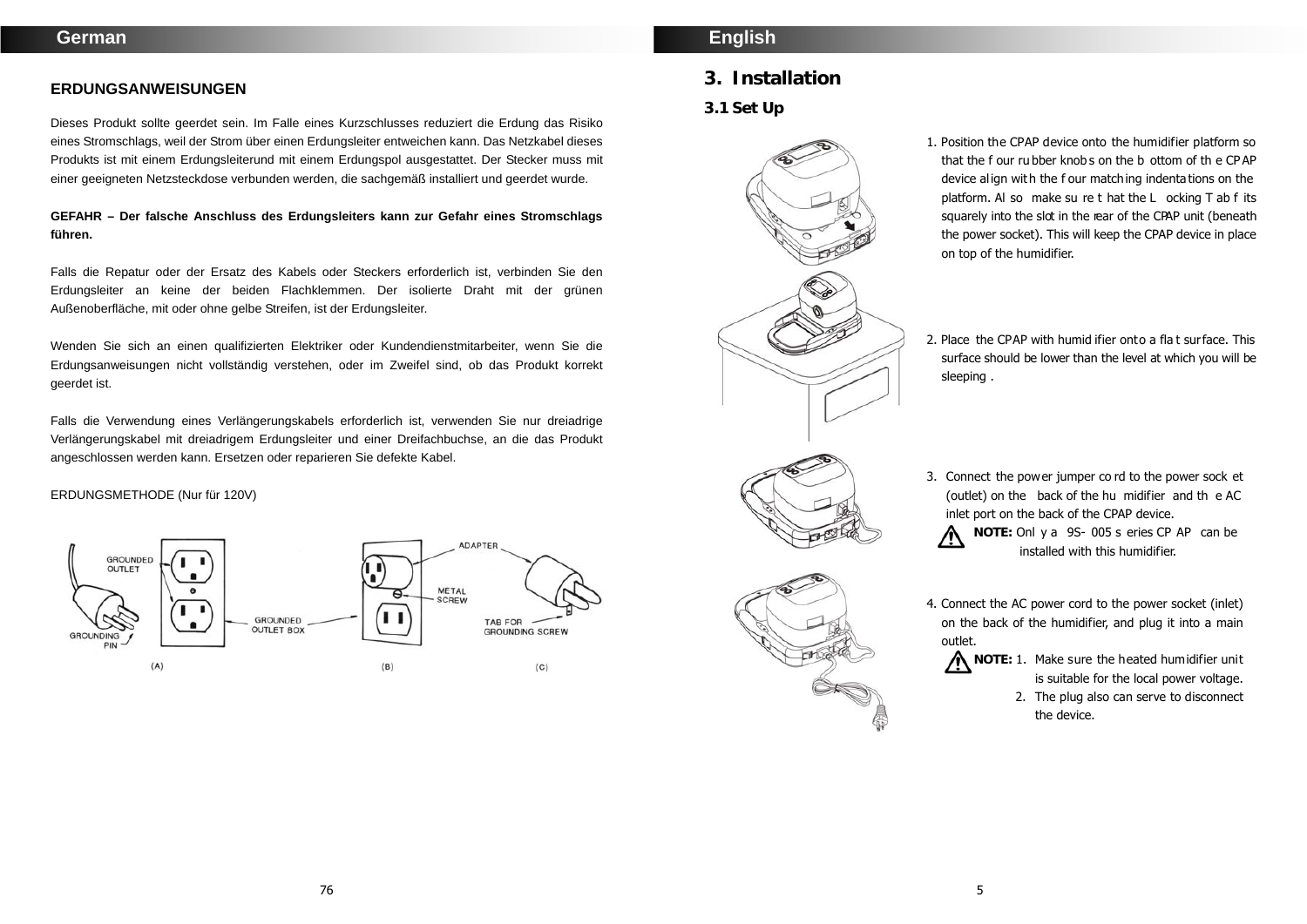## ERDUNGSANWEISUNGEN

Dieses Produkt sollte geerdet sein. Im Falle eines Kurzschlusses reduziert die Erdung das Risiko eines Stromschlags, weil der Strom über einen Erdungsleiter entweichen kann. Das Netzkabel dieses Produkts ist mit einem Erdungsleiterund mit einem Erdungspol ausgestattet. Der Stecker muss mit einer geeigneten Netzsteckdose verbunden werden, die sachgemäß installiert und geerdet wurde.

**GEFAHR – Der falsche Anschluss des Erdungsleiters kann zur Gefahr eines Stromschlags führen.**

Falls die Reparatur oder der Ersatz des Kabels oder Steckers erforderlich ist, verbinden Sie den Erdungsleiter an keine der beiden Flachklemmen. Der isolierte Draht mit der grünen Außenoberfläche, mit oder ohne gelbe Streifen, ist der Erdungsleiter.

Wenden Sie sich an einen qualifizierten Elektriker oder Kundendienstmitarbeiter, wenn Sie die Erdungsanweisungen nicht vollständig verstehen, oder im Zweifel sind, ob das Produkt korrekt geerdet ist.

Falls die Verwendung eines Verlängerungskabels erforderlich ist, verwenden Sie nur dreiadrige Verlängerungskabel mit dreiadrigem Erdungsleiter und einer Dreifachbuchse, an die das Produkt angeschlossen werden kann. Ersetzen oder reparieren Sie defekte Kabel.

ERDUNGSMETHODE (Nur für 120V)

GROUNDED OUTLET, GROUNDING PIN, GROUNDED OUTLET BOX (A) — ADAPTER, METAL SCREW (B) — TAB FOR GROUNDING SCREW (C)

# 3. Installation

## 3.1 Set Up

1. Position the CPAP device onto the humidifier platform so that the four rubber knobs on the bottom of the CPAP device align with the four matching indentations on the platform. Also make sure that the Locking Tab fits squarely into the slot in the rear of the CPAP unit (beneath the power socket). This will keep the CPAP device in place on top of the humidifier.

2. Place the CPAP with humidifier onto a flat surface. This surface should be lower than the level at which you will be sleeping .

3. Connect the power jumper cord to the power sock et (outlet) on the back of the humidifier and the AC inlet port on the back of the CPAP device.

   **NOTE:** Only a 9S- 005 series CPAP can be installed with this humidifier.

4. Connect the AC power cord to the power socket (inlet) on the back of the humidifier, and plug it into a main outlet.

   **NOTE:**
   1. Make sure the heated humidifier unit is suitable for the local power voltage.
   2. The plug also can serve to disconnect the device.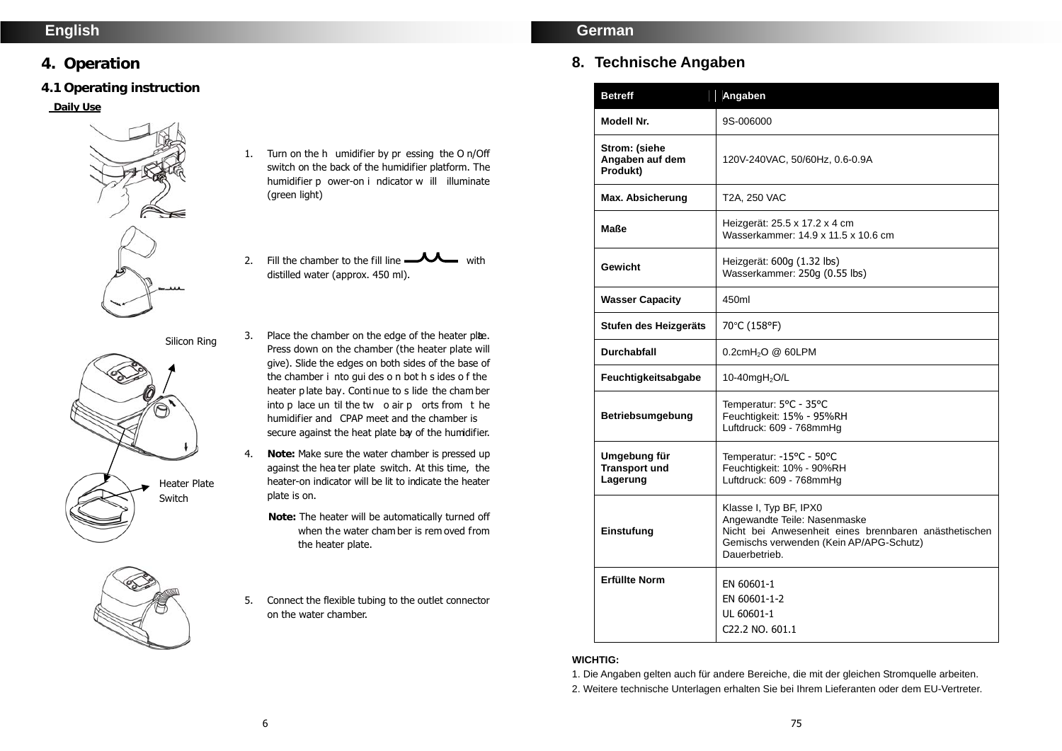English

# 4. Operation

## 4.1 Operating instruction

**Daily Use**

1. Turn on the humidifier by pressing the On/Off switch on the back of the humidifier platform. The humidifier power-on indicator will illuminate (green light)

2. Fill the chamber to the fill line with distilled water (approx. 450 ml).

Silicon Ring

3. Place the chamber on the edge of the heater plate. Press down on the chamber (the heater plate will give). Slide the edges on both sides of the base of the chamber into guides on both sides of the heater plate bay. Continue to slide the chamber into place until the two air ports from the humidifier and CPAP meet and the chamber is secure against the heat plate bay of the humidifier.

4. **Note:** Make sure the water chamber is pressed up against the heater plate switch. At this time, the heater-on indicator will be lit to indicate the heater plate is on.

   **Note:** The heater will be automatically turned off when the water chamber is removed from the heater plate.

Heater Plate Switch

5. Connect the flexible tubing to the outlet connector on the water chamber.

German

# 8. Technische Angaben

| Betreff | Angaben |
|---|---|
| Modell Nr. | 9S-006000 |
| Strom: (siehe Angaben auf dem Produkt) | 120V-240VAC, 50/60Hz, 0.6-0.9A |
| Max. Absicherung | T2A, 250 VAC |
| Maße | Heizgerät: 25.5 x 17.2 x 4 cm<br>Wasserkammer: 14.9 x 11.5 x 10.6 cm |
| Gewicht | Heizgerät: 600g (1.32 lbs)<br>Wasserkammer: 250g (0.55 lbs) |
| Wasser Capacity | 450ml |
| Stufen des Heizgeräts | 70°C (158°F) |
| Durchabfall | 0.2cm$H_2O$ @ 60LPM |
| Feuchtigkeitsabgabe | 10-40mg$H_2O$/L |
| Betriebsumgebung | Temperatur: 5°C - 35°C<br>Feuchtigkeit: 15% - 95%RH<br>Luftdruck: 609 - 768mmHg |
| Umgebung für Transport und Lagerung | Temperatur: -15°C - 50°C<br>Feuchtigkeit: 10% - 90%RH<br>Luftdruck: 609 - 768mmHg |
| Einstufung | Klasse I, Typ BF, IPX0<br>Angewandte Teile: Nasenmaske<br>Nicht bei Anwesenheit eines brennbaren anästhetischen Gemischs verwenden (Kein AP/APG-Schutz)<br>Dauerbetrieb. |
| Erfüllte Norm | EN 60601-1<br>EN 60601-1-2<br>UL 60601-1<br>C22.2 NO. 601.1 |

**WICHTIG:**

1. Die Angaben gelten auch für andere Bereiche, die mit der gleichen Stromquelle arbeiten.
2. Weitere technische Unterlagen erhalten Sie bei Ihrem Lieferanten oder dem EU-Vertreter.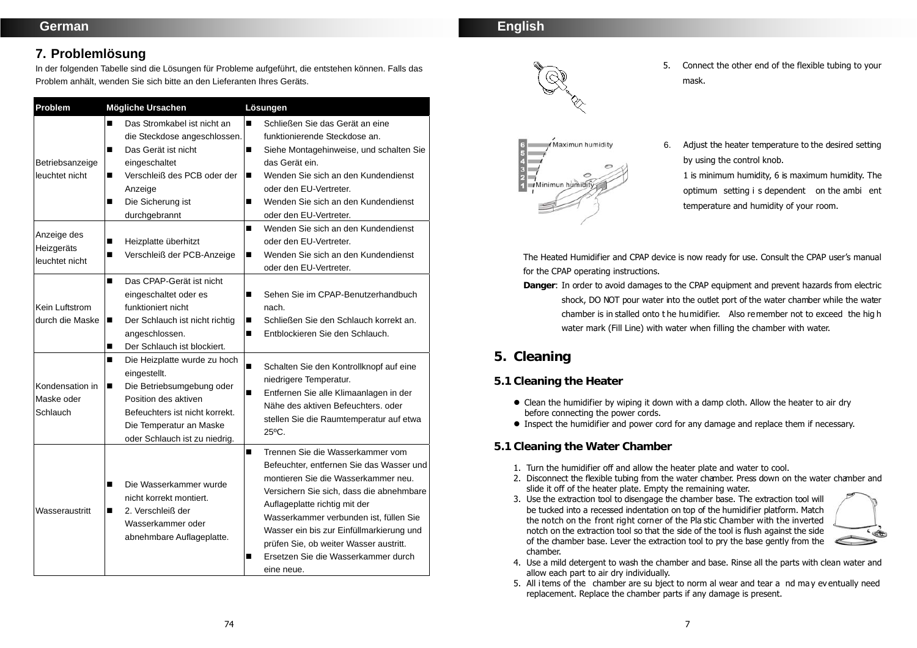## German

## 7. Problemlösung

In der folgenden Tabelle sind die Lösungen für Probleme aufgeführt, die entstehen können. Falls das Problem anhält, wenden Sie sich bitte an den Lieferanten Ihres Geräts.

| Problem | Mögliche Ursachen | Lösungen |
|---|---|---|
| Betriebsanzeige leuchtet nicht | ■ Das Stromkabel ist nicht an die Steckdose angeschlossen.<br>■ Das Gerät ist nicht eingeschaltet<br>■ Verschleiß des PCB oder der Anzeige<br>■ Die Sicherung ist durchgebrannt | ■ Schließen Sie das Gerät an eine funktionierende Steckdose an.<br>■ Siehe Montagehinweise, und schalten Sie das Gerät ein.<br>■ Wenden Sie sich an den Kundendienst oder den EU-Vertreter.<br>■ Wenden Sie sich an den Kundendienst oder den EU-Vertreter. |
| Anzeige des Heizgeräts leuchtet nicht | ■ Heizplatte überhitzt<br>■ Verschleiß der PCB-Anzeige | ■ Wenden Sie sich an den Kundendienst oder den EU-Vertreter.<br>■ Wenden Sie sich an den Kundendienst oder den EU-Vertreter. |
| Kein Luftstrom durch die Maske | ■ Das CPAP-Gerät ist nicht eingeschaltet oder es funktioniert nicht<br>■ Der Schlauch ist nicht richtig angeschlossen.<br>■ Der Schlauch ist blockiert. | ■ Sehen Sie im CPAP-Benutzerhandbuch nach.<br>■ Schließen Sie den Schlauch korrekt an.<br>■ Entblockieren Sie den Schlauch. |
| Kondensation in Maske oder Schlauch | ■ Die Heizplatte wurde zu hoch eingestellt.<br>■ Die Betriebsumgebung oder Position des aktiven Befeuchters ist nicht korrekt. Die Temperatur an Maske oder Schlauch ist zu niedrig. | ■ Schalten Sie den Kontrollknopf auf eine niedrigere Temperatur.<br>■ Entfernen Sie alle Klimaanlagen in der Nähe des aktiven Befeuchters. oder stellen Sie die Raumtemperatur auf etwa 25ºC. |
| Wasseraustritt | ■ Die Wasserkammer wurde nicht korrekt montiert.<br>■ 2. Verschleiß der Wasserkammer oder abnehmbare Auflageplatte. | ■ Trennen Sie die Wasserkammer vom Befeuchter, entfernen Sie das Wasser und montieren Sie die Wasserkammer neu. Versichern Sie sich, dass die abnehmbare Auflageplatte richtig mit der Wasserkammer verbunden ist, füllen Sie Wasser ein bis zur Einfüllmarkierung und prüfen Sie, ob weiter Wasser austritt.<br>■ Ersetzen Sie die Wasserkammer durch eine neue. |

## English

5. Connect the other end of the flexible tubing to your mask.

6. Adjust the heater temperature to the desired setting by using the control knob.
   1 is minimum humidity, 6 is maximum humidity. The optimum setting is dependent on the ambient temperature and humidity of your room.

Maximun humidity

Minimun humidity

The Heated Humidifier and CPAP device is now ready for use. Consult the CPAP user's manual for the CPAP operating instructions.

**Danger**: In order to avoid damages to the CPAP equipment and prevent hazards from electric shock, DO NOT pour water into the outlet port of the water chamber while the water chamber is installed onto the humidifier. Also remember not to exceed the high water mark (Fill Line) with water when filling the chamber with water.

## 5. Cleaning

### 5.1 Cleaning the Heater

- Clean the humidifier by wiping it down with a damp cloth. Allow the heater to air dry before connecting the power cords.
- Inspect the humidifier and power cord for any damage and replace them if necessary.

### 5.1 Cleaning the Water Chamber

1. Turn the humidifier off and allow the heater plate and water to cool.
2. Disconnect the flexible tubing from the water chamber. Press down on the water chamber and slide it off of the heater plate. Empty the remaining water.
3. Use the extraction tool to disengage the chamber base. The extraction tool will be tucked into a recessed indentation on top of the humidifier platform. Match the notch on the front right corner of the Plastic Chamber with the inverted notch on the extraction tool so that the side of the tool is flush against the side of the chamber base. Lever the extraction tool to pry the base gently from the chamber.
4. Use a mild detergent to wash the chamber and base. Rinse all the parts with clean water and allow each part to air dry individually.
5. All items of the chamber are subject to normal wear and tear and may eventually need replacement. Replace the chamber parts if any damage is present.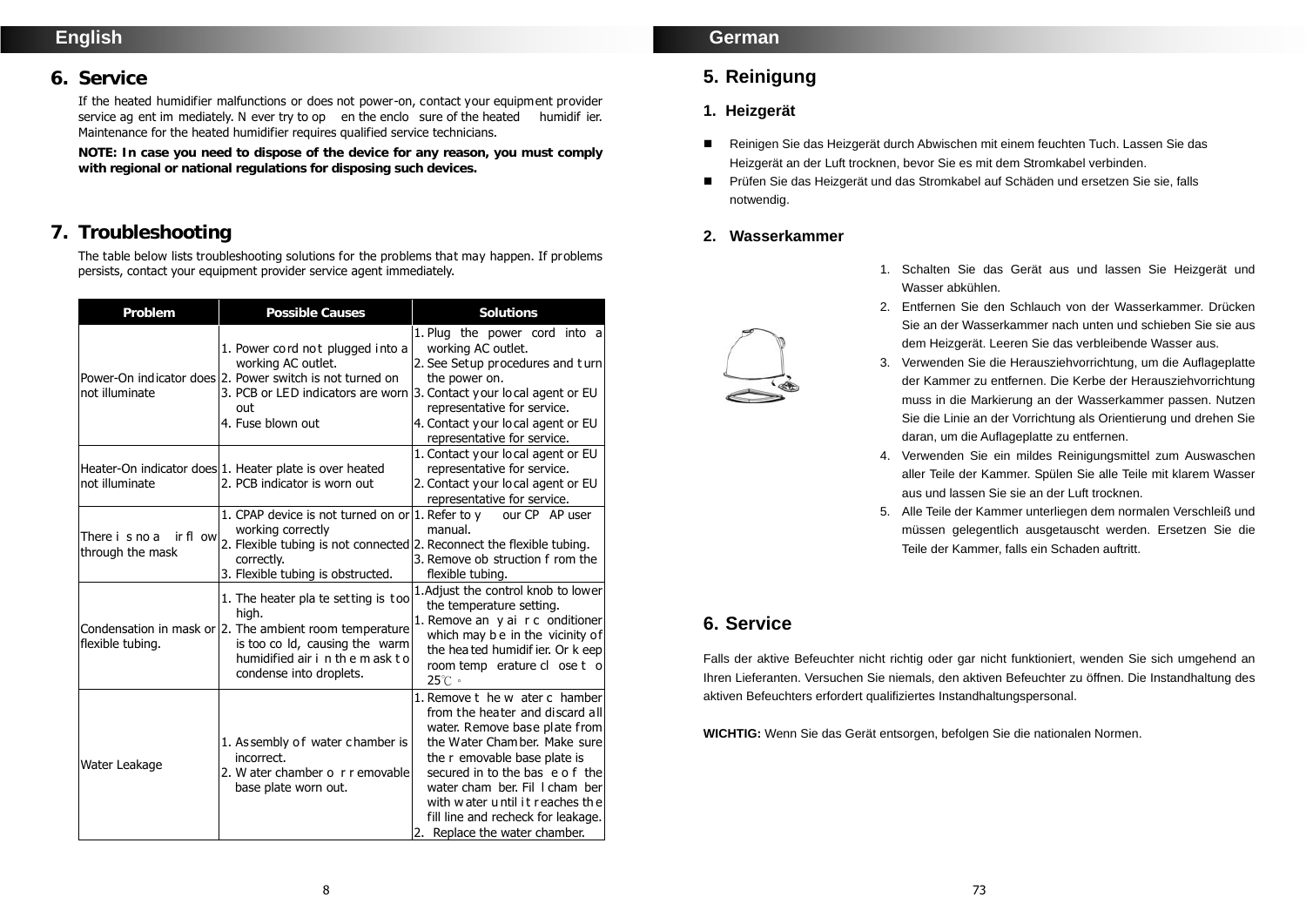English

## 6. Service

If the heated humidifier malfunctions or does not power-on, contact your equipment provider service agent immediately. Never try to open the enclosure of the heated humidifier. Maintenance for the heated humidifier requires qualified service technicians.

**NOTE: In case you need to dispose of the device for any reason, you must comply with regional or national regulations for disposing such devices.**

## 7. Troubleshooting

The table below lists troubleshooting solutions for the problems that may happen. If problems persists, contact your equipment provider service agent immediately.

| Problem | Possible Causes | Solutions |
|---|---|---|
| Power-On indicator does not illuminate | 1. Power cord not plugged into a working AC outlet.<br>2. Power switch is not turned on<br>3. PCB or LED indicators are worn out<br>4. Fuse blown out | 1. Plug the power cord into a working AC outlet.<br>2. See Setup procedures and turn the power on.<br>3. Contact your local agent or EU representative for service.<br>4. Contact your local agent or EU representative for service. |
| Heater-On indicator does not illuminate | 1. Heater plate is over heated<br>2. PCB indicator is worn out | 1. Contact your local agent or EU representative for service.<br>2. Contact your local agent or EU representative for service. |
| There is no air flow through the mask | 1. CPAP device is not turned on or working correctly<br>2. Flexible tubing is not connected correctly.<br>3. Flexible tubing is obstructed. | 1. Refer to your CPAP user manual.<br>2. Reconnect the flexible tubing.<br>3. Remove obstruction from the flexible tubing. |
| Condensation in mask or flexible tubing. | 1. The heater plate setting is too high.<br>2. The ambient room temperature is too cold, causing the warm humidified air in the mask to condense into droplets. | 1.Adjust the control knob to lower the temperature setting.<br>1. Remove any air conditioner which may be in the vicinity of the heated humidifier. Or keep room temperature close to 25℃。 |
| Water Leakage | 1. Assembly of water chamber is incorrect.<br>2. Water chamber or removable base plate worn out. | 1. Remove the water chamber from the heater and discard all water. Remove base plate from the Water Chamber. Make sure the removable base plate is secured in to the base of the water chamber. Fill chamber with water until it reaches the fill line and recheck for leakage.<br>2. Replace the water chamber. |

German

## 5. Reinigung

### 1. Heizgerät

- Reinigen Sie das Heizgerät durch Abwischen mit einem feuchten Tuch. Lassen Sie das Heizgerät an der Luft trocknen, bevor Sie es mit dem Stromkabel verbinden.
- Prüfen Sie das Heizgerät und das Stromkabel auf Schäden und ersetzen Sie sie, falls notwendig.

### 2. Wasserkammer

1. Schalten Sie das Gerät aus und lassen Sie Heizgerät und Wasser abkühlen.
2. Entfernen Sie den Schlauch von der Wasserkammer. Drücken Sie an der Wasserkammer nach unten und schieben Sie sie aus dem Heizgerät. Leeren Sie das verbleibende Wasser aus.
3. Verwenden Sie die Herausziehvorrichtung, um die Auflageplatte der Kammer zu entfernen. Die Kerbe der Herausziehvorrichtung muss in die Markierung an der Wasserkammer passen. Nutzen Sie die Linie an der Vorrichtung als Orientierung und drehen Sie daran, um die Auflageplatte zu entfernen.
4. Verwenden Sie ein mildes Reinigungsmittel zum Auswaschen aller Teile der Kammer. Spülen Sie alle Teile mit klarem Wasser aus und lassen Sie sie an der Luft trocknen.
5. Alle Teile der Kammer unterliegen dem normalen Verschleiß und müssen gelegentlich ausgetauscht werden. Ersetzen Sie die Teile der Kammer, falls ein Schaden auftritt.

## 6. Service

Falls der aktive Befeuchter nicht richtig oder gar nicht funktioniert, wenden Sie sich umgehend an Ihren Lieferanten. Versuchen Sie niemals, den aktiven Befeuchter zu öffnen. Die Instandhaltung des aktiven Befeuchters erfordert qualifiziertes Instandhaltungspersonal.

**WICHTIG:** Wenn Sie das Gerät entsorgen, befolgen Sie die nationalen Normen.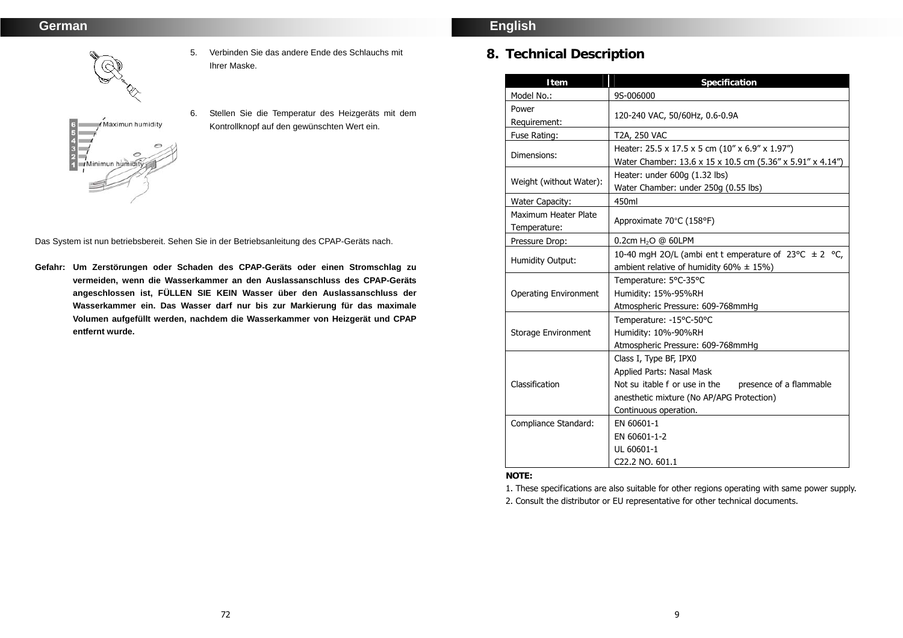## German

5. Verbinden Sie das andere Ende des Schlauchs mit Ihrer Maske.

6. Stellen Sie die Temperatur des Heizgeräts mit dem Kontrollknopf auf den gewünschten Wert ein.

Maximun humidity

Minimun humidity

Das System ist nun betriebsbereit. Sehen Sie in der Betriebsanleitung des CPAP-Geräts nach.

**Gefahr: Um Zerstörungen oder Schaden des CPAP-Geräts oder einen Stromschlag zu vermeiden, wenn die Wasserkammer an den Auslassanschluss des CPAP-Geräts angeschlossen ist, FÜLLEN SIE KEIN Wasser über den Auslassanschluss der Wasserkammer ein. Das Wasser darf nur bis zur Markierung für das maximale Volumen aufgefüllt werden, nachdem die Wasserkammer von Heizgerät und CPAP entfernt wurde.**

## English

# 8. Technical Description

| Item | Specification |
|---|---|
| Model No.: | 9S-006000 |
| Power Requirement: | 120-240 VAC, 50/60Hz, 0.6-0.9A |
| Fuse Rating: | T2A, 250 VAC |
| Dimensions: | Heater: 25.5 x 17.5 x 5 cm (10” x 6.9” x 1.97”)<br>Water Chamber: 13.6 x 15 x 10.5 cm (5.36” x 5.91” x 4.14”) |
| Weight (without Water): | Heater: under 600g (1.32 lbs)<br>Water Chamber: under 250g (0.55 lbs) |
| Water Capacity: | 450ml |
| Maximum Heater Plate Temperature: | Approximate 70°C (158°F) |
| Pressure Drop: | 0.2cm $H_2O$ @ 60LPM |
| Humidity Output: | 10-40 mgH 2O/L (ambient temperature of 23°C ± 2 °C, ambient relative of humidity 60% ± 15%) |
| Operating Environment | Temperature: 5°C-35°C<br>Humidity: 15%-95%RH<br>Atmospheric Pressure: 609-768mmHg |
| Storage Environment | Temperature: -15°C-50°C<br>Humidity: 10%-90%RH<br>Atmospheric Pressure: 609-768mmHg |
| Classification | Class I, Type BF, IPX0<br>Applied Parts: Nasal Mask<br>Not suitable for use in the presence of a flammable anesthetic mixture (No AP/APG Protection)<br>Continuous operation. |
| Compliance Standard: | EN 60601-1<br>EN 60601-1-2<br>UL 60601-1<br>C22.2 NO. 601.1 |

**NOTE:**

1. These specifications are also suitable for other regions operating with same power supply.
2. Consult the distributor or EU representative for other technical documents.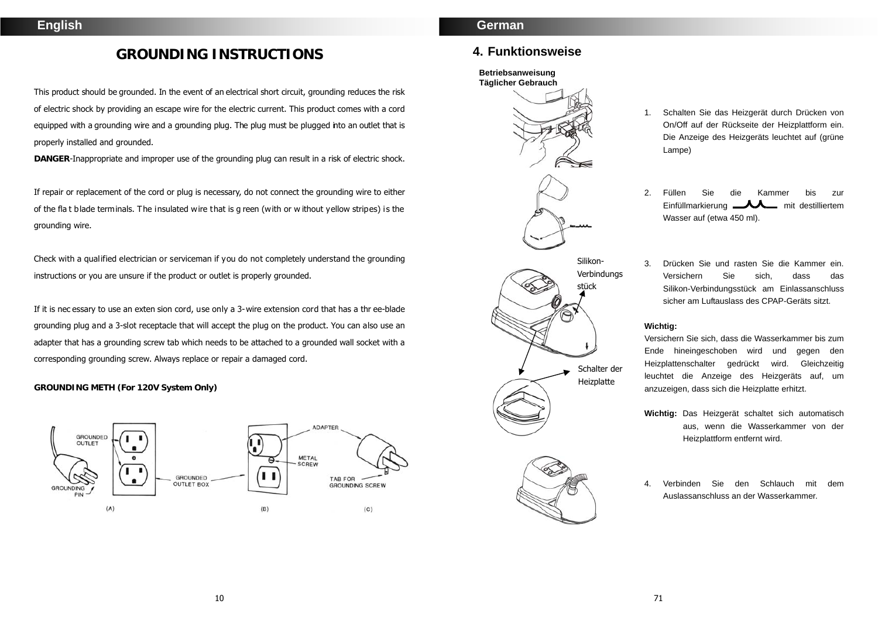English

# GROUNDING INSTRUCTIONS

This product should be grounded. In the event of an electrical short circuit, grounding reduces the risk of electric shock by providing an escape wire for the electric current. This product comes with a cord equipped with a grounding wire and a grounding plug. The plug must be plugged into an outlet that is properly installed and grounded.

**DANGER**-Inappropriate and improper use of the grounding plug can result in a risk of electric shock.

If repair or replacement of the cord or plug is necessary, do not connect the grounding wire to either of the flat blade terminals. The insulated wire that is green (with or without yellow stripes) is the grounding wire.

Check with a qualified electrician or serviceman if you do not completely understand the grounding instructions or you are unsure if the product or outlet is properly grounded.

If it is necessary to use an extension cord, use only a 3-wire extension cord that has a three-blade grounding plug and a 3-slot receptacle that will accept the plug on the product. You can also use an adapter that has a grounding screw tab which needs to be attached to a grounded wall socket with a corresponding grounding screw. Always replace or repair a damaged cord.

**GROUNDING METH (For 120V System Only)**

GROUNDED OUTLET, GROUNDING PIN, GROUNDED OUTLET BOX, ADAPTER, METAL SCREW, TAB FOR GROUNDING SCREW

(A) (B) (C)

German

## 4. Funktionsweise

**Betriebsanweisung**
**Täglicher Gebrauch**

1. Schalten Sie das Heizgerät durch Drücken von On/Off auf der Rückseite der Heizplattform ein. Die Anzeige des Heizgeräts leuchtet auf (grüne Lampe)

2. Füllen Sie die Kammer bis zur Einfüllmarkierung mit destilliertem Wasser auf (etwa 450 ml).

Silikon-Verbindungsstück

Schalter der Heizplatte

3. Drücken Sie und rasten Sie die Kammer ein. Versichern Sie sich, dass das Silikon-Verbindungsstück am Einlassanschluss sicher am Luftauslass des CPAP-Geräts sitzt.

**Wichtig:**
Versichern Sie sich, dass die Wasserkammer bis zum Ende hineingeschoben wird und gegen den Heizplattenschalter gedrückt wird. Gleichzeitig leuchtet die Anzeige des Heizgeräts auf, um anzuzeigen, dass sich die Heizplatte erhitzt.

**Wichtig:** Das Heizgerät schaltet sich automatisch aus, wenn die Wasserkammer von der Heizplattform entfernt wird.

4. Verbinden Sie den Schlauch mit dem Auslassanschluss an der Wasserkammer.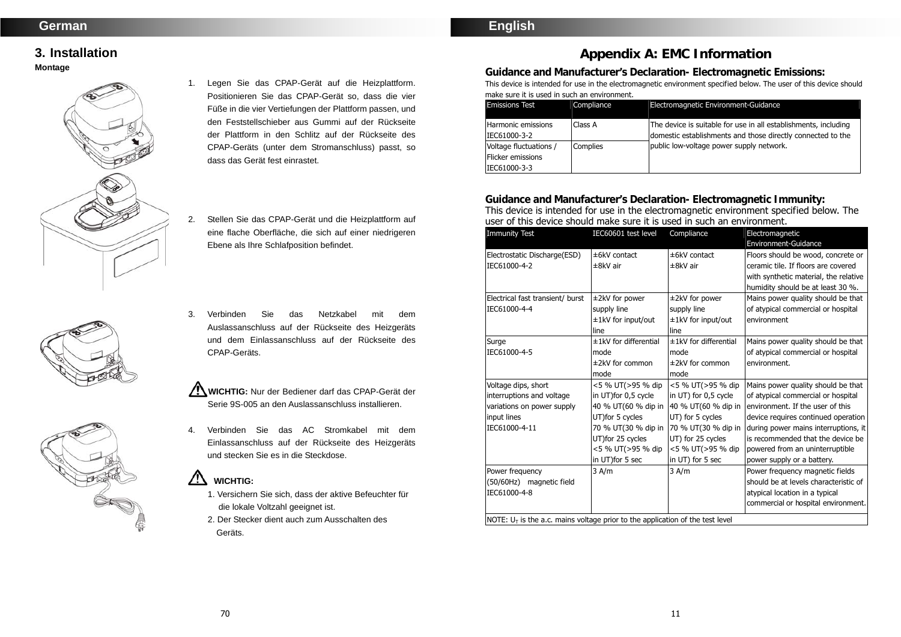German

## 3. Installation

**Montage**

1. Legen Sie das CPAP-Gerät auf die Heizplattform. Positionieren Sie das CPAP-Gerät so, dass die vier Füße in die vier Vertiefungen der Plattform passen, und den Feststellschieber aus Gummi auf der Rückseite der Plattform in den Schlitz auf der Rückseite des CPAP-Geräts (unter dem Stromanschluss) passt, so dass das Gerät fest einrastet.

2. Stellen Sie das CPAP-Gerät und die Heizplattform auf eine flache Oberfläche, die sich auf einer niedrigeren Ebene als Ihre Schlafposition befindet.

3. Verbinden Sie das Netzkabel mit dem Auslassanschluss auf der Rückseite des Heizgeräts und dem Einlassanschluss auf der Rückseite des CPAP-Geräts.

⚠ **WICHTIG:** Nur der Bediener darf das CPAP-Gerät der Serie 9S-005 an den Auslassanschluss installieren.

4. Verbinden Sie das AC Stromkabel mit dem Einlassanschluss auf der Rückseite des Heizgeräts und stecken Sie es in die Steckdose.

⚠ **WICHTIG:**

1. Versichern Sie sich, dass der aktive Befeuchter für die lokale Voltzahl geeignet ist.
2. Der Stecker dient auch zum Ausschalten des Geräts.

English

# Appendix A: EMC Information

### Guidance and Manufacturer's Declaration- Electromagnetic Emissions:

This device is intended for use in the electromagnetic environment specified below. The user of this device should make sure it is used in such an environment.

| Emissions Test | Compliance | Electromagnetic Environment-Guidance |
|---|---|---|
| Harmonic emissions IEC61000-3-2 | Class A | The device is suitable for use in all establishments, including domestic establishments and those directly connected to the public low-voltage power supply network. |
| Voltage fluctuations / Flicker emissions IEC61000-3-3 | Complies | |

### Guidance and Manufacturer's Declaration- Electromagnetic Immunity:

This device is intended for use in the electromagnetic environment specified below. The user of this device should make sure it is used in such an environment.

| Immunity Test | IEC60601 test level | Compliance | Electromagnetic Environment-Guidance |
|---|---|---|---|
| Electrostatic Discharge(ESD) IEC61000-4-2 | ±6kV contact<br>±8kV air | ±6kV contact<br>±8kV air | Floors should be wood, concrete or ceramic tile. If floors are covered with synthetic material, the relative humidity should be at least 30 %. |
| Electrical fast transient/ burst IEC61000-4-4 | ±2kV for power supply line<br>±1kV for input/out line | ±2kV for power supply line<br>±1kV for input/out line | Mains power quality should be that of atypical commercial or hospital environment |
| Surge IEC61000-4-5 | ±1kV for differential mode<br>±2kV for common mode | ±1kV for differential mode<br>±2kV for common mode | Mains power quality should be that of atypical commercial or hospital environment. |
| Voltage dips, short interruptions and voltage variations on power supply input lines IEC61000-4-11 | <5 % UT(>95 % dip in UT)for 0,5 cycle<br>40 % UT(60 % dip in UT)for 5 cycles<br>70 % UT(30 % dip in UT)for 25 cycles<br><5 % UT(>95 % dip in UT)for 5 sec | <5 % UT(>95 % dip in UT) for 0,5 cycle<br>40 % UT(60 % dip in UT) for 5 cycles<br>70 % UT(30 % dip in UT) for 25 cycles<br><5 % UT(>95 % dip in UT) for 5 sec | Mains power quality should be that of atypical commercial or hospital environment. If the user of this device requires continued operation during power mains interruptions, it is recommended that the device be powered from an uninterruptible power supply or a battery. |
| Power frequency (50/60Hz) magnetic field IEC61000-4-8 | 3 A/m | 3 A/m | Power frequency magnetic fields should be at levels characteristic of atypical location in a typical commercial or hospital environment. |

NOTE: $U_T$ is the a.c. mains voltage prior to the application of the test level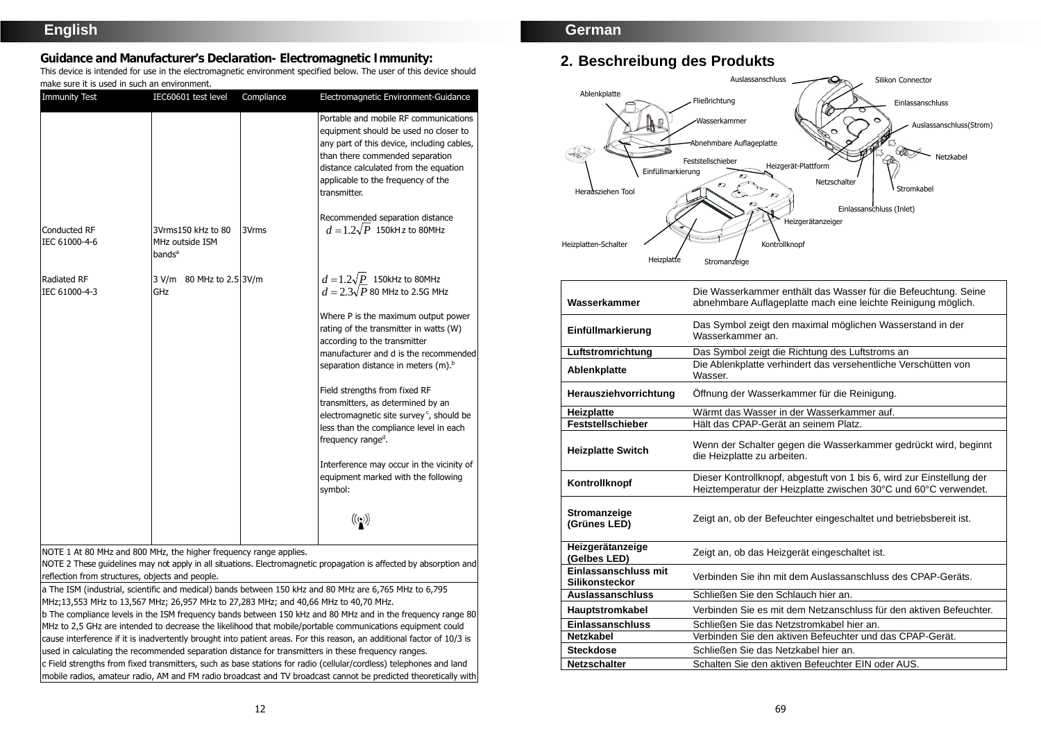## English

### Guidance and Manufacturer's Declaration- Electromagnetic Immunity:

This device is intended for use in the electromagnetic environment specified below. The user of this device should make sure it is used in such an environment.

| Immunity Test | IEC60601 test level | Compliance | Electromagnetic Environment-Guidance |
|---|---|---|---|
| | | | Portable and mobile RF communications equipment should be used no closer to any part of this device, including cables, than there commended separation distance calculated from the equation applicable to the frequency of the transmitter.<br><br>Recommended separation distance |
| Conducted RF<br>IEC 61000-4-6 | 3Vrms150 kHz to 80 MHz outside ISM bands[a] | 3Vrms | $d = 1.2\sqrt{P}$ 150kHz to 80MHz |
| Radiated RF<br>IEC 61000-4-3 | 3 V/m 80 MHz to 2.5 GHz | 3V/m | $d = 1.2\sqrt{P}$ 150kHz to 80MHz<br>$d = 2.3\sqrt{P}$ 80 MHz to 2.5G MHz<br><br>Where P is the maximum output power rating of the transmitter in watts (W) according to the transmitter manufacturer and d is the recommended separation distance in meters (m).[b]<br><br>Field strengths from fixed RF transmitters, as determined by an electromagnetic site survey[c], should be less than the compliance level in each frequency range[d].<br><br>Interference may occur in the vicinity of equipment marked with the following symbol: |

NOTE 1 At 80 MHz and 800 MHz, the higher frequency range applies.
NOTE 2 These guidelines may not apply in all situations. Electromagnetic propagation is affected by absorption and reflection from structures, objects and people.

a The ISM (industrial, scientific and medical) bands between 150 kHz and 80 MHz are 6,765 MHz to 6,795 MHz;13,553 MHz to 13,567 MHz; 26,957 MHz to 27,283 MHz; and 40,66 MHz to 40,70 MHz.
b The compliance levels in the ISM frequency bands between 150 kHz and 80 MHz and in the frequency range 80 MHz to 2,5 GHz are intended to decrease the likelihood that mobile/portable communications equipment could cause interference if it is inadvertently brought into patient areas. For this reason, an additional factor of 10/3 is used in calculating the recommended separation distance for transmitters in these frequency ranges.
c Field strengths from fixed transmitters, such as base stations for radio (cellular/cordless) telephones and land mobile radios, amateur radio, AM and FM radio broadcast and TV broadcast cannot be predicted theoretically with

## German

## 2. Beschreibung des Produkts

Auslassanschluss, Silikon Connector, Ablenkplatte, Fließrichtung, Einlassanschluss, Wasserkammer, Auslassanschluss(Strom), Abnehmbare Auflageplatte, Netzkabel, Feststellschieber, Heizgerät-Plattform, Einfüllmarkierung, Netzschalter, Stromkabel, Herausziehen Tool, Einlassanschluss (Inlet), Heizgerätanzeiger, Heizplatten-Schalter, Kontrollknopf, Heizplatte, Stromanzeige

| | |
|---|---|
| **Wasserkammer** | Die Wasserkammer enthält das Wasser für die Befeuchtung. Seine abnehmbare Auflageplatte mach eine leichte Reinigung möglich. |
| **Einfüllmarkierung** | Das Symbol zeigt den maximal möglichen Wasserstand in der Wasserkammer an. |
| **Luftstromrichtung** | Das Symbol zeigt die Richtung des Luftstroms an |
| **Ablenkplatte** | Die Ablenkplatte verhindert das versehentliche Verschütten von Wasser. |
| **Herausziehvorrichtung** | Öffnung der Wasserkammer für die Reinigung. |
| **Heizplatte** | Wärmt das Wasser in der Wasserkammer auf. |
| **Feststellschieber** | Hält das CPAP-Gerät an seinem Platz. |
| **Heizplatte Switch** | Wenn der Schalter gegen die Wasserkammer gedrückt wird, beginnt die Heizplatte zu arbeiten. |
| **Kontrollknopf** | Dieser Kontrollknopf, abgestuft von 1 bis 6, wird zur Einstellung der Heiztemperatur der Heizplatte zwischen 30°C und 60°C verwendet. |
| **Stromanzeige (Grünes LED)** | Zeigt an, ob der Befeuchter eingeschaltet und betriebsbereit ist. |
| **Heizgerätanzeige (Gelbes LED)** | Zeigt an, ob das Heizgerät eingeschaltet ist. |
| **Einlassanschluss mit Silikonsteckor** | Verbinden Sie ihn mit dem Auslassanschluss des CPAP-Geräts. |
| **Auslassanschluss** | Schließen Sie den Schlauch hier an. |
| **Hauptstromkabel** | Verbinden Sie es mit dem Netzanschluss für den aktiven Befeuchter. |
| **Einlassanschluss** | Schließen Sie das Netzstromkabel hier an. |
| **Netzkabel** | Verbinden Sie den aktiven Befeuchter und das CPAP-Gerät. |
| **Steckdose** | Schließen Sie das Netzkabel hier an. |
| **Netzschalter** | Schalten Sie den aktiven Befeuchter EIN oder AUS. |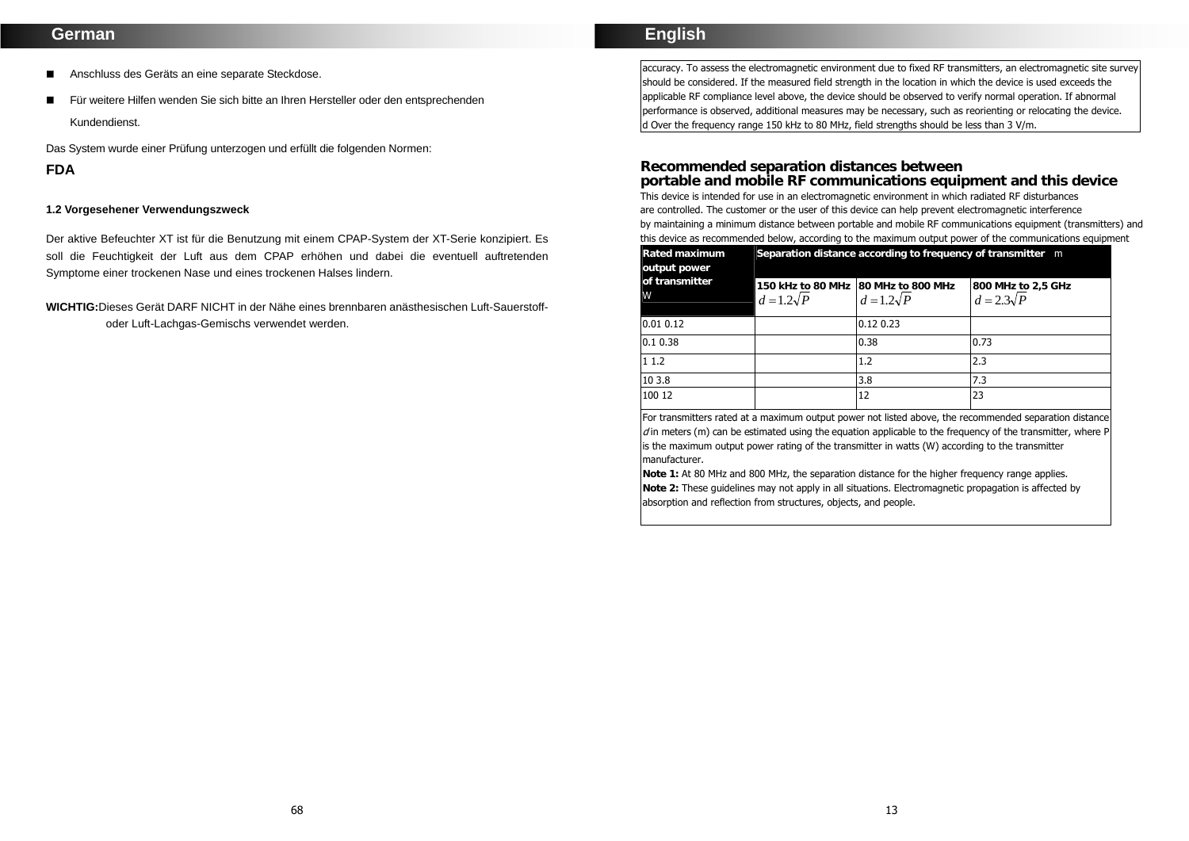## German

- Anschluss des Geräts an eine separate Steckdose.
- Für weitere Hilfen wenden Sie sich bitte an Ihren Hersteller oder den entsprechenden Kundendienst.

Das System wurde einer Prüfung unterzogen und erfüllt die folgenden Normen:

**FDA**

#### 1.2 Vorgesehener Verwendungszweck

Der aktive Befeuchter XT ist für die Benutzung mit einem CPAP-System der XT-Serie konzipiert. Es soll die Feuchtigkeit der Luft aus dem CPAP erhöhen und dabei die eventuell auftretenden Symptome einer trockenen Nase und eines trockenen Halses lindern.

**WICHTIG:** Dieses Gerät DARF NICHT in der Nähe eines brennbaren anästhesischen Luft-Sauerstoff- oder Luft-Lachgas-Gemischs verwendet werden.

## English

accuracy. To assess the electromagnetic environment due to fixed RF transmitters, an electromagnetic site survey should be considered. If the measured field strength in the location in which the device is used exceeds the applicable RF compliance level above, the device should be observed to verify normal operation. If abnormal performance is observed, additional measures may be necessary, such as reorienting or relocating the device.
d Over the frequency range 150 kHz to 80 MHz, field strengths should be less than 3 V/m.

### Recommended separation distances between portable and mobile RF communications equipment and this device

This device is intended for use in an electromagnetic environment in which radiated RF disturbances are controlled. The customer or the user of this device can help prevent electromagnetic interference by maintaining a minimum distance between portable and mobile RF communications equipment (transmitters) and this device as recommended below, according to the maximum output power of the communications equipment

| Rated maximum output power of transmitter W | Separation distance according to frequency of transmitter m | | |
|---|---|---|---|
| | 150 kHz to 80 MHz $d = 1.2\sqrt{P}$ | 80 MHz to 800 MHz $d = 1.2\sqrt{P}$ | 800 MHz to 2,5 GHz $d = 2.3\sqrt{P}$ |
| 0.01 0.12 | | 0.12 0.23 | |
| 0.1 0.38 | | 0.38 | 0.73 |
| 1 1.2 | | 1.2 | 2.3 |
| 10 3.8 | | 3.8 | 7.3 |
| 100 12 | | 12 | 23 |

For transmitters rated at a maximum output power not listed above, the recommended separation distance *d* in meters (m) can be estimated using the equation applicable to the frequency of the transmitter, where P is the maximum output power rating of the transmitter in watts (W) according to the transmitter manufacturer.

**Note 1:** At 80 MHz and 800 MHz, the separation distance for the higher frequency range applies.

**Note 2:** These guidelines may not apply in all situations. Electromagnetic propagation is affected by absorption and reflection from structures, objects, and people.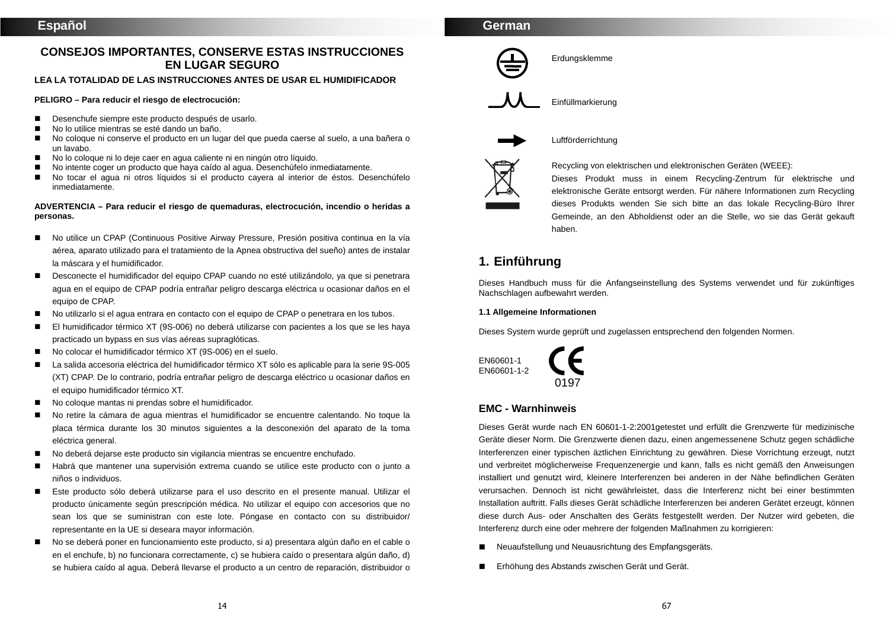## Español

### CONSEJOS IMPORTANTES, CONSERVE ESTAS INSTRUCCIONES EN LUGAR SEGURO

**LEA LA TOTALIDAD DE LAS INSTRUCCIONES ANTES DE USAR EL HUMIDIFICADOR**

**PELIGRO – Para reducir el riesgo de electrocución:**

- Desenchufe siempre este producto después de usarlo.
- No lo utilice mientras se esté dando un baño.
- No coloque ni conserve el producto en un lugar del que pueda caerse al suelo, a una bañera o un lavabo.
- No lo coloque ni lo deje caer en agua caliente ni en ningún otro líquido.
- No intente coger un producto que haya caído al agua. Desenchúfelo inmediatamente.
- No tocar el agua ni otros líquidos si el producto cayera al interior de éstos. Desenchúfelo inmediatamente.

**ADVERTENCIA – Para reducir el riesgo de quemaduras, electrocución, incendio o heridas a personas.**

- No utilice un CPAP (Continuous Positive Airway Pressure, Presión positiva continua en la vía aérea, aparato utilizado para el tratamiento de la Apnea obstructiva del sueño) antes de instalar la máscara y el humidificador.
- Desconecte el humidificador del equipo CPAP cuando no esté utilizándolo, ya que si penetrara agua en el equipo de CPAP podría entrañar peligro descarga eléctrica u ocasionar daños en el equipo de CPAP.
- No utilizarlo si el agua entrara en contacto con el equipo de CPAP o penetrara en los tubos.
- El humidificador térmico XT (9S-006) no deberá utilizarse con pacientes a los que se les haya practicado un bypass en sus vías aéreas supraglóticas.
- No colocar el humidificador térmico XT (9S-006) en el suelo.
- La salida accesoria eléctrica del humidificador térmico XT sólo es aplicable para la serie 9S-005 (XT) CPAP. De lo contrario, podría entrañar peligro de descarga eléctrico u ocasionar daños en el equipo humidificador térmico XT.
- No coloque mantas ni prendas sobre el humidificador.
- No retire la cámara de agua mientras el humidificador se encuentre calentando. No toque la placa térmica durante los 30 minutos siguientes a la desconexión del aparato de la toma eléctrica general.
- No deberá dejarse este producto sin vigilancia mientras se encuentre enchufado.
- Habrá que mantener una supervisión extrema cuando se utilice este producto con o junto a niños o individuos.
- Este producto sólo deberá utilizarse para el uso descrito en el presente manual. Utilizar el producto únicamente según prescripción médica. No utilizar el equipo con accesorios que no sean los que se suministran con este lote. Póngase en contacto con su distribuidor/ representante en la UE si deseara mayor información.
- No se deberá poner en funcionamiento este producto, si a) presentara algún daño en el cable o en el enchufe, b) no funcionara correctamente, c) se hubiera caído o presentara algún daño, d) se hubiera caído al agua. Deberá llevarse el producto a un centro de reparación, distribuidor o

## German

Erdungsklemme

Einfüllmarkierung

Luftförderrichtung

Recycling von elektrischen und elektronischen Geräten (WEEE):
Dieses Produkt muss in einem Recycling-Zentrum für elektrische und elektronische Geräte entsorgt werden. Für nähere Informationen zum Recycling dieses Produkts wenden Sie sich bitte an das lokale Recycling-Büro Ihrer Gemeinde, an den Abholdienst oder an die Stelle, wo sie das Gerät gekauft haben.

## 1. Einführung

Dieses Handbuch muss für die Anfangseinstellung des Systems verwendet und für zukünftiges Nachschlagen aufbewahrt werden.

**1.1 Allgemeine Informationen**

Dieses System wurde geprüft und zugelassen entsprechend den folgenden Normen.

EN60601-1
EN60601-1-2

CE 0197

### EMC - Warnhinweis

Dieses Gerät wurde nach EN 60601-1-2:2001getestet und erfüllt die Grenzwerte für medizinische Geräte dieser Norm. Die Grenzwerte dienen dazu, einen angemessenene Schutz gegen schädliche Interferenzen einer typischen äztlichen Einrichtung zu gewähren. Diese Vorrichtung erzeugt, nutzt und verbreitet möglicherweise Frequenzenergie und kann, falls es nicht gemäß den Anweisungen installiert und genutzt wird, kleinere Interferenzen bei anderen in der Nähe befindlichen Geräten verursachen. Dennoch ist nicht gewährleistet, dass die Interferenz nicht bei einer bestimmten Installation auftritt. Falls dieses Gerät schädliche Interferenzen bei anderen Gerätet erzeugt, können diese durch Aus- oder Anschalten des Geräts festgestellt werden. Der Nutzer wird gebeten, die Interferenz durch eine oder mehrere der folgenden Maßnahmen zu korrigieren:

- Neuaufstellung und Neuausrichtung des Empfangsgeräts.
- Erhöhung des Abstands zwischen Gerät und Gerät.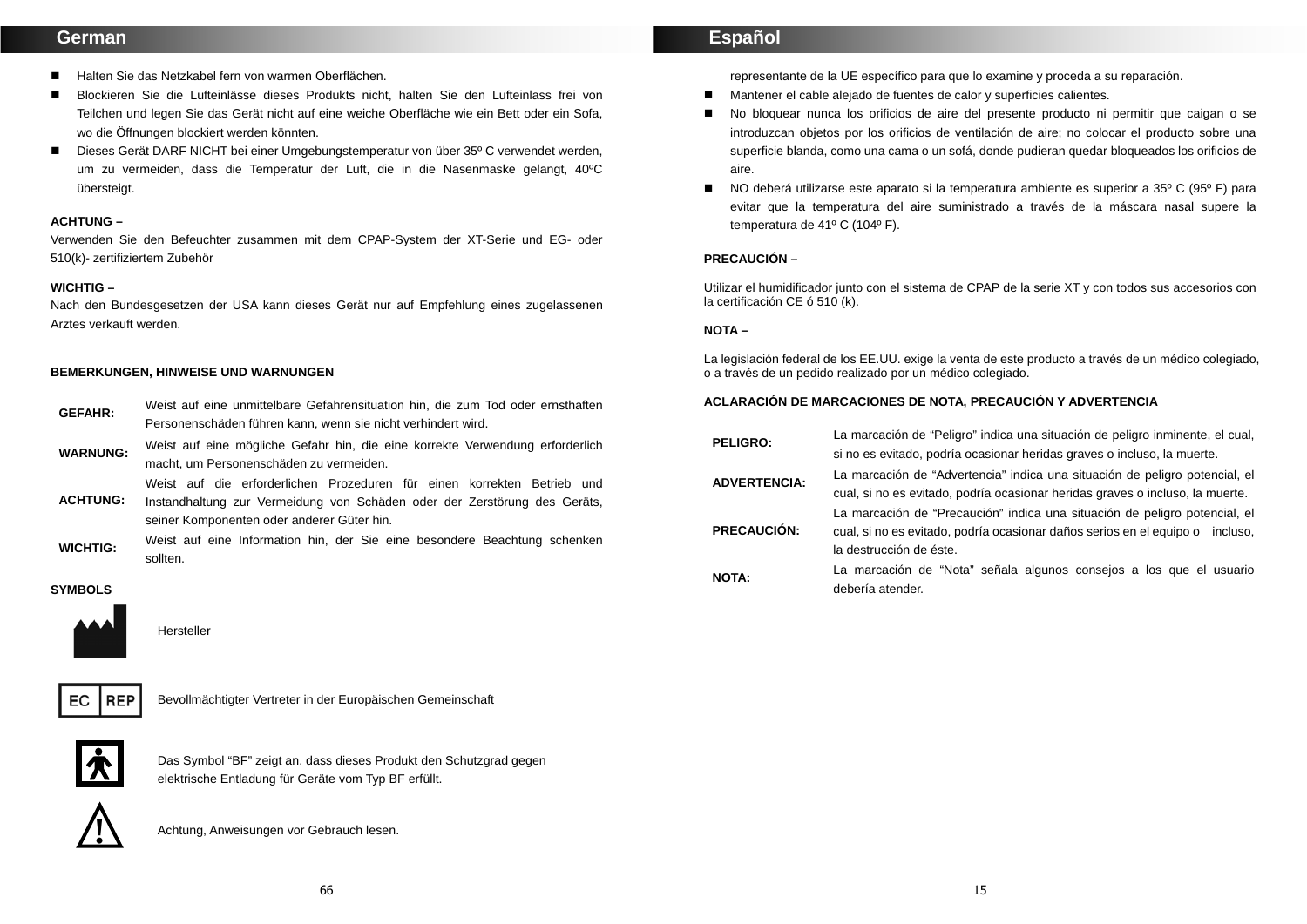## German

- Halten Sie das Netzkabel fern von warmen Oberflächen.
- Blockieren Sie die Lufteinlässe dieses Produkts nicht, halten Sie den Lufteinlass frei von Teilchen und legen Sie das Gerät nicht auf eine weiche Oberfläche wie ein Bett oder ein Sofa, wo die Öffnungen blockiert werden könnten.
- Dieses Gerät DARF NICHT bei einer Umgebungstemperatur von über 35º C verwendet werden, um zu vermeiden, dass die Temperatur der Luft, die in die Nasenmaske gelangt, 40ºC übersteigt.

**ACHTUNG –**
Verwenden Sie den Befeuchter zusammen mit dem CPAP-System der XT-Serie und EG- oder 510(k)- zertifiziertem Zubehör

**WICHTIG –**
Nach den Bundesgesetzen der USA kann dieses Gerät nur auf Empfehlung eines zugelassenen Arztes verkauft werden.

**BEMERKUNGEN, HINWEISE UND WARNUNGEN**

| | |
|---|---|
| **GEFAHR:** | Weist auf eine unmittelbare Gefahrensituation hin, die zum Tod oder ernsthaften Personenschäden führen kann, wenn sie nicht verhindert wird. |
| **WARNUNG:** | Weist auf eine mögliche Gefahr hin, die eine korrekte Verwendung erforderlich macht, um Personenschäden zu vermeiden. |
| **ACHTUNG:** | Weist auf die erforderlichen Prozeduren für einen korrekten Betrieb und Instandhaltung zur Vermeidung von Schäden oder der Zerstörung des Geräts, seiner Komponenten oder anderer Güter hin. |
| **WICHTIG:** | Weist auf eine Information hin, der Sie eine besondere Beachtung schenken sollten. |

**SYMBOLS**

| | |
|---|---|
| | Hersteller |
| EC REP | Bevollmächtigter Vertreter in der Europäischen Gemeinschaft |
| | Das Symbol “BF” zeigt an, dass dieses Produkt den Schutzgrad gegen elektrische Entladung für Geräte vom Typ BF erfüllt. |
| | Achtung, Anweisungen vor Gebrauch lesen. |

## Español

representante de la UE específico para que lo examine y proceda a su reparación.

- Mantener el cable alejado de fuentes de calor y superficies calientes.
- No bloquear nunca los orificios de aire del presente producto ni permitir que caigan o se introduzcan objetos por los orificios de ventilación de aire; no colocar el producto sobre una superficie blanda, como una cama o un sofá, donde pudieran quedar bloqueados los orificios de aire.
- NO deberá utilizarse este aparato si la temperatura ambiente es superior a 35º C (95º F) para evitar que la temperatura del aire suministrado a través de la máscara nasal supere la temperatura de 41º C (104º F).

**PRECAUCIÓN –**

Utilizar el humidificador junto con el sistema de CPAP de la serie XT y con todos sus accesorios con la certificación CE ó 510 (k).

**NOTA –**

La legislación federal de los EE.UU. exige la venta de este producto a través de un médico colegiado, o a través de un pedido realizado por un médico colegiado.

**ACLARACIÓN DE MARCACIONES DE NOTA, PRECAUCIÓN Y ADVERTENCIA**

| | |
|---|---|
| **PELIGRO:** | La marcación de “Peligro” indica una situación de peligro inminente, el cual, si no es evitado, podría ocasionar heridas graves o incluso, la muerte. |
| **ADVERTENCIA:** | La marcación de “Advertencia” indica una situación de peligro potencial, el cual, si no es evitado, podría ocasionar heridas graves o incluso, la muerte. |
| **PRECAUCIÓN:** | La marcación de “Precaución” indica una situación de peligro potencial, el cual, si no es evitado, podría ocasionar daños serios en el equipo o incluso, la destrucción de éste. |
| **NOTA:** | La marcación de “Nota” señala algunos consejos a los que el usuario debería atender. |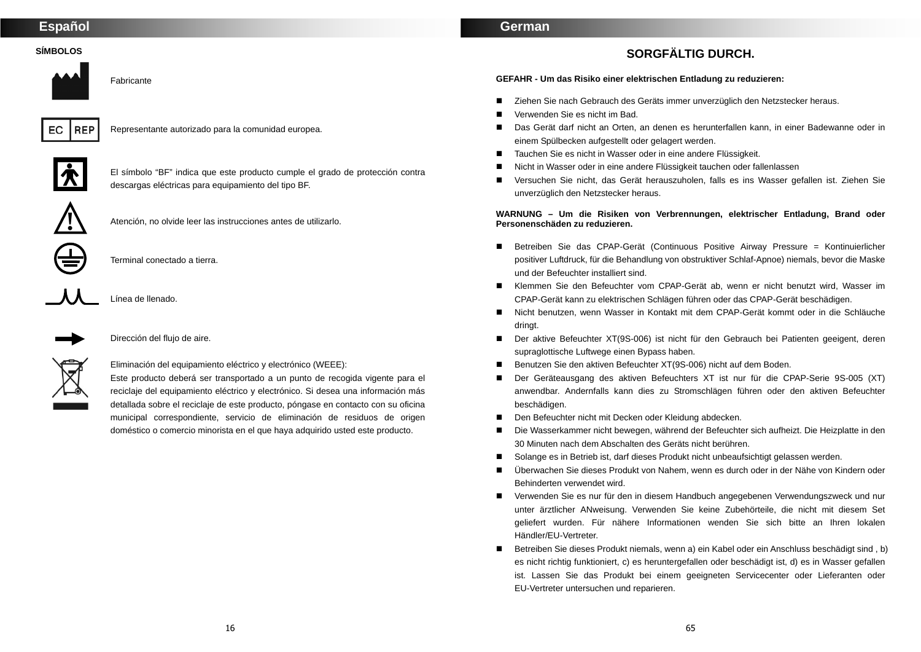## Español

**SÍMBOLOS**

| Símbolo | Descripción |
| --- | --- |
| | Fabricante |
| EC REP | Representante autorizado para la comunidad europea. |
| | El símbolo "BF" indica que este producto cumple el grado de protección contra descargas eléctricas para equipamiento del tipo BF. |
| | Atención, no olvide leer las instrucciones antes de utilizarlo. |
| | Terminal conectado a tierra. |
| | Línea de llenado. |
| | Dirección del flujo de aire. |
| | Eliminación del equipamiento eléctrico y electrónico (WEEE): Este producto deberá ser transportado a un punto de recogida vigente para el reciclaje del equipamiento eléctrico y electrónico. Si desea una información más detallada sobre el reciclaje de este producto, póngase en contacto con su oficina municipal correspondiente, servicio de eliminación de residuos de origen doméstico o comercio minorista en el que haya adquirido usted este producto. |

## German

### SORGFÄLTIG DURCH.

**GEFAHR - Um das Risiko einer elektrischen Entladung zu reduzieren:**

- Ziehen Sie nach Gebrauch des Geräts immer unverzüglich den Netzstecker heraus.
- Verwenden Sie es nicht im Bad.
- Das Gerät darf nicht an Orten, an denen es herunterfallen kann, in einer Badewanne oder in einem Spülbecken aufgestellt oder gelagert werden.
- Tauchen Sie es nicht in Wasser oder in eine andere Flüssigkeit.
- Nicht in Wasser oder in eine andere Flüssigkeit tauchen oder fallenlassen
- Versuchen Sie nicht, das Gerät herauszuholen, falls es ins Wasser gefallen ist. Ziehen Sie unverzüglich den Netzstecker heraus.

**WARNUNG – Um die Risiken von Verbrennungen, elektrischer Entladung, Brand oder Personenschäden zu reduzieren.**

- Betreiben Sie das CPAP-Gerät (Continuous Positive Airway Pressure = Kontinuierlicher positiver Luftdruck, für die Behandlung von obstruktiver Schlaf-Apnoe) niemals, bevor die Maske und der Befeuchter installiert sind.
- Klemmen Sie den Befeuchter vom CPAP-Gerät ab, wenn er nicht benutzt wird, Wasser im CPAP-Gerät kann zu elektrischen Schlägen führen oder das CPAP-Gerät beschädigen.
- Nicht benutzen, wenn Wasser in Kontakt mit dem CPAP-Gerät kommt oder in die Schläuche dringt.
- Der aktive Befeuchter XT(9S-006) ist nicht für den Gebrauch bei Patienten geeigent, deren supraglottische Luftwege einen Bypass haben.
- Benutzen Sie den aktiven Befeuchter XT(9S-006) nicht auf dem Boden.
- Der Geräteausgang des aktiven Befeuchters XT ist nur für die CPAP-Serie 9S-005 (XT) anwendbar. Andernfalls kann dies zu Stromschlägen führen oder den aktiven Befeuchter beschädigen.
- Den Befeuchter nicht mit Decken oder Kleidung abdecken.
- Die Wasserkammer nicht bewegen, während der Befeuchter sich aufheizt. Die Heizplatte in den 30 Minuten nach dem Abschalten des Geräts nicht berühren.
- Solange es in Betrieb ist, darf dieses Produkt nicht unbeaufsichtigt gelassen werden.
- Überwachen Sie dieses Produkt von Nahem, wenn es durch oder in der Nähe von Kindern oder Behinderten verwendet wird.
- Verwenden Sie es nur für den in diesem Handbuch angegebenen Verwendungszweck und nur unter ärztlicher ANweisung. Verwenden Sie keine Zubehörteile, die nicht mit diesem Set geliefert wurden. Für nähere Informationen wenden Sie sich bitte an Ihren lokalen Händler/EU-Vertreter.
- Betreiben Sie dieses Produkt niemals, wenn a) ein Kabel oder ein Anschluss beschädigt sind , b) es nicht richtig funktioniert, c) es heruntergefallen oder beschädigt ist, d) es in Wasser gefallen ist. Lassen Sie das Produkt bei einem geeigneten Servicecenter oder Lieferanten oder EU-Vertreter untersuchen und reparieren.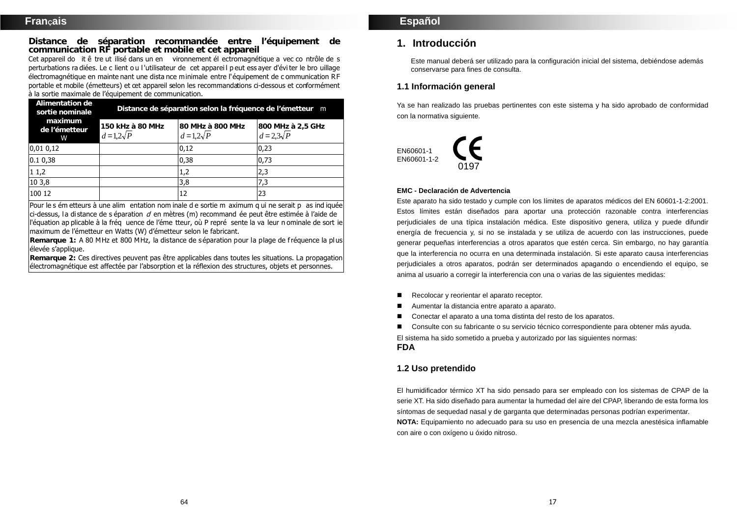## Français

### Distance de séparation recommandée entre l'équipement de communication RF portable et mobile et cet appareil

Cet appareil do it ê tre ut ilisé dans un en vironnement él ectromagnétique a vec co ntrôle de s perturbations ra diées. Le c lient o u l 'utilisateur de cet apparei l p eut ess ayer d'évi ter le bro uillage électromagnétique en mainte nant une dista nce m inimale entre l'équipement de c ommunication RF portable et mobile (émetteurs) et cet appareil selon les recommandations ci-dessous et conformément à la sortie maximale de l'équipement de communication.

| Alimentation de sortie nominale maximum de l'émetteur W | Distance de séparation selon la fréquence de l'émetteur m | | |
|---|---|---|---|
| | 150 kHz à 80 MHz $d = 1{,}2\sqrt{P}$ | 80 MHz à 800 MHz $d = 1{,}2\sqrt{P}$ | 800 MHz à 2,5 GHz $d = 2{,}3\sqrt{P}$ |
| 0,01 0,12 | | 0,12 | 0,23 |
| 0.1 0,38 | | 0,38 | 0,73 |
| 1 1,2 | | 1,2 | 2,3 |
| 10 3,8 | | 3,8 | 7,3 |
| 100 12 | | 12 | 23 |

Pour le s ém etteurs à une alim entation nom inale d e sortie m aximum q ui ne serait p as ind iquée ci-dessus, l a di stance de s éparation *d* en mètres (m) recommand ée peut être estimée à l'aide de l'équation ap plicable à la fréq uence de l'éme tteur, où P repré sente la va leur n ominale de sort ie maximum de l'émetteur en Watts (W) d'émetteur selon le fabricant.

**Remarque 1:** A 80 MHz et 800 MHz, la distance de s éparation pour la plage de f réquence la pl us élevée s'applique.

**Remarque 2:** Ces directives peuvent pas être applicables dans toutes les situations. La propagation électromagnétique est affectée par l'absorption et la réflexion des structures, objets et personnes.

## Español

# 1. Introducción

Este manual deberá ser utilizado para la configuración inicial del sistema, debiéndose además conservarse para fines de consulta.

### 1.1 Información general

Ya se han realizado las pruebas pertinentes con este sistema y ha sido aprobado de conformidad con la normativa siguiente.

EN60601-1
EN60601-1-2

CE 0197

**EMC - Declaración de Advertencia**

Este aparato ha sido testado y cumple con los límites de aparatos médicos del EN 60601-1-2:2001. Estos límites están diseñados para aportar una protección razonable contra interferencias perjudiciales de una típica instalación médica. Este dispositivo genera, utiliza y puede difundir energía de frecuencia y, si no se instalada y se utiliza de acuerdo con las instrucciones, puede generar pequeñas interferencias a otros aparatos que estén cerca. Sin embargo, no hay garantía que la interferencia no ocurra en una determinada instalación. Si este aparato causa interferencias perjudiciales a otros aparatos, podrán ser determinados apagando o encendiendo el equipo, se anima al usuario a corregir la interferencia con una o varias de las siguientes medidas:

- Recolocar y reorientar el aparato receptor.
- Aumentar la distancia entre aparato a aparato.
- Conectar el aparato a una toma distinta del resto de los aparatos.
- Consulte con su fabricante o su servicio técnico correspondiente para obtener más ayuda.

El sistema ha sido sometido a prueba y autorizado por las siguientes normas:

**FDA**

### 1.2 Uso pretendido

El humidificador térmico XT ha sido pensado para ser empleado con los sistemas de CPAP de la serie XT. Ha sido diseñado para aumentar la humedad del aire del CPAP, liberando de esta forma los síntomas de sequedad nasal y de garganta que determinadas personas podrían experimentar.

**NOTA:** Equipamiento no adecuado para su uso en presencia de una mezcla anestésica inflamable con aire o con oxígeno u óxido nitroso.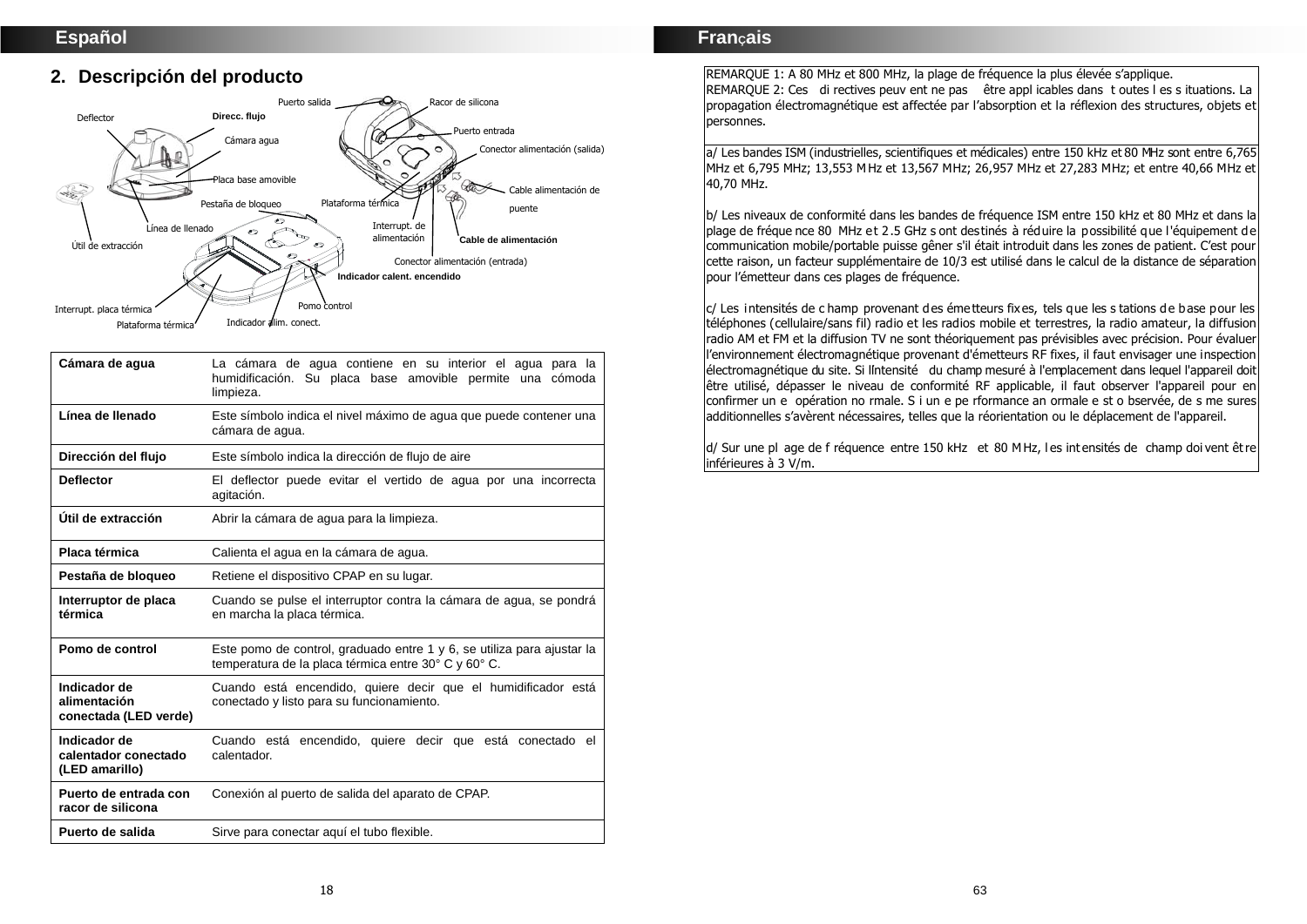## Español

## 2. Descripción del producto

Puerto salida
Racor de silicona
Deflector
Direcc. flujo
Puerto entrada
Cámara agua
Conector alimentación (salida)
Placa base amovible
Cable alimentación de puente
Pestaña de bloqueo
Plataforma térmica
Línea de llenado
Interrupt. de alimentación
Cable de alimentación
Útil de extracción
Conector alimentación (entrada)
Indicador calent. encendido
Pomo control
Interrupt. placa térmica
Indicador alim. conect.
Plataforma térmica

| | |
|---|---|
| **Cámara de agua** | La cámara de agua contiene en su interior el agua para la humidificación. Su placa base amovible permite una cómoda limpieza. |
| **Línea de llenado** | Este símbolo indica el nivel máximo de agua que puede contener una cámara de agua. |
| **Dirección del flujo** | Este símbolo indica la dirección de flujo de aire |
| **Deflector** | El deflector puede evitar el vertido de agua por una incorrecta agitación. |
| **Útil de extracción** | Abrir la cámara de agua para la limpieza. |
| **Placa térmica** | Calienta el agua en la cámara de agua. |
| **Pestaña de bloqueo** | Retiene el dispositivo CPAP en su lugar. |
| **Interruptor de placa térmica** | Cuando se pulse el interruptor contra la cámara de agua, se pondrá en marcha la placa térmica. |
| **Pomo de control** | Este pomo de control, graduado entre 1 y 6, se utiliza para ajustar la temperatura de la placa térmica entre 30° C y 60° C. |
| **Indicador de alimentación conectada (LED verde)** | Cuando está encendido, quiere decir que el humidificador está conectado y listo para su funcionamiento. |
| **Indicador de calentador conectado (LED amarillo)** | Cuando está encendido, quiere decir que está conectado el calentador. |
| **Puerto de entrada con racor de silicona** | Conexión al puerto de salida del aparato de CPAP. |
| **Puerto de salida** | Sirve para conectar aquí el tubo flexible. |

## Français

REMARQUE 1: A 80 MHz et 800 MHz, la plage de fréquence la plus élevée s'applique.
REMARQUE 2: Ces di rectives peuv ent ne pas être appl icables dans t outes l es s ituations. La propagation électromagnétique est affectée par l'absorption et la réflexion des structures, objets et personnes.

a/ Les bandes ISM (industrielles, scientifiques et médicales) entre 150 kHz et 80 MHz sont entre 6,765 MHz et 6,795 MHz; 13,553 MHz et 13,567 MHz; 26,957 MHz et 27,283 MHz; et entre 40,66 MHz et 40,70 MHz.

b/ Les niveaux de conformité dans les bandes de fréquence ISM entre 150 kHz et 80 MHz et dans la plage de fréque nce 80 MHz et 2.5 GHz s ont destinés à réduire la possibilité que l'équipement de communication mobile/portable puisse gêner s'il était introduit dans les zones de patient. C'est pour cette raison, un facteur supplémentaire de 10/3 est utilisé dans le calcul de la distance de séparation pour l'émetteur dans ces plages de fréquence.

c/ Les intensités de c hamp provenant des émetteurs fixes, tels que les s tations de base pour les téléphones (cellulaire/sans fil) radio et les radios mobile et terrestres, la radio amateur, la diffusion radio AM et FM et la diffusion TV ne sont théoriquement pas prévisibles avec précision. Pour évaluer l'environnement électromagnétique provenant d'émetteurs RF fixes, il faut envisager une inspection électromagnétique du site. Si lIntensité du champ mesuré à l'emplacement dans lequel l'appareil doit être utilisé, dépasser le niveau de conformité RF applicable, il faut observer l'appareil pour en confirmer un e opération no rmale. S i un e pe rformance an ormale e st o bservée, de s me sures additionnelles s'avèrent nécessaires, telles que la réorientation ou le déplacement de l'appareil.

d/ Sur une pl age de f réquence entre 150 kHz et 80 MHz, les intensités de champ doivent être inférieures à 3 V/m.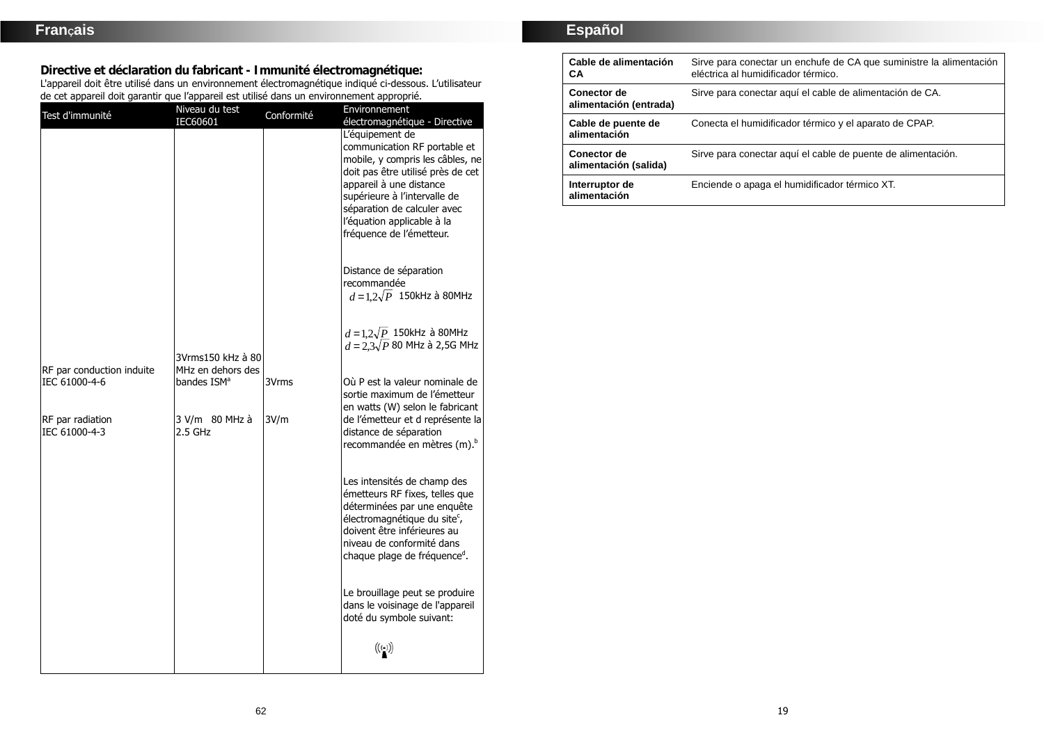## Français

### Directive et déclaration du fabricant - Immunité électromagnétique:

L'appareil doit être utilisé dans un environnement électromagnétique indiqué ci-dessous. L'utilisateur de cet appareil doit garantir que l'appareil est utilisé dans un environnement approprié.

| Test d'immunité | Niveau du test IEC60601 | Conformité | Environnement électromagnétique - Directive |
|---|---|---|---|
| RF par conduction induite IEC 61000-4-6<br><br>RF par radiation IEC 61000-4-3 | 3Vrms150 kHz à 80 MHz en dehors des bandes ISM[a]<br><br>3 V/m 80 MHz à 2.5 GHz | 3Vrms<br><br>3V/m | L'équipement de communication RF portable et mobile, y compris les câbles, ne doit pas être utilisé près de cet appareil à une distance supérieure à l'intervalle de séparation de calculer avec l'équation applicable à la fréquence de l'émetteur.<br><br>Distance de séparation recommandée<br>$d = 1{,}2\sqrt{P}$ 150kHz à 80MHz<br><br>$d = 1{,}2\sqrt{P}$ 150kHz à 80MHz<br>$d = 2{,}3\sqrt{P}$ 80 MHz à 2,5G MHz<br><br>Où P est la valeur nominale de sortie maximum de l'émetteur en watts (W) selon le fabricant de l'émetteur et d représente la distance de séparation recommandée en mètres (m).[b]<br><br>Les intensités de champ des émetteurs RF fixes, telles que déterminées par une enquête électromagnétique du site[c], doivent être inférieures au niveau de conformité dans chaque plage de fréquence[d].<br><br>Le brouillage peut se produire dans le voisinage de l'appareil doté du symbole suivant: |

## Español

| | |
|---|---|
| **Cable de alimentación CA** | Sirve para conectar un enchufe de CA que suministre la alimentación eléctrica al humidificador térmico. |
| **Conector de alimentación (entrada)** | Sirve para conectar aquí el cable de alimentación de CA. |
| **Cable de puente de alimentación** | Conecta el humidificador térmico y el aparato de CPAP. |
| **Conector de alimentación (salida)** | Sirve para conectar aquí el cable de puente de alimentación. |
| **Interruptor de alimentación** | Enciende o apaga el humidificador térmico XT. |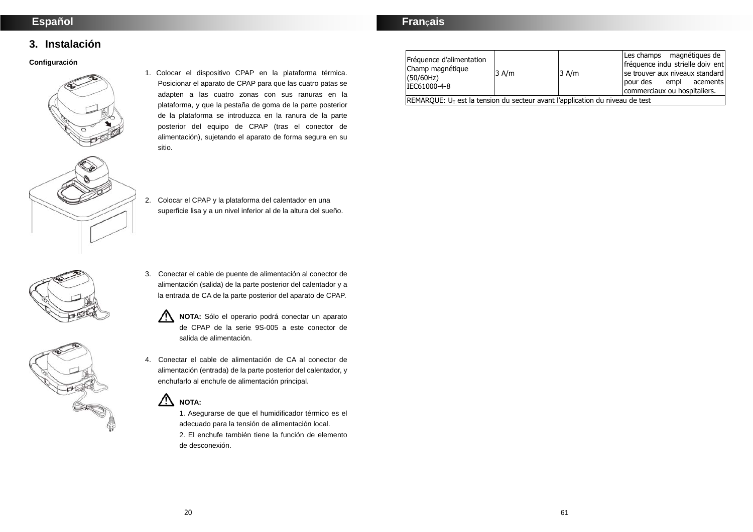## Español

### 3. Instalación

**Configuración**

1. Colocar el dispositivo CPAP en la plataforma térmica. Posicionar el aparato de CPAP para que las cuatro patas se adapten a las cuatro zonas con sus ranuras en la plataforma, y que la pestaña de goma de la parte posterior de la plataforma se introduzca en la ranura de la parte posterior del equipo de CPAP (tras el conector de alimentación), sujetando el aparato de forma segura en su sitio.

2. Colocar el CPAP y la plataforma del calentador en una superficie lisa y a un nivel inferior al de la altura del sueño.

3. Conectar el cable de puente de alimentación al conector de alimentación (salida) de la parte posterior del calentador y a la entrada de CA de la parte posterior del aparato de CPAP.

   **NOTA:** Sólo el operario podrá conectar un aparato de CPAP de la serie 9S-005 a este conector de salida de alimentación.

4. Conectar el cable de alimentación de CA al conector de alimentación (entrada) de la parte posterior del calentador, y enchufarlo al enchufe de alimentación principal.

   **NOTA:**
   1. Asegurarse de que el humidificador térmico es el adecuado para la tensión de alimentación local.
   2. El enchufe también tiene la función de elemento de desconexión.

## Français

| Fréquence d'alimentation Champ magnétique (50/60Hz) IEC61000-4-8 | 3 A/m | 3 A/m | Les champs magnétiques de fréquence indu strielle doiv ent se trouver aux niveaux standard pour des empl acements commerciaux ou hospitaliers. |
|---|---|---|---|
| REMARQUE: $U_T$ est la tension du secteur avant l'application du niveau de test | | | |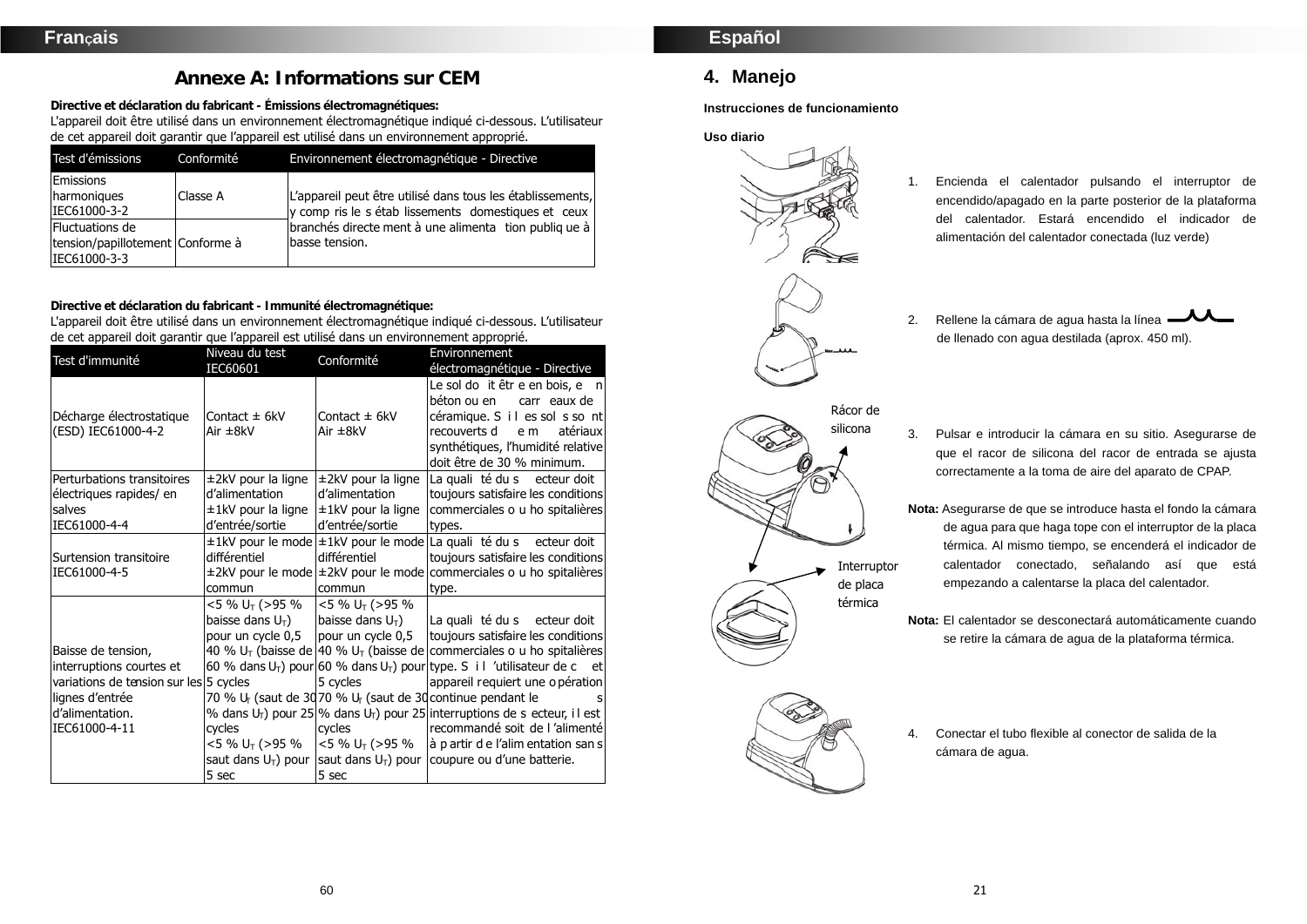Français

# Annexe A: Informations sur CEM

**Directive et déclaration du fabricant - Émissions électromagnétiques:**
L'appareil doit être utilisé dans un environnement électromagnétique indiqué ci-dessous. L'utilisateur de cet appareil doit garantir que l'appareil est utilisé dans un environnement approprié.

| Test d'émissions | Conformité | Environnement électromagnétique - Directive |
|---|---|---|
| Emissions harmoniques IEC61000-3-2 | Classe A | L'appareil peut être utilisé dans tous les établissements, y compris les établissements domestiques et ceux branchés directement à une alimentation publique à basse tension. |
| Fluctuations de tension/papillotement IEC61000-3-3 | Conforme à | |

**Directive et déclaration du fabricant - Immunité électromagnétique:**
L'appareil doit être utilisé dans un environnement électromagnétique indiqué ci-dessous. L'utilisateur de cet appareil doit garantir que l'appareil est utilisé dans un environnement approprié.

| Test d'immunité | Niveau du test IEC60601 | Conformité | Environnement électromagnétique - Directive |
|---|---|---|---|
| Décharge électrostatique (ESD) IEC61000-4-2 | Contact ± 6kV<br>Air ±8kV | Contact ± 6kV<br>Air ±8kV | Le sol doit être en bois, en béton ou en carreaux de céramique. Si les sols sont recouverts de matériaux synthétiques, l'humidité relative doit être de 30 % minimum. |
| Perturbations transitoires électriques rapides/ en salves IEC61000-4-4 | ±2kV pour la ligne d'alimentation<br>±1kV pour la ligne d'entrée/sortie | ±2kV pour la ligne d'alimentation<br>±1kV pour la ligne d'entrée/sortie | La qualité du secteur doit toujours satisfaire les conditions commerciales ou hospitalières types. |
| Surtension transitoire IEC61000-4-5 | ±1kV pour le mode différentiel<br>±2kV pour le mode commun | ±1kV pour le mode différentiel<br>±2kV pour le mode commun | La qualité du secteur doit toujours satisfaire les conditions commerciales ou hospitalières type. |
| Baisse de tension, interruptions courtes et variations de tension sur les lignes d'entrée d'alimentation. IEC61000-4-11 | <5 % $U_T$ (>95 % baisse dans $U_T$) pour un cycle 0,5<br>40 % $U_T$ (baisse de 60 % dans $U_T$) pour 5 cycles<br>70 % $U_T$ (saut de 30 % dans $U_T$) pour 25 cycles<br><5 % $U_T$ (>95 % saut dans $U_T$) pour 5 sec | <5 % $U_T$ (>95 % baisse dans $U_T$) pour un cycle 0,5<br>40 % $U_T$ (baisse de 60 % dans $U_T$) pour 5 cycles<br>70 % $U_T$ (saut de 30 % dans $U_T$) pour 25 cycles<br><5 % $U_T$ (>95 % saut dans $U_T$) pour 5 sec | La qualité du secteur doit toujours satisfaire les conditions commerciales ou hospitalières type. Si l'utilisateur de cet appareil requiert une opération continue pendant les interruptions de secteur, il est recommandé soit de l'alimenté à partir de l'alimentation sans coupure ou d'une batterie. |

Español

## 4. Manejo

**Instrucciones de funcionamiento**

**Uso diario**

1. Encienda el calentador pulsando el interruptor de encendido/apagado en la parte posterior de la plataforma del calentador. Estará encendido el indicador de alimentación del calentador conectada (luz verde)

2. Rellene la cámara de agua hasta la línea de llenado con agua destilada (aprox. 450 ml).

Rácor de silicona

Interruptor de placa térmica

3. Pulsar e introducir la cámara en su sitio. Asegurarse de que el racor de silicona del racor de entrada se ajusta correctamente a la toma de aire del aparato de CPAP.

**Nota:** Asegurarse de que se introduce hasta el fondo la cámara de agua para que haga tope con el interruptor de la placa térmica. Al mismo tiempo, se encenderá el indicador de calentador conectado, señalando así que está empezando a calentarse la placa del calentador.

**Nota:** El calentador se desconectará automáticamente cuando se retire la cámara de agua de la plataforma térmica.

4. Conectar el tubo flexible al conector de salida de la cámara de agua.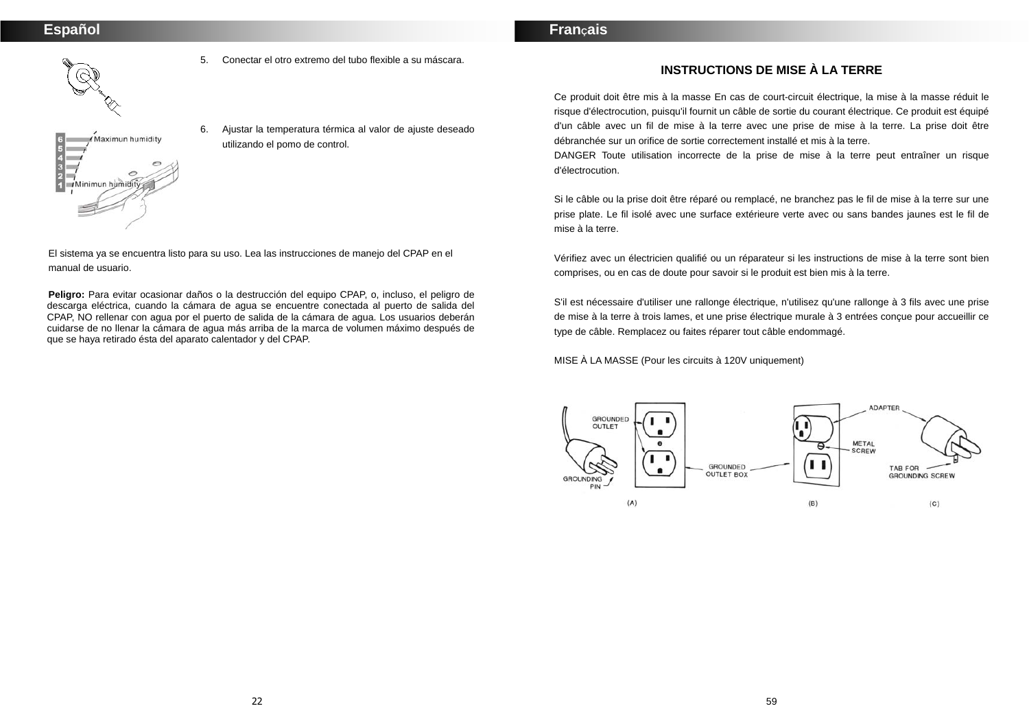## Español

5. Conectar el otro extremo del tubo flexible a su máscara.

6. Ajustar la temperatura térmica al valor de ajuste deseado utilizando el pomo de control.

El sistema ya se encuentra listo para su uso. Lea las instrucciones de manejo del CPAP en el manual de usuario.

**Peligro:** Para evitar ocasionar daños o la destrucción del equipo CPAP, o, incluso, el peligro de descarga eléctrica, cuando la cámara de agua se encuentre conectada al puerto de salida del CPAP, NO rellenar con agua por el puerto de salida de la cámara de agua. Los usuarios deberán cuidarse de no llenar la cámara de agua más arriba de la marca de volumen máximo después de que se haya retirado ésta del aparato calentador y del CPAP.

## Français

### INSTRUCTIONS DE MISE À LA TERRE

Ce produit doit être mis à la masse En cas de court-circuit électrique, la mise à la masse réduit le risque d'électrocution, puisqu'il fournit un câble de sortie du courant électrique. Ce produit est équipé d'un câble avec un fil de mise à la terre avec une prise de mise à la terre. La prise doit être débranchée sur un orifice de sortie correctement installé et mis à la terre.
DANGER Toute utilisation incorrecte de la prise de mise à la terre peut entraîner un risque d'électrocution.

Si le câble ou la prise doit être réparé ou remplacé, ne branchez pas le fil de mise à la terre sur une prise plate. Le fil isolé avec une surface extérieure verte avec ou sans bandes jaunes est le fil de mise à la terre.

Vérifiez avec un électricien qualifié ou un réparateur si les instructions de mise à la terre sont bien comprises, ou en cas de doute pour savoir si le produit est bien mis à la terre.

S'il est nécessaire d'utiliser une rallonge électrique, n'utilisez qu'une rallonge à 3 fils avec une prise de mise à la terre à trois lames, et une prise électrique murale à 3 entrées conçue pour accueillir ce type de câble. Remplacez ou faites réparer tout câble endommagé.

MISE À LA MASSE (Pour les circuits à 120V uniquement)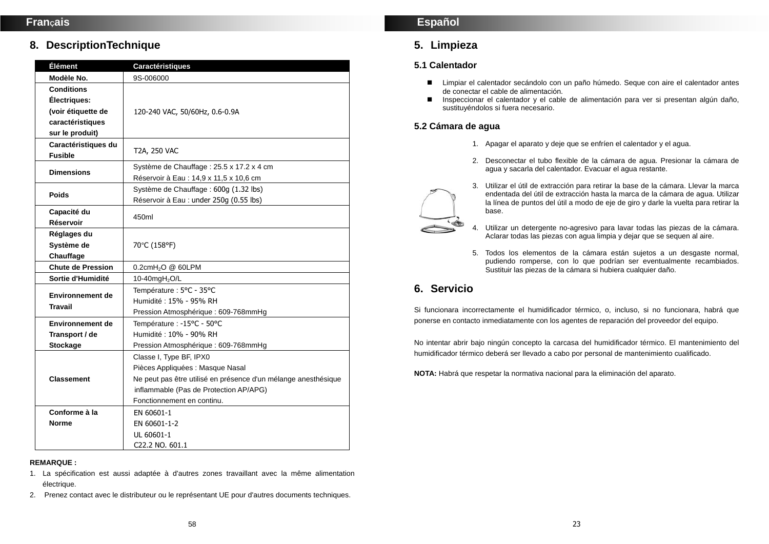## Français

## 8. DescriptionTechnique

| Élément | Caractéristiques |
| --- | --- |
| Modèle No. | 9S-006000 |
| Conditions Électriques: (voir étiquette de caractéristiques sur le produit) | 120-240 VAC, 50/60Hz, 0.6-0.9A |
| Caractéristiques du Fusible | T2A, 250 VAC |
| Dimensions | Système de Chauffage : 25.5 x 17.2 x 4 cm<br>Réservoir à Eau : 14,9 x 11,5 x 10,6 cm |
| Poids | Système de Chauffage : 600g (1.32 lbs)<br>Réservoir à Eau : under 250g (0.55 lbs) |
| Capacité du Réservoir | 450ml |
| Réglages du Système de Chauffage | 70°C (158°F) |
| Chute de Pression | 0.2cm$H_2O$ @ 60LPM |
| Sortie d'Humidité | 10-40mg$H_2O$/L |
| Environnement de Travail | Température : 5°C - 35°C<br>Humidité : 15% - 95% RH<br>Pression Atmosphérique : 609-768mmHg |
| Environnement de Transport / de Stockage | Température : -15°C - 50°C<br>Humidité : 10% - 90% RH<br>Pression Atmosphérique : 609-768mmHg |
| Classement | Classe I, Type BF, IPX0<br>Pièces Appliquées : Masque Nasal<br>Ne peut pas être utilisé en présence d'un mélange anesthésique inflammable (Pas de Protection AP/APG)<br>Fonctionnement en continu. |
| Conforme à la Norme | EN 60601-1<br>EN 60601-1-2<br>UL 60601-1<br>C22.2 NO. 601.1 |

**REMARQUE :**

1. La spécification est aussi adaptée à d'autres zones travaillant avec la même alimentation électrique.
2. Prenez contact avec le distributeur ou le représentant UE pour d'autres documents techniques.

## Español

## 5. Limpieza

### 5.1 Calentador

- Limpiar el calentador secándolo con un paño húmedo. Seque con aire el calentador antes de conectar el cable de alimentación.
- Inspeccionar el calentador y el cable de alimentación para ver si presentan algún daño, sustituyéndolos si fuera necesario.

### 5.2 Cámara de agua

1. Apagar el aparato y deje que se enfríen el calentador y el agua.
2. Desconectar el tubo flexible de la cámara de agua. Presionar la cámara de agua y sacarla del calentador. Evacuar el agua restante.
3. Utilizar el útil de extracción para retirar la base de la cámara. Llevar la marca endentada del útil de extracción hasta la marca de la cámara de agua. Utilizar la línea de puntos del útil a modo de eje de giro y darle la vuelta para retirar la base.
4. Utilizar un detergente no-agresivo para lavar todas las piezas de la cámara. Aclarar todas las piezas con agua limpia y dejar que se sequen al aire.
5. Todos los elementos de la cámara están sujetos a un desgaste normal, pudiendo romperse, con lo que podrían ser eventualmente recambiados. Sustituir las piezas de la cámara si hubiera cualquier daño.

## 6. Servicio

Si funcionara incorrectamente el humidificador térmico, o, incluso, si no funcionara, habrá que ponerse en contacto inmediatamente con los agentes de reparación del proveedor del equipo.

No intentar abrir bajo ningún concepto la carcasa del humidificador térmico. El mantenimiento del humidificador térmico deberá ser llevado a cabo por personal de mantenimiento cualificado.

**NOTA:** Habrá que respetar la normativa nacional para la eliminación del aparato.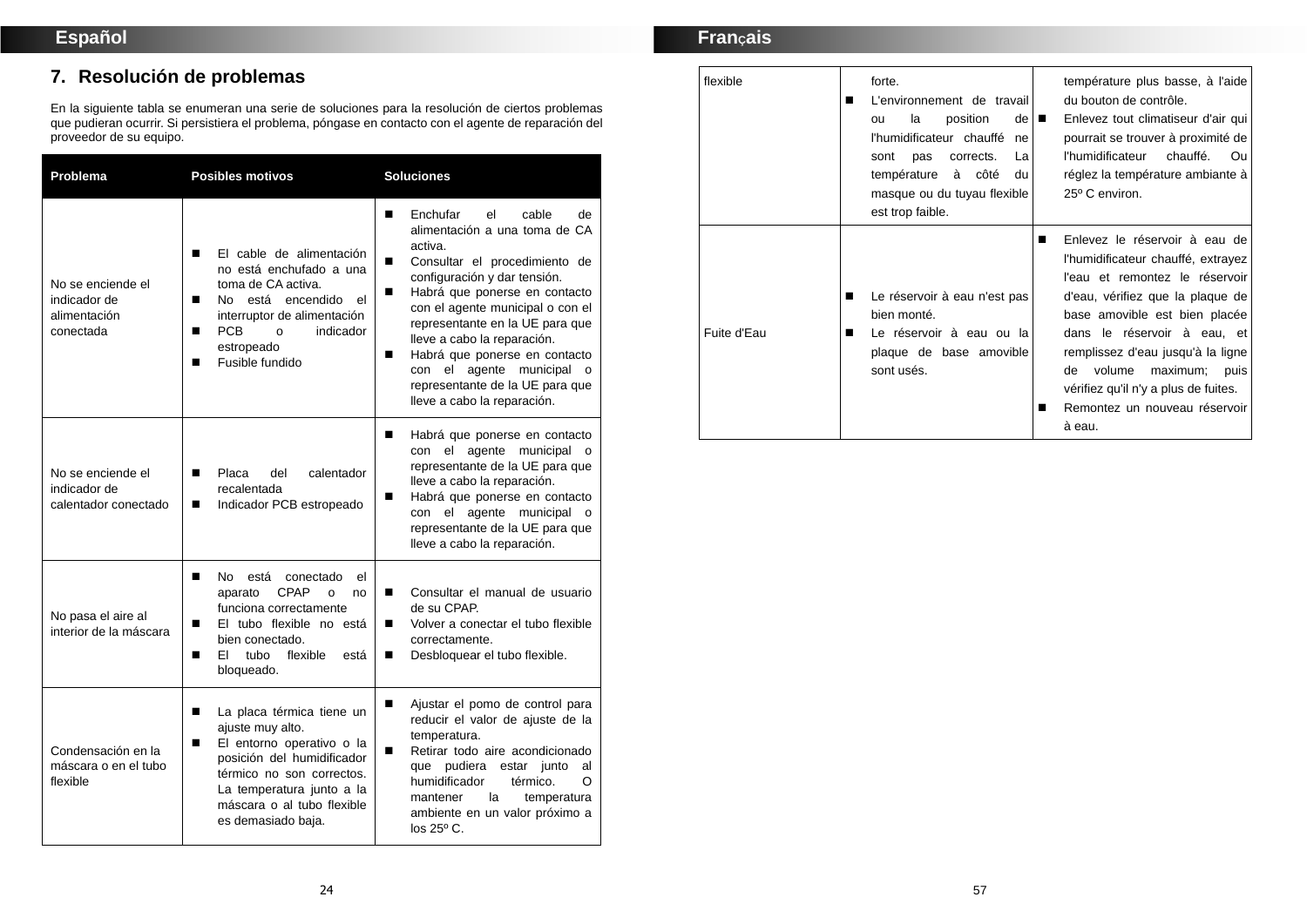## 7. Resolución de problemas

En la siguiente tabla se enumeran una serie de soluciones para la resolución de ciertos problemas que pudieran ocurrir. Si persistiera el problema, póngase en contacto con el agente de reparación del proveedor de su equipo.

| Problema | Posibles motivos | Soluciones |
|---|---|---|
| No se enciende el indicador de alimentación conectada | ■ El cable de alimentación no está enchufado a una toma de CA activa.<br>■ No está encendido el interruptor de alimentación<br>■ PCB o indicador estropeado<br>■ Fusible fundido | ■ Enchufar el cable de alimentación a una toma de CA activa.<br>■ Consultar el procedimiento de configuración y dar tensión.<br>■ Habrá que ponerse en contacto con el agente municipal o con el representante en la UE para que lleve a cabo la reparación.<br>■ Habrá que ponerse en contacto con el agente municipal o representante de la UE para que lleve a cabo la reparación. |
| No se enciende el indicador de calentador conectado | ■ Placa del calentador recalentada<br>■ Indicador PCB estropeado | ■ Habrá que ponerse en contacto con el agente municipal o representante de la UE para que lleve a cabo la reparación.<br>■ Habrá que ponerse en contacto con el agente municipal o representante de la UE para que lleve a cabo la reparación. |
| No pasa el aire al interior de la máscara | ■ No está conectado el aparato CPAP o no funciona correctamente<br>■ El tubo flexible no está bien conectado.<br>■ El tubo flexible está bloqueado. | ■ Consultar el manual de usuario de su CPAP.<br>■ Volver a conectar el tubo flexible correctamente.<br>■ Desbloquear el tubo flexible. |
| Condensación en la máscara o en el tubo flexible | ■ La placa térmica tiene un ajuste muy alto.<br>■ El entorno operativo o la posición del humidificador térmico no son correctos. La temperatura junto a la máscara o al tubo flexible es demasiado baja. | ■ Ajustar el pomo de control para reducir el valor de ajuste de la temperatura.<br>■ Retirar todo aire acondicionado que pudiera estar junto al humidificador térmico. O mantener la temperatura ambiente en un valor próximo a los 25º C. |

| | | |
|---|---|---|
| flexible | forte.<br>■ L'environnement de travail ou la position de l'humidificateur chauffé ne sont pas corrects. La température à côté du masque ou du tuyau flexible est trop faible. | température plus basse, à l'aide du bouton de contrôle.<br>■ Enlevez tout climatiseur d'air qui pourrait se trouver à proximité de l'humidificateur chauffé. Ou réglez la température ambiante à 25º C environ. |
| Fuite d'Eau | ■ Le réservoir à eau n'est pas bien monté.<br>■ Le réservoir à eau ou la plaque de base amovible sont usés. | ■ Enlevez le réservoir à eau de l'humidificateur chauffé, extrayez l'eau et remontez le réservoir d'eau, vérifiez que la plaque de base amovible est bien placée dans le réservoir à eau, et remplissez d'eau jusqu'à la ligne de volume maximum; puis vérifiez qu'il n'y a plus de fuites.<br>■ Remontez un nouveau réservoir à eau. |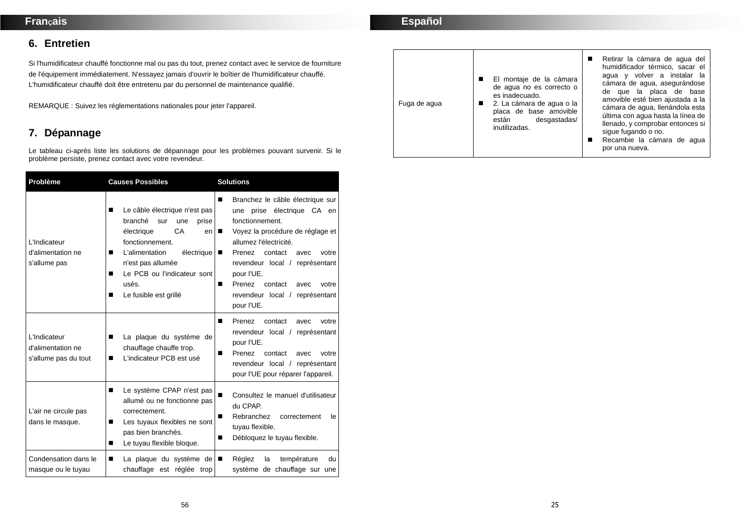## Français

## 6. Entretien

Si l'humidificateur chauffé fonctionne mal ou pas du tout, prenez contact avec le service de fourniture de l'équipement immédiatement. N'essayez jamais d'ouvrir le boîtier de l'humidificateur chauffé. L'humidificateur chauffé doit être entretenu par du personnel de maintenance qualifié.

REMARQUE : Suivez les réglementations nationales pour jeter l'appareil.

## 7. Dépannage

Le tableau ci-après liste les solutions de dépannage pour les problèmes pouvant survenir. Si le problème persiste, prenez contact avec votre revendeur.

| Problème | Causes Possibles | Solutions |
| --- | --- | --- |
| L'Indicateur d'alimentation ne s'allume pas | ■ Le câble électrique n'est pas branché sur une prise électrique CA en fonctionnement.<br>■ L'alimentation électrique n'est pas allumée<br>■ Le PCB ou l'indicateur sont usés.<br>■ Le fusible est grillé | ■ Branchez le câble électrique sur une prise électrique CA en fonctionnement.<br>■ Voyez la procédure de réglage et allumez l'électricité.<br>■ Prenez contact avec votre revendeur local / représentant pour l'UE.<br>■ Prenez contact avec votre revendeur local / représentant pour l'UE. |
| L'Indicateur d'alimentation ne s'allume pas du tout | ■ La plaque du système de chauffage chauffe trop.<br>■ L'indicateur PCB est usé | ■ Prenez contact avec votre revendeur local / représentant pour l'UE.<br>■ Prenez contact avec votre revendeur local / représentant pour l'UE pour réparer l'appareil. |
| L'air ne circule pas dans le masque. | ■ Le système CPAP n'est pas allumé ou ne fonctionne pas correctement.<br>■ Les tuyaux flexibles ne sont pas bien branchés.<br>■ Le tuyau flexible bloque. | ■ Consultez le manuel d'utilisateur du CPAP.<br>■ Rebranchez correctement le tuyau flexible.<br>■ Débloquez le tuyau flexible. |
| Condensation dans le masque ou le tuyau | ■ La plaque du système de chauffage est réglée trop | ■ Réglez la température du système de chauffage sur une |

## Español

| | | |
| --- | --- | --- |
| Fuga de agua | ■ El montaje de la cámara de agua no es correcto o es inadecuado.<br>■ 2. La cámara de agua o la placa de base amovible están desgastadas/ inutilizadas. | ■ Retirar la cámara de agua del humidificador térmico, sacar el agua y volver a instalar la cámara de agua, asegurándose de que la placa de base amovible esté bien ajustada a la cámara de agua, llenándola esta última con agua hasta la línea de llenado, y comprobar entonces si sigue fugando o no.<br>■ Recambie la cámara de agua por una nueva. |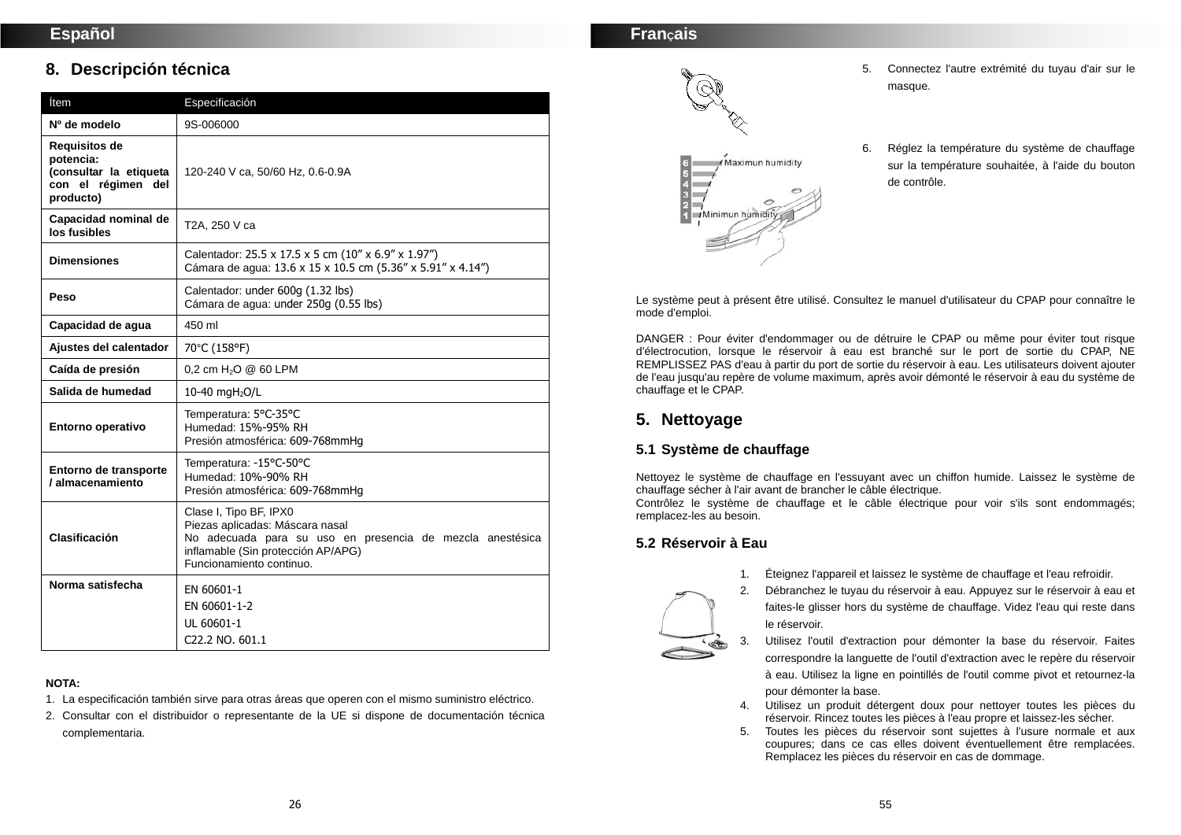## Español

## 8. Descripción técnica

| Ítem | Especificación |
|---|---|
| Nº de modelo | 9S-006000 |
| Requisitos de potencia: (consultar la etiqueta con el régimen del producto) | 120-240 V ca, 50/60 Hz, 0.6-0.9A |
| Capacidad nominal de los fusibles | T2A, 250 V ca |
| Dimensiones | Calentador: 25.5 x 17.5 x 5 cm (10" x 6.9" x 1.97")<br>Cámara de agua: 13.6 x 15 x 10.5 cm (5.36" x 5.91" x 4.14") |
| Peso | Calentador: under 600g (1.32 lbs)<br>Cámara de agua: under 250g (0.55 lbs) |
| Capacidad de agua | 450 ml |
| Ajustes del calentador | 70°C (158°F) |
| Caída de presión | 0,2 cm $H_2O$ @ 60 LPM |
| Salida de humedad | 10-40 mg$H_2O$/L |
| Entorno operativo | Temperatura: 5°C-35°C<br>Humedad: 15%-95% RH<br>Presión atmosférica: 609-768mmHg |
| Entorno de transporte / almacenamiento | Temperatura: -15°C-50°C<br>Humedad: 10%-90% RH<br>Presión atmosférica: 609-768mmHg |
| Clasificación | Clase I, Tipo BF, IPX0<br>Piezas aplicadas: Máscara nasal<br>No adecuada para su uso en presencia de mezcla anestésica inflamable (Sin protección AP/APG)<br>Funcionamiento continuo. |
| Norma satisfecha | EN 60601-1<br>EN 60601-1-2<br>UL 60601-1<br>C22.2 NO. 601.1 |

**NOTA:**

1. La especificación también sirve para otras áreas que operen con el mismo suministro eléctrico.
2. Consultar con el distribuidor o representante de la UE si dispone de documentación técnica complementaria.

## Français

5. Connectez l'autre extrémité du tuyau d'air sur le masque.

6. Réglez la température du système de chauffage sur la température souhaitée, à l'aide du bouton de contrôle.

Maximun humidity

Minimun humidity

Le système peut à présent être utilisé. Consultez le manuel d'utilisateur du CPAP pour connaître le mode d'emploi.

DANGER : Pour éviter d'endommager ou de détruire le CPAP ou même pour éviter tout risque d'électrocution, lorsque le réservoir à eau est branché sur le port de sortie du CPAP, NE REMPLISSEZ PAS d'eau à partir du port de sortie du réservoir à eau. Les utilisateurs doivent ajouter de l'eau jusqu'au repère de volume maximum, après avoir démonté le réservoir à eau du système de chauffage et le CPAP.

## 5. Nettoyage

### 5.1 Système de chauffage

Nettoyez le système de chauffage en l'essuyant avec un chiffon humide. Laissez le système de chauffage sécher à l'air avant de brancher le câble électrique.
Contrôlez le système de chauffage et le câble électrique pour voir s'ils sont endommagés; remplacez-les au besoin.

### 5.2 Réservoir à Eau

1. Éteignez l'appareil et laissez le système de chauffage et l'eau refroidir.
2. Débranchez le tuyau du réservoir à eau. Appuyez sur le réservoir à eau et faites-le glisser hors du système de chauffage. Videz l'eau qui reste dans le réservoir.
3. Utilisez l'outil d'extraction pour démonter la base du réservoir. Faites correspondre la languette de l'outil d'extraction avec le repère du réservoir à eau. Utilisez la ligne en pointillés de l'outil comme pivot et retournez-la pour démonter la base.
4. Utilisez un produit détergent doux pour nettoyer toutes les pièces du réservoir. Rincez toutes les pièces à l'eau propre et laissez-les sécher.
5. Toutes les pièces du réservoir sont sujettes à l'usure normale et aux coupures; dans ce cas elles doivent éventuellement être remplacées. Remplacez les pièces du réservoir en cas de dommage.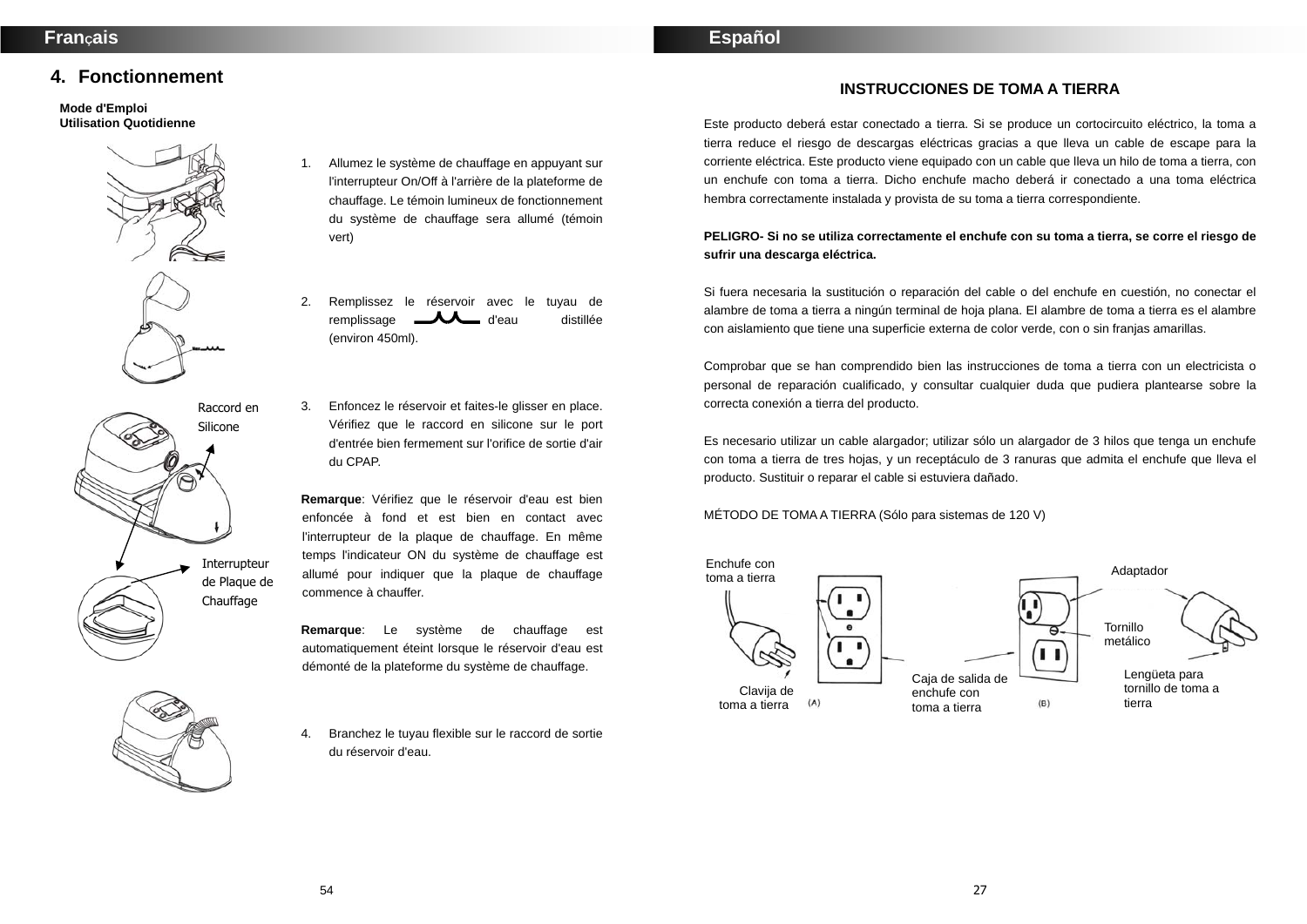## Français

## 4. Fonctionnement

**Mode d'Emploi**
**Utilisation Quotidienne**

1. Allumez le système de chauffage en appuyant sur l'interrupteur On/Off à l'arrière de la plateforme de chauffage. Le témoin lumineux de fonctionnement du système de chauffage sera allumé (témoin vert)

2. Remplissez le réservoir avec le tuyau de remplissage d'eau distillée (environ 450ml).

Raccord en Silicone

Interrupteur de Plaque de Chauffage

3. Enfoncez le réservoir et faites-le glisser en place. Vérifiez que le raccord en silicone sur le port d'entrée bien fermement sur l'orifice de sortie d'air du CPAP.

**Remarque**: Vérifiez que le réservoir d'eau est bien enfoncée à fond et est bien en contact avec l'interrupteur de la plaque de chauffage. En même temps l'indicateur ON du système de chauffage est allumé pour indiquer que la plaque de chauffage commence à chauffer.

**Remarque**: Le système de chauffage est automatiquement éteint lorsque le réservoir d'eau est démonté de la plateforme du système de chauffage.

4. Branchez le tuyau flexible sur le raccord de sortie du réservoir d'eau.

## Español

### INSTRUCCIONES DE TOMA A TIERRA

Este producto deberá estar conectado a tierra. Si se produce un cortocircuito eléctrico, la toma a tierra reduce el riesgo de descargas eléctricas gracias a que lleva un cable de escape para la corriente eléctrica. Este producto viene equipado con un cable que lleva un hilo de toma a tierra, con un enchufe con toma a tierra. Dicho enchufe macho deberá ir conectado a una toma eléctrica hembra correctamente instalada y provista de su toma a tierra correspondiente.

**PELIGRO- Si no se utiliza correctamente el enchufe con su toma a tierra, se corre el riesgo de sufrir una descarga eléctrica.**

Si fuera necesaria la sustitución o reparación del cable o del enchufe en cuestión, no conectar el alambre de toma a tierra a ningún terminal de hoja plana. El alambre de toma a tierra es el alambre con aislamiento que tiene una superficie externa de color verde, con o sin franjas amarillas.

Comprobar que se han comprendido bien las instrucciones de toma a tierra con un electricista o personal de reparación cualificado, y consultar cualquier duda que pudiera plantearse sobre la correcta conexión a tierra del producto.

Es necesario utilizar un cable alargador; utilizar sólo un alargador de 3 hilos que tenga un enchufe con toma a tierra de tres hojas, y un receptáculo de 3 ranuras que admita el enchufe que lleva el producto. Sustituir o reparar el cable si estuviera dañado.

MÉTODO DE TOMA A TIERRA (Sólo para sistemas de 120 V)

Enchufe con toma a tierra

Clavija de toma a tierra

(A)

Caja de salida de enchufe con toma a tierra

(B)

Adaptador

Tornillo metálico

Lengüeta para tornillo de toma a tierra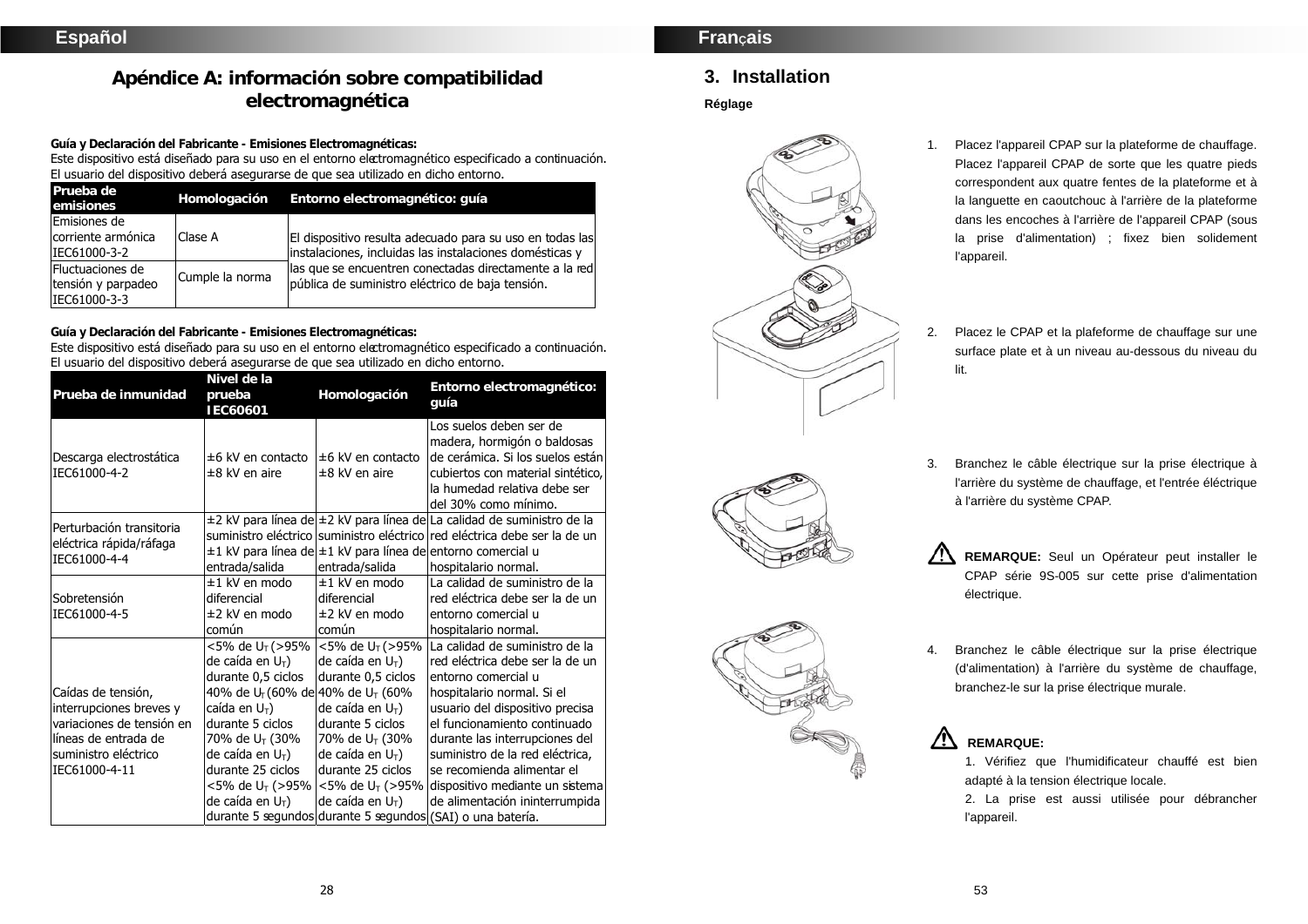## Español

# Apéndice A: información sobre compatibilidad electromagnética

**Guía y Declaración del Fabricante - Emisiones Electromagnéticas:**
Este dispositivo está diseñado para su uso en el entorno electromagnético especificado a continuación. El usuario del dispositivo deberá asegurarse de que sea utilizado en dicho entorno.

| Prueba de emisiones | Homologación | Entorno electromagnético: guía |
|---|---|---|
| Emisiones de corriente armónica IEC61000-3-2 | Clase A | El dispositivo resulta adecuado para su uso en todas las instalaciones, incluidas las instalaciones domésticas y las que se encuentren conectadas directamente a la red pública de suministro eléctrico de baja tensión. |
| Fluctuaciones de tensión y parpadeo IEC61000-3-3 | Cumple la norma | |

**Guía y Declaración del Fabricante - Emisiones Electromagnéticas:**
Este dispositivo está diseñado para su uso en el entorno electromagnético especificado a continuación. El usuario del dispositivo deberá asegurarse de que sea utilizado en dicho entorno.

| Prueba de inmunidad | Nivel de la prueba IEC60601 | Homologación | Entorno electromagnético: guía |
|---|---|---|---|
| Descarga electrostática IEC61000-4-2 | ±6 kV en contacto<br>±8 kV en aire | ±6 kV en contacto<br>±8 kV en aire | Los suelos deben ser de madera, hormigón o baldosas de cerámica. Si los suelos están cubiertos con material sintético, la humedad relativa debe ser del 30% como mínimo. |
| Perturbación transitoria eléctrica rápida/ráfaga IEC61000-4-4 | ±2 kV para línea de suministro eléctrico<br>±1 kV para línea de entrada/salida | ±2 kV para línea de suministro eléctrico<br>±1 kV para línea de entrada/salida | La calidad de suministro de la red eléctrica debe ser la de un entorno comercial u hospitalario normal. |
| Sobretensión IEC61000-4-5 | ±1 kV en modo diferencial<br>±2 kV en modo común | ±1 kV en modo diferencial<br>±2 kV en modo común | La calidad de suministro de la red eléctrica debe ser la de un entorno comercial u hospitalario normal. |
| Caídas de tensión, interrupciones breves y variaciones de tensión en líneas de entrada de suministro eléctrico IEC61000-4-11 | <5% de $U_T$ (>95% de caída en $U_T$) durante 0,5 ciclos<br>40% de $U_T$ (60% de caída en $U_T$) durante 5 ciclos<br>70% de $U_T$ (30% de caída en $U_T$) durante 25 ciclos<br><5% de $U_T$ (>95% de caída en $U_T$) durante 5 segundos | <5% de $U_T$ (>95% de caída en $U_T$) durante 0,5 ciclos<br>40% de $U_T$ (60% de caída en $U_T$) durante 5 ciclos<br>70% de $U_T$ (30% de caída en $U_T$) durante 25 ciclos<br><5% de $U_T$ (>95% de caída en $U_T$) durante 5 segundos | La calidad de suministro de la red eléctrica debe ser la de un entorno comercial u hospitalario normal. Si el usuario del dispositivo precisa el funcionamiento continuado durante las interrupciones del suministro de la red eléctrica, se recomienda alimentar el dispositivo mediante un sistema de alimentación ininterrumpida (SAI) o una batería. |

## Français

## 3. Installation

**Réglage**

1. Placez l'appareil CPAP sur la plateforme de chauffage. Placez l'appareil CPAP de sorte que les quatre pieds correspondent aux quatre fentes de la plateforme et à la languette en caoutchouc à l'arrière de la plateforme dans les encoches à l'arrière de l'appareil CPAP (sous la prise d'alimentation) ; fixez bien solidement l'appareil.

2. Placez le CPAP et la plafeforme de chauffage sur une surface plate et à un niveau au-dessous du niveau du lit.

3. Branchez le câble électrique sur la prise électrique à l'arrière du système de chauffage, et l'entrée éléctrique à l'arrière du système CPAP.

**REMARQUE:** Seul un Opérateur peut installer le CPAP série 9S-005 sur cette prise d'alimentation électrique.

4. Branchez le câble électrique sur la prise électrique (d'alimentation) à l'arrière du système de chauffage, branchez-le sur la prise électrique murale.

**REMARQUE:**
1. Vérifiez que l'humidificateur chauffé est bien adapté à la tension électrique locale.
2. La prise est aussi utilisée pour débrancher l'appareil.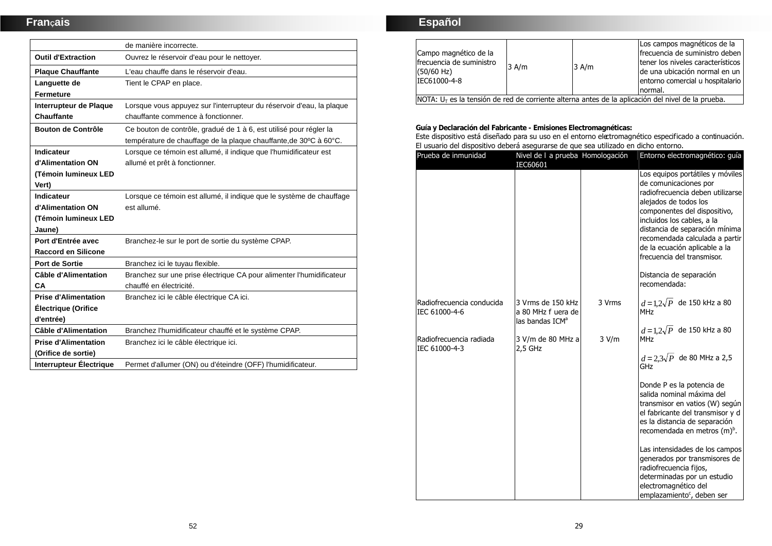## Français

| | |
|---|---|
| | de manière incorrecte. |
| **Outil d'Extraction** | Ouvrez le réservoir d'eau pour le nettoyer. |
| **Plaque Chauffante** | L'eau chauffe dans le réservoir d'eau. |
| **Languette de Fermeture** | Tient le CPAP en place. |
| **Interrupteur de Plaque Chauffante** | Lorsque vous appuyez sur l'interrupteur du réservoir d'eau, la plaque chauffante commence à fonctionner. |
| **Bouton de Contrôle** | Ce bouton de contrôle, gradué de 1 à 6, est utilisé pour régler la température de chauffage de la plaque chauffante,de 30ºC à 60°C. |
| **Indicateur d'Alimentation ON (Témoin lumineux LED Vert)** | Lorsque ce témoin est allumé, il indique que l'humidificateur est allumé et prêt à fonctionner. |
| **Indicateur d'Alimentation ON (Témoin lumineux LED Jaune)** | Lorsque ce témoin est allumé, il indique que le système de chauffage est allumé. |
| **Port d'Entrée avec Raccord en Silicone** | Branchez-le sur le port de sortie du système CPAP. |
| **Port de Sortie** | Branchez ici le tuyau flexible. |
| **Câble d'Alimentation CA** | Branchez sur une prise électrique CA pour alimenter l'humidificateur chauffé en électricité. |
| **Prise d'Alimentation Électrique (Orifice d'entrée)** | Branchez ici le câble électrique CA ici. |
| **Câble d'Alimentation** | Branchez l'humidificateur chauffé et le système CPAP. |
| **Prise d'Alimentation (Orifice de sortie)** | Branchez ici le câble électrique ici. |
| **Interrupteur Électrique** | Permet d'allumer (ON) ou d'éteindre (OFF) l'humidificateur. |

## Español

| | | | |
|---|---|---|---|
| Campo magnético de la frecuencia de suministro (50/60 Hz) IEC61000-4-8 | 3 A/m | 3 A/m | Los campos magnéticos de la frecuencia de suministro deben tener los niveles característicos de una ubicación normal en un entorno comercial u hospitalario normal. |
| NOTA: $U_T$ es la tensión de red de corriente alterna antes de la aplicación del nivel de la prueba. | | | |

**Guía y Declaración del Fabricante - Emisiones Electromagnéticas:**
Este dispositivo está diseñado para su uso en el entorno electromagnético especificado a continuación. El usuario del dispositivo deberá asegurarse de que sea utilizado en dicho entorno.

| Prueba de inmunidad | Nivel de l a prueba IEC60601 | Homologación | Entorno electromagnético: guía |
|---|---|---|---|
| | | | Los equipos portátiles y móviles de comunicaciones por radiofrecuencia deben utilizarse alejados de todos los componentes del dispositivo, incluidos los cables, a la distancia de separación mínima recomendada calculada a partir de la ecuación aplicable a la frecuencia del transmisor.<br><br>Distancia de separación recomendada: |
| Radiofrecuencia conducida IEC 61000-4-6 | 3 Vrms de 150 kHz a 80 MHz f uera de las bandas ICM[a] | 3 Vrms | $d = 1{,}2\sqrt{P}$ de 150 kHz a 80 MHz |
| Radiofrecuencia radiada IEC 61000-4-3 | 3 V/m de 80 MHz a 2,5 GHz | 3 V/m | $d = 1{,}2\sqrt{P}$ de 150 kHz a 80 MHz<br><br>$d = 2{,}3\sqrt{P}$ de 80 MHz a 2,5 GHz<br><br>Donde P es la potencia de salida nominal máxima del transmisor en vatios (W) según el fabricante del transmisor y d es la distancia de separación recomendada en metros (m)[b].<br><br>Las intensidades de los campos generados por transmisores de radiofrecuencia fijos, determinadas por un estudio electromagnético del emplazamiento[c], deben ser |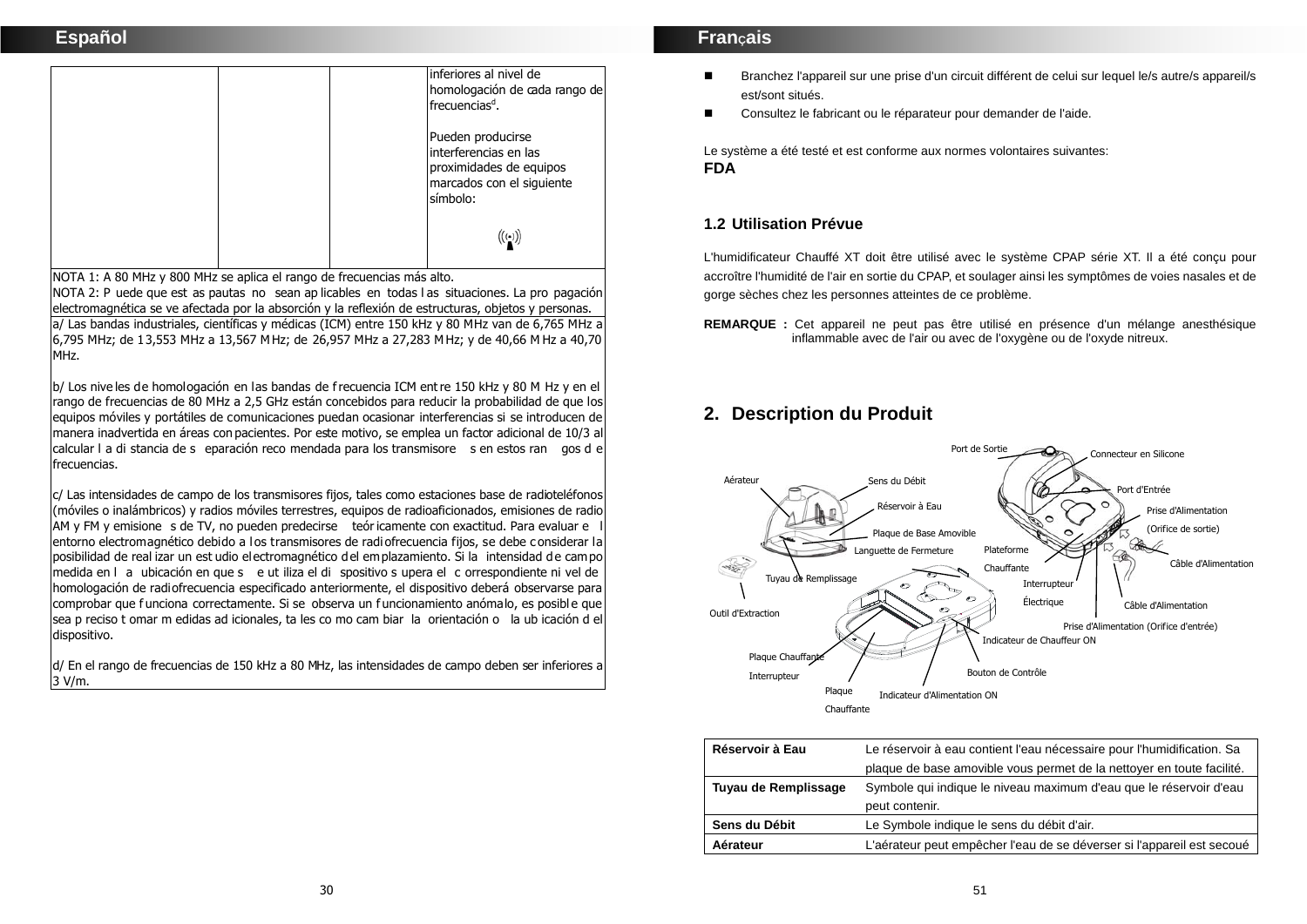## Español

| | | | inferiores al nivel de homologación de cada rango de frecuencias[d]. Pueden producirse interferencias en las proximidades de equipos marcados con el siguiente símbolo: |
|---|---|---|---|

NOTA 1: A 80 MHz y 800 MHz se aplica el rango de frecuencias más alto.
NOTA 2: Puede que estas pautas no sean aplicables en todas las situaciones. La propagación electromagnética se ve afectada por la absorción y la reflexión de estructuras, objetos y personas.

a/ Las bandas industriales, científicas y médicas (ICM) entre 150 kHz y 80 MHz van de 6,765 MHz a 6,795 MHz; de 13,553 MHz a 13,567 MHz; de 26,957 MHz a 27,283 MHz; y de 40,66 MHz a 40,70 MHz.

b/ Los niveles de homologación en las bandas de frecuencia ICM entre 150 kHz y 80 MHz y en el rango de frecuencias de 80 MHz a 2,5 GHz están concebidos para reducir la probabilidad de que los equipos móviles y portátiles de comunicaciones puedan ocasionar interferencias si se introducen de manera inadvertida en áreas con pacientes. Por este motivo, se emplea un factor adicional de 10/3 al calcular la distancia de separación recomendada para los transmisores en estos rangos de frecuencias.

c/ Las intensidades de campo de los transmisores fijos, tales como estaciones base de radioteléfonos (móviles o inalámbricos) y radios móviles terrestres, equipos de radioaficionados, emisiones de radio AM y FM y emisiones de TV, no pueden predecirse teóricamente con exactitud. Para evaluar el entorno electromagnético debido a los transmisores de radiofrecuencia fijos, se debe considerar la posibilidad de realizar un estudio electromagnético del emplazamiento. Si la intensidad de campo medida en la ubicación en que se utiliza el dispositivo supera el correspondiente nivel de homologación de radiofrecuencia especificado anteriormente, el dispositivo deberá observarse para comprobar que funciona correctamente. Si se observa un funcionamiento anómalo, es posible que sea preciso tomar medidas adicionales, tales como cambiar la orientación o la ubicación del dispositivo.

d/ En el rango de frecuencias de 150 kHz a 80 MHz, las intensidades de campo deben ser inferiores a 3 V/m.

## Français

- Branchez l'appareil sur une prise d'un circuit différent de celui sur lequel le/s autre/s appareil/s est/sont situés.
- Consultez le fabricant ou le réparateur pour demander de l'aide.

Le système a été testé et est conforme aux normes volontaires suivantes:
**FDA**

### 1.2 Utilisation Prévue

L'humidificateur Chauffé XT doit être utilisé avec le système CPAP série XT. Il a été conçu pour accroître l'humidité de l'air en sortie du CPAP, et soulager ainsi les symptômes de voies nasales et de gorge sèches chez les personnes atteintes de ce problème.

**REMARQUE :** Cet appareil ne peut pas être utilisé en présence d'un mélange anesthésique inflammable avec de l'air ou avec de l'oxygène ou de l'oxyde nitreux.

## 2. Description du Produit

Port de Sortie, Connecteur en Silicone, Aérateur, Sens du Débit, Port d'Entrée, Réservoir à Eau, Prise d'Alimentation (Orifice de sortie), Plaque de Base Amovible, Languette de Fermeture, Plateforme Chauffante, Câble d'Alimentation, Tuyau de Remplissage, Interrupteur Électrique, Câble d'Alimentation, Outil d'Extraction, Prise d'Alimentation (Orifice d'entrée), Indicateur de Chauffeur ON, Plaque Chauffante, Interrupteur, Bouton de Contrôle, Plaque Chauffante, Indicateur d'Alimentation ON

| | |
|---|---|
| **Réservoir à Eau** | Le réservoir à eau contient l'eau nécessaire pour l'humidification. Sa plaque de base amovible vous permet de la nettoyer en toute facilité. |
| **Tuyau de Remplissage** | Symbole qui indique le niveau maximum d'eau que le réservoir d'eau peut contenir. |
| **Sens du Débit** | Le Symbole indique le sens du débit d'air. |
| **Aérateur** | L'aérateur peut empêcher l'eau de se déverser si l'appareil est secoué |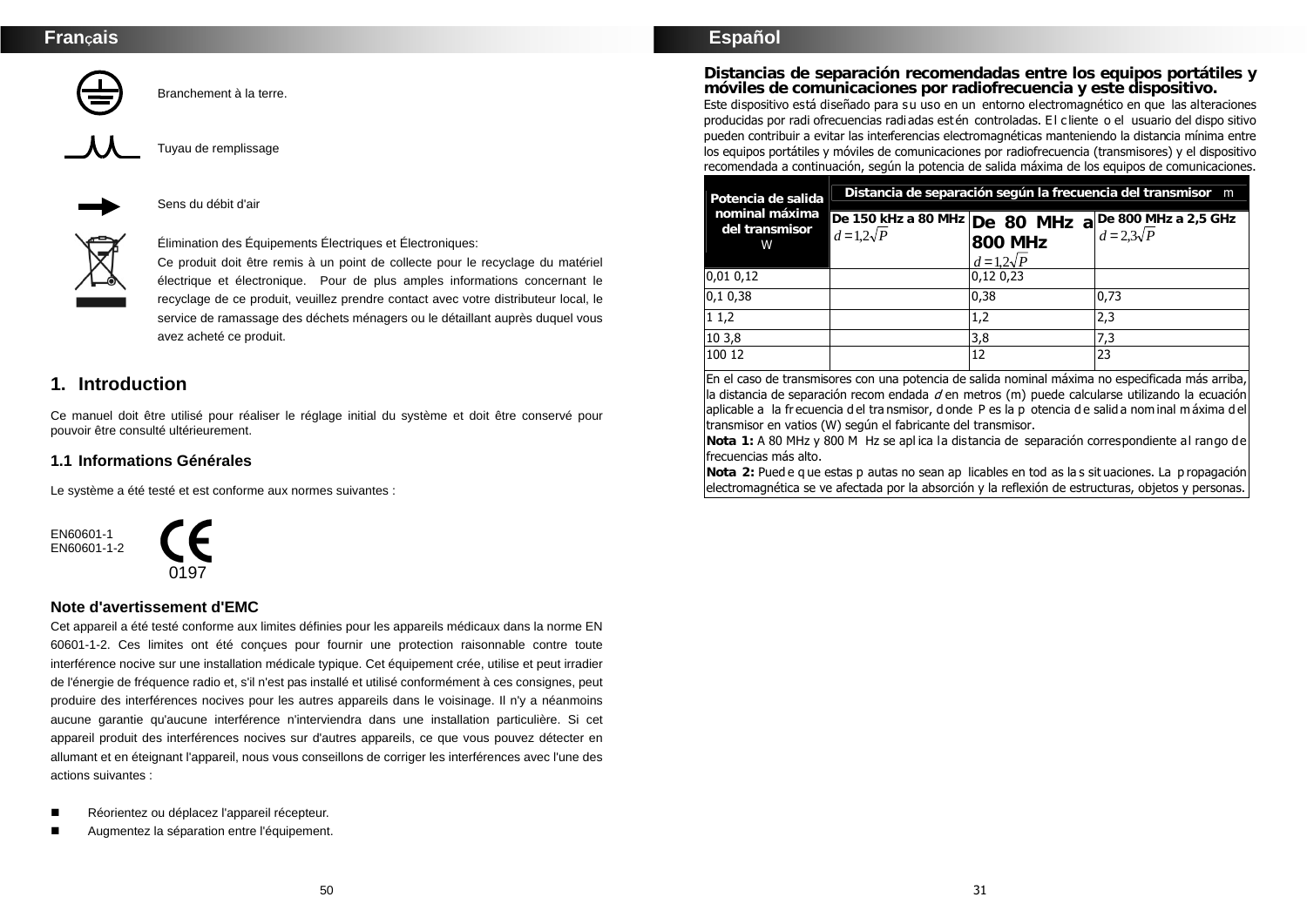## Français

Branchement à la terre.

Tuyau de remplissage

Sens du débit d'air

Élimination des Équipements Électriques et Électroniques:
Ce produit doit être remis à un point de collecte pour le recyclage du matériel électrique et électronique. Pour de plus amples informations concernant le recyclage de ce produit, veuillez prendre contact avec votre distributeur local, le service de ramassage des déchets ménagers ou le détaillant auprès duquel vous avez acheté ce produit.

# 1. Introduction

Ce manuel doit être utilisé pour réaliser le réglage initial du système et doit être conservé pour pouvoir être consulté ultérieurement.

## 1.1 Informations Générales

Le système a été testé et est conforme aux normes suivantes :

EN60601-1
EN60601-1-2

CE 0197

### Note d'avertissement d'EMC

Cet appareil a été testé conforme aux limites définies pour les appareils médicaux dans la norme EN 60601-1-2. Ces limites ont été conçues pour fournir une protection raisonnable contre toute interférence nocive sur une installation médicale typique. Cet équipement crée, utilise et peut irradier de l'énergie de fréquence radio et, s'il n'est pas installé et utilisé conformément à ces consignes, peut produire des interférences nocives pour les autres appareils dans le voisinage. Il n'y a néanmoins aucune garantie qu'aucune interférence n'interviendra dans une installation particulière. Si cet appareil produit des interférences nocives sur d'autres appareils, ce que vous pouvez détecter en allumant et en éteignant l'appareil, nous vous conseillons de corriger les interférences avec l'une des actions suivantes :

- Réorientez ou déplacez l'appareil récepteur.
- Augmentez la séparation entre l'équipement.

## Español

**Distancias de separación recomendadas entre los equipos portátiles y móviles de comunicaciones por radiofrecuencia y este dispositivo.**

Este dispositivo está diseñado para su uso en un entorno electromagnético en que las alteraciones producidas por radiofrecuencias radiadas estén controladas. El cliente o el usuario del dispositivo pueden contribuir a evitar las interferencias electromagnéticas manteniendo la distancia mínima entre los equipos portátiles y móviles de comunicaciones por radiofrecuencia (transmisores) y el dispositivo recomendada a continuación, según la potencia de salida máxima de los equipos de comunicaciones.

| Potencia de salida nominal máxima del transmisor W | Distancia de separación según la frecuencia del transmisor m | | |
|---|---|---|---|
| | De 150 kHz a 80 MHz $d = 1{,}2\sqrt{P}$ | De 80 MHz a 800 MHz $d = 1{,}2\sqrt{P}$ | De 800 MHz a 2,5 GHz $d = 2{,}3\sqrt{P}$ |
| 0,01 0,12 | | 0,12 0,23 | |
| 0,1 0,38 | | 0,38 | 0,73 |
| 1 1,2 | | 1,2 | 2,3 |
| 10 3,8 | | 3,8 | 7,3 |
| 100 12 | | 12 | 23 |

En el caso de transmisores con una potencia de salida nominal máxima no especificada más arriba, la distancia de separación recomendada *d* en metros (m) puede calcularse utilizando la ecuación aplicable a la frecuencia del transmisor, donde P es la potencia de salida nominal máxima del transmisor en vatios (W) según el fabricante del transmisor.

**Nota 1:** A 80 MHz y 800 MHz se aplica la distancia de separación correspondiente al rango de frecuencias más alto.

**Nota 2:** Puede que estas pautas no sean aplicables en todas las situaciones. La propagación electromagnética se ve afectada por la absorción y la reflexión de estructuras, objetos y personas.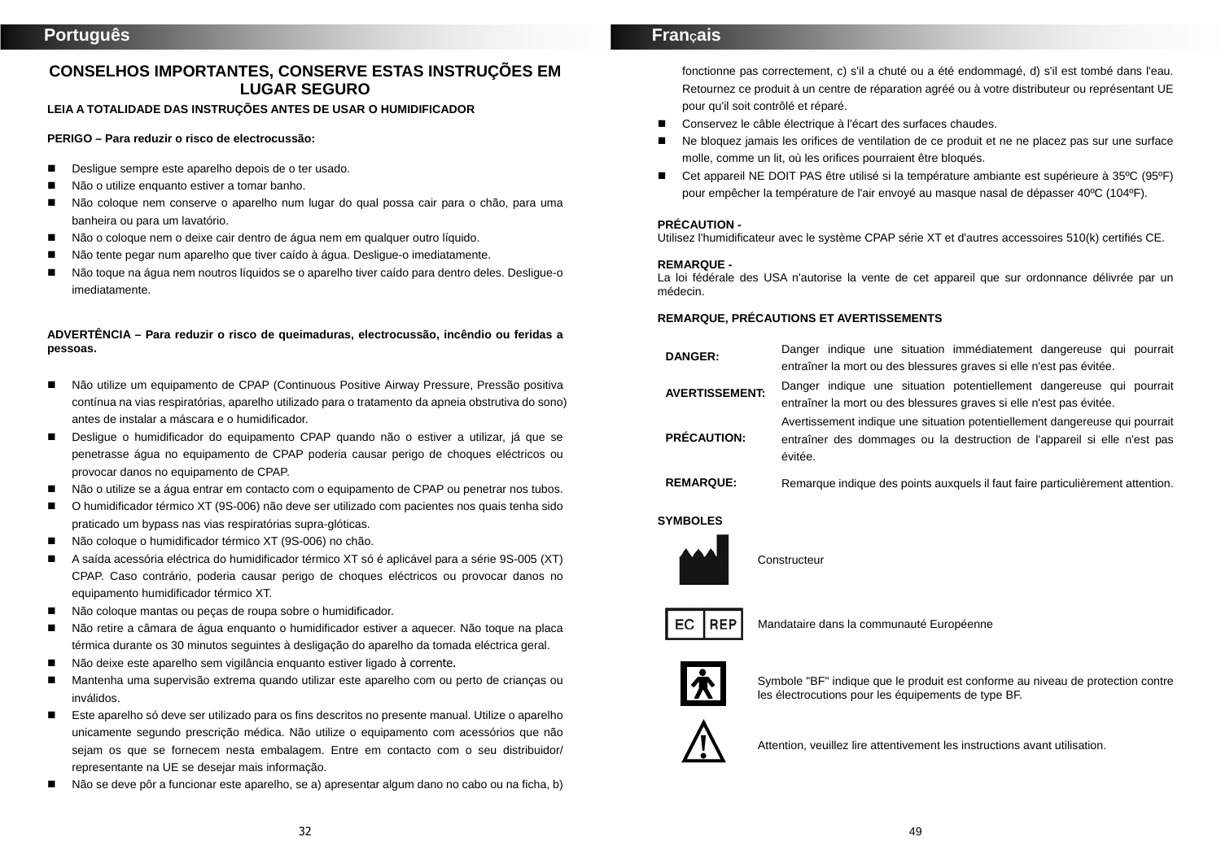## Português

### CONSELHOS IMPORTANTES, CONSERVE ESTAS INSTRUÇÕES EM LUGAR SEGURO

**LEIA A TOTALIDADE DAS INSTRUÇÕES ANTES DE USAR O HUMIDIFICADOR**

**PERIGO – Para reduzir o risco de electrocussão:**

- Desligue sempre este aparelho depois de o ter usado.
- Não o utilize enquanto estiver a tomar banho.
- Não coloque nem conserve o aparelho num lugar do qual possa cair para o chão, para uma banheira ou para um lavatório.
- Não o coloque nem o deixe cair dentro de água nem em qualquer outro líquido.
- Não tente pegar num aparelho que tiver caído à água. Desligue-o imediatamente.
- Não toque na água nem noutros líquidos se o aparelho tiver caído para dentro deles. Desligue-o imediatamente.

**ADVERTÊNCIA – Para reduzir o risco de queimaduras, electrocussão, incêndio ou feridas a pessoas.**

- Não utilize um equipamento de CPAP (Continuous Positive Airway Pressure, Pressão positiva contínua na vias respiratórias, aparelho utilizado para o tratamento da apneia obstrutiva do sono) antes de instalar a máscara e o humidificador.
- Desligue o humidificador do equipamento CPAP quando não o estiver a utilizar, já que se penetrasse água no equipamento de CPAP poderia causar perigo de choques eléctricos ou provocar danos no equipamento de CPAP.
- Não o utilize se a água entrar em contacto com o equipamento de CPAP ou penetrar nos tubos.
- O humidificador térmico XT (9S-006) não deve ser utilizado com pacientes nos quais tenha sido praticado um bypass nas vias respiratórias supra-glóticas.
- Não coloque o humidificador térmico XT (9S-006) no chão.
- A saída acessória eléctrica do humidificador térmico XT só é aplicável para a série 9S-005 (XT) CPAP. Caso contrário, poderia causar perigo de choques eléctricos ou provocar danos no equipamento humidificador térmico XT.
- Não coloque mantas ou peças de roupa sobre o humidificador.
- Não retire a câmara de água enquanto o humidificador estiver a aquecer. Não toque na placa térmica durante os 30 minutos seguintes à desligação do aparelho da tomada eléctrica geral.
- Não deixe este aparelho sem vigilância enquanto estiver ligado à corrente.
- Mantenha uma supervisão extrema quando utilizar este aparelho com ou perto de crianças ou inválidos.
- Este aparelho só deve ser utilizado para os fins descritos no presente manual. Utilize o aparelho unicamente segundo prescrição médica. Não utilize o equipamento com acessórios que não sejam os que se fornecem nesta embalagem. Entre em contacto com o seu distribuidor/ representante na UE se desejar mais informação.
- Não se deve pôr a funcionar este aparelho, se a) apresentar algum dano no cabo ou na ficha, b)

## Français

fonctionne pas correctement, c) s'il a chuté ou a été endommagé, d) s'il est tombé dans l'eau. Retournez ce produit à un centre de réparation agréé ou à votre distributeur ou représentant UE pour qu'il soit contrôlé et réparé.

- Conservez le câble électrique à l'écart des surfaces chaudes.
- Ne bloquez jamais les orifices de ventilation de ce produit et ne ne placez pas sur une surface molle, comme un lit, où les orifices pourraient être bloqués.
- Cet appareil NE DOIT PAS être utilisé si la température ambiante est supérieure à 35ºC (95ºF) pour empêcher la température de l'air envoyé au masque nasal de dépasser 40ºC (104ºF).

**PRÉCAUTION -**
Utilisez l'humidificateur avec le système CPAP série XT et d'autres accessoires 510(k) certifiés CE.

**REMARQUE -**
La loi fédérale des USA n'autorise la vente de cet appareil que sur ordonnance délivrée par un médecin.

**REMARQUE, PRÉCAUTIONS ET AVERTISSEMENTS**

| | |
|---|---|
| **DANGER:** | Danger indique une situation immédiatement dangereuse qui pourrait entraîner la mort ou des blessures graves si elle n'est pas évitée. |
| **AVERTISSEMENT:** | Danger indique une situation potentiellement dangereuse qui pourrait entraîner la mort ou des blessures graves si elle n'est pas évitée. |
| **PRÉCAUTION:** | Avertissement indique une situation potentiellement dangereuse qui pourrait entraîner des dommages ou la destruction de l'appareil si elle n'est pas évitée. |
| **REMARQUE:** | Remarque indique des points auxquels il faut faire particulièrement attention. |

**SYMBOLES**

| Symbole | Description |
|---|---|
| | Constructeur |
| EC REP | Mandataire dans la communauté Européenne |
| | Symbole "BF" indique que le produit est conforme au niveau de protection contre les électrocutions pour les équipements de type BF. |
| ! | Attention, veuillez lire attentivement les instructions avant utilisation. |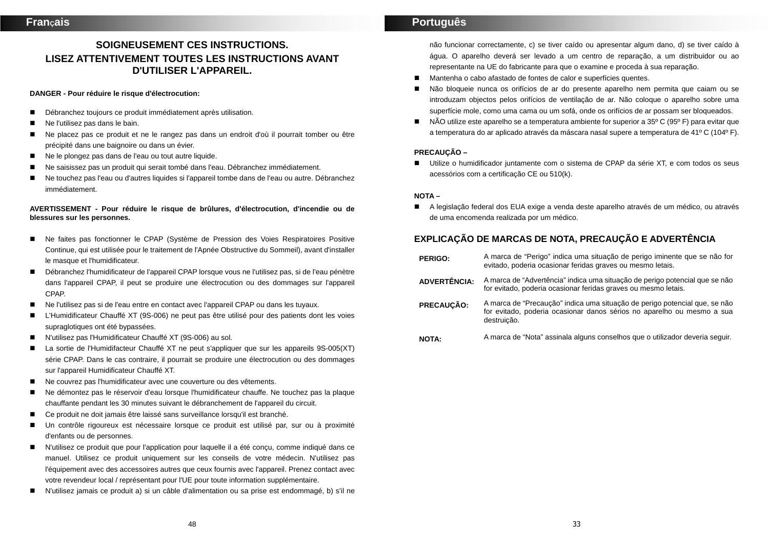## Français

### SOIGNEUSEMENT CES INSTRUCTIONS.

### LISEZ ATTENTIVEMENT TOUTES LES INSTRUCTIONS AVANT D'UTILISER L'APPAREIL.

**DANGER - Pour réduire le risque d'électrocution:**

- Débranchez toujours ce produit immédiatement après utilisation.
- Ne l'utilisez pas dans le bain.
- Ne placez pas ce produit et ne le rangez pas dans un endroit d'où il pourrait tomber ou être précipité dans une baignoire ou dans un évier.
- Ne le plongez pas dans de l'eau ou tout autre liquide.
- Ne saisissez pas un produit qui serait tombé dans l'eau. Débranchez immédiatement.
- Ne touchez pas l'eau ou d'autres liquides si l'appareil tombe dans de l'eau ou autre. Débranchez immédiatement.

**AVERTISSEMENT - Pour réduire le risque de brûlures, d'électrocution, d'incendie ou de blessures sur les personnes.**

- Ne faites pas fonctionner le CPAP (Système de Pression des Voies Respiratoires Positive Continue, qui est utilisée pour le traitement de l'Apnée Obstructive du Sommeil), avant d'installer le masque et l'humidificateur.
- Débranchez l'humidificateur de l'appareil CPAP lorsque vous ne l'utilisez pas, si de l'eau pénètre dans l'appareil CPAP, il peut se produire une électrocution ou des dommages sur l'appareil CPAP.
- Ne l'utilisez pas si de l'eau entre en contact avec l'appareil CPAP ou dans les tuyaux.
- L'Humidificateur Chauffé XT (9S-006) ne peut pas être utilisé pour des patients dont les voies supraglotiques ont été bypassées.
- N'utilisez pas l'Humidificateur Chauffé XT (9S-006) au sol.
- La sortie de l'Humidifacteur Chauffé XT ne peut s'appliquer que sur les appareils 9S-005(XT) série CPAP. Dans le cas contraire, il pourrait se produire une électrocution ou des dommages sur l'appareil Humidificateur Chauffé XT.
- Ne couvrez pas l'humidificateur avec une couverture ou des vêtements.
- Ne démontez pas le réservoir d'eau lorsque l'humidificateur chauffe. Ne touchez pas la plaque chauffante pendant les 30 minutes suivant le débranchement de l'appareil du circuit.
- Ce produit ne doit jamais être laissé sans surveillance lorsqu'il est branché.
- Un contrôle rigoureux est nécessaire lorsque ce produit est utilisé par, sur ou à proximité d'enfants ou de personnes.
- N'utilisez ce produit que pour l'application pour laquelle il a été conçu, comme indiqué dans ce manuel. Utilisez ce produit uniquement sur les conseils de votre médecin. N'utilisez pas l'équipement avec des accessoires autres que ceux fournis avec l'appareil. Prenez contact avec votre revendeur local / représentant pour l'UE pour toute information supplémentaire.
- N'utilisez jamais ce produit a) si un câble d'alimentation ou sa prise est endommagé, b) s'il ne

## Português

não funcionar correctamente, c) se tiver caído ou apresentar algum dano, d) se tiver caído à água. O aparelho deverá ser levado a um centro de reparação, a um distribuidor ou ao representante na UE do fabricante para que o examine e proceda à sua reparação.

- Mantenha o cabo afastado de fontes de calor e superfícies quentes.
- Não bloqueie nunca os orifícios de ar do presente aparelho nem permita que caiam ou se introduzam objectos pelos orifícios de ventilação de ar. Não coloque o aparelho sobre uma superfície mole, como uma cama ou um sofá, onde os orifícios de ar possam ser bloqueados.
- NÃO utilize este aparelho se a temperatura ambiente for superior a 35º C (95º F) para evitar que a temperatura do ar aplicado através da máscara nasal supere a temperatura de 41º C (104º F).

**PRECAUÇÃO –**

- Utilize o humidificador juntamente com o sistema de CPAP da série XT, e com todos os seus acessórios com a certificação CE ou 510(k).

**NOTA –**

- A legislação federal dos EUA exige a venda deste aparelho através de um médico, ou através de uma encomenda realizada por um médico.

### EXPLICAÇÃO DE MARCAS DE NOTA, PRECAUÇÃO E ADVERTÊNCIA

| | |
|---|---|
| **PERIGO:** | A marca de "Perigo" indica uma situação de perigo iminente que se não for evitado, poderia ocasionar feridas graves ou mesmo letais. |
| **ADVERTÊNCIA:** | A marca de "Advertência" indica uma situação de perigo potencial que se não for evitado, poderia ocasionar feridas graves ou mesmo letais. |
| **PRECAUÇÃO:** | A marca de "Precaução" indica uma situação de perigo potencial que, se não for evitado, poderia ocasionar danos sérios no aparelho ou mesmo a sua destruição. |
| **NOTA:** | A marca de "Nota" assinala alguns conselhos que o utilizador deveria seguir. |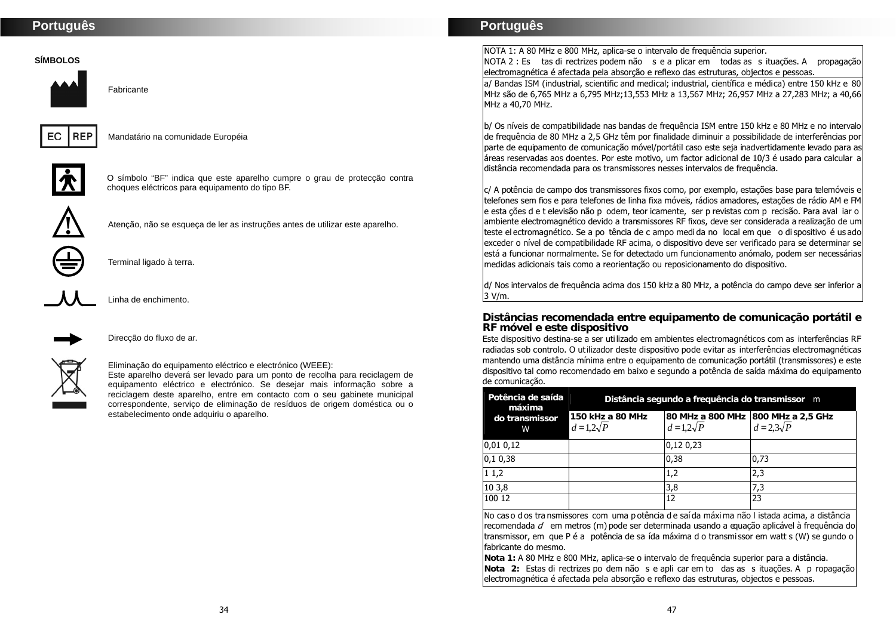**SÍMBOLOS**

Fabricante

Mandatário na comunidade Européia

O símbolo "BF" indica que este aparelho cumpre o grau de protecção contra choques eléctricos para equipamento do tipo BF.

Atenção, não se esqueça de ler as instruções antes de utilizar este aparelho.

Terminal ligado à terra.

Linha de enchimento.

Direcção do fluxo de ar.

Eliminação do equipamento eléctrico e electrónico (WEEE):
Este aparelho deverá ser levado para um ponto de recolha para reciclagem de equipamento eléctrico e electrónico. Se desejar mais informação sobre a reciclagem deste aparelho, entre em contacto com o seu gabinete municipal correspondente, serviço de eliminação de resíduos de origem doméstica ou o estabelecimento onde adquiriu o aparelho.

NOTA 1: A 80 MHz e 800 MHz, aplica-se o intervalo de frequência superior.
NOTA 2 : Estas directrizes podem não se aplicar em todas as situações. A propagação electromagnética é afectada pela absorção e reflexo das estruturas, objectos e pessoas.

a/ Bandas ISM (industrial, scientific and medical; industrial, científica e médica) entre 150 kHz e 80 MHz são de 6,765 MHz a 6,795 MHz;13,553 MHz a 13,567 MHz; 26,957 MHz a 27,283 MHz; a 40,66 MHz a 40,70 MHz.

b/ Os níveis de compatibilidade nas bandas de frequência ISM entre 150 kHz e 80 MHz e no intervalo de frequência de 80 MHz a 2,5 GHz têm por finalidade diminuir a possibilidade de interferências por parte de equipamento de comunicação móvel/portátil caso este seja inadvertidamente levado para as áreas reservadas aos doentes. Por este motivo, um factor adicional de 10/3 é usado para calcular a distância recomendada para os transmissores nesses intervalos de frequência.

c/ A potência de campo dos transmissores fixos como, por exemplo, estações base para telemóveis e telefones sem fios e para telefones de linha fixa móveis, rádios amadores, estações de rádio AM e FM e estações de televisão não podem, teoricamente, ser previstas com precisão. Para avaliar o ambiente electromagnético devido a transmissores RF fixos, deve ser considerada a realização de um teste electromagnético. Se a potência de campo medida no local em que o dispositivo é usado exceder o nível de compatibilidade RF acima, o dispositivo deve ser verificado para se determinar se está a funcionar normalmente. Se for detectado um funcionamento anómalo, podem ser necessárias medidas adicionais tais como a reorientação ou reposicionamento do dispositivo.

d/ Nos intervalos de frequência acima dos 150 kHz a 80 MHz, a potência do campo deve ser inferior a 3 V/m.

## Distâncias recomendada entre equipamento de comunicação portátil e RF móvel e este dispositivo

Este dispositivo destina-se a ser utilizado em ambientes electromagnéticos com as interferências RF radiadas sob controlo. O utilizador deste dispositivo pode evitar as interferências electromagnéticas mantendo uma distância mínima entre o equipamento de comunicação portátil (transmissores) e este dispositivo tal como recomendado em baixo e segundo a potência de saída máxima do equipamento de comunicação.

| Potência de saída máxima do transmissor W | Distância segundo a frequência do transmissor m | | |
|---|---|---|---|
| | 150 kHz a 80 MHz $d = 1{,}2\sqrt{P}$ | 80 MHz a 800 MHz $d = 1{,}2\sqrt{P}$ | 800 MHz a 2,5 GHz $d = 2{,}3\sqrt{P}$ |
| 0,01 0,12 | | 0,12 0,23 | |
| 0,1 0,38 | | 0,38 | 0,73 |
| 1 1,2 | | 1,2 | 2,3 |
| 10 3,8 | | 3,8 | 7,3 |
| 100 12 | | 12 | 23 |

No caso dos transmissores com uma potência de saída máxima não listada acima, a distância recomendada *d* em metros (m) pode ser determinada usando a equação aplicável à frequência do transmissor, em que P é a potência de saída máxima do transmissor em watts (W) segundo o fabricante do mesmo.
**Nota 1:** A 80 MHz e 800 MHz, aplica-se o intervalo de frequência superior para a distância.
**Nota 2:** Estas directrizes podem não se aplicar em todas as situações. A propagação electromagnética é afectada pela absorção e reflexo das estruturas, objectos e pessoas.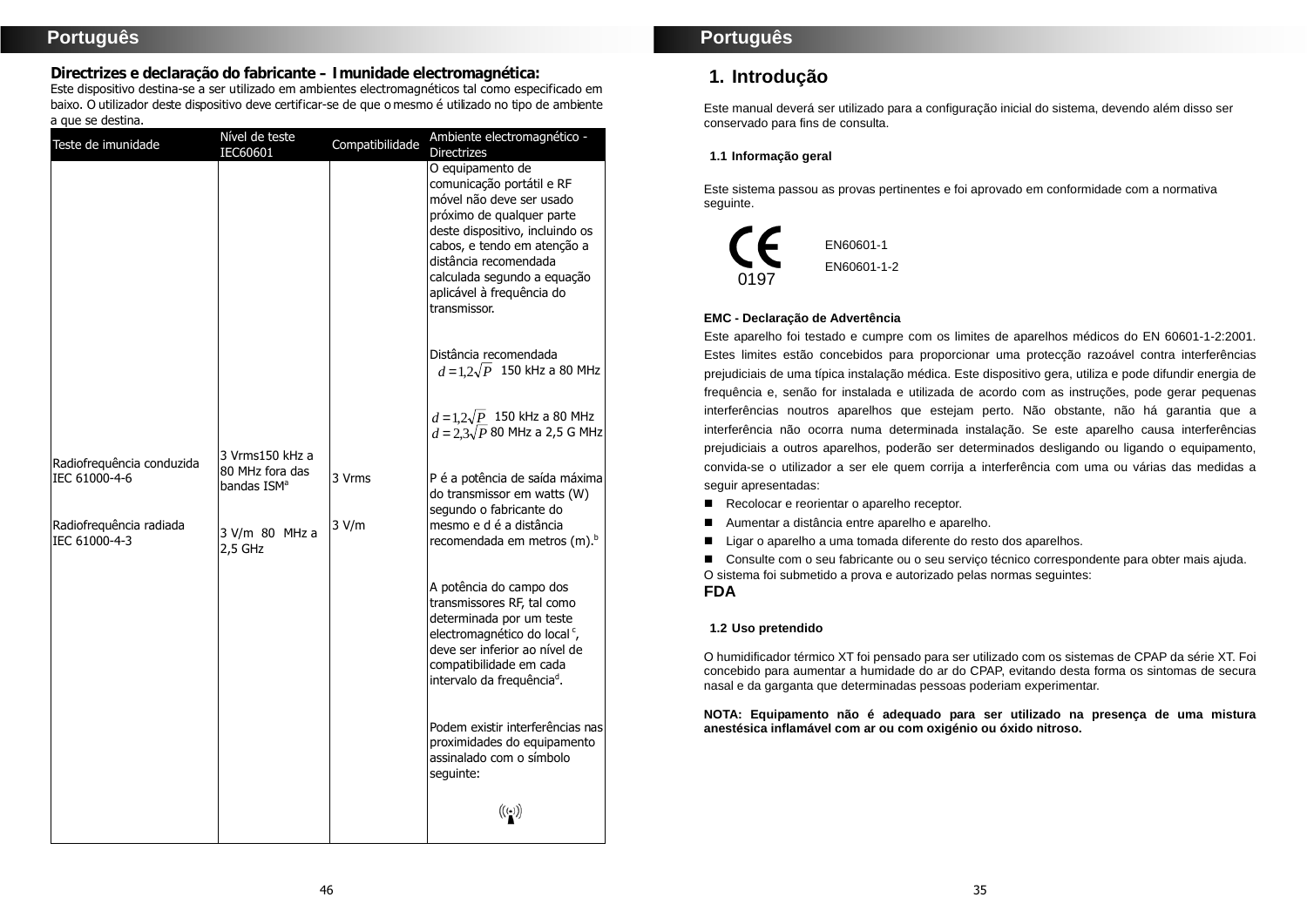## Directrizes e declaração do fabricante – Imunidade electromagnética:

Este dispositivo destina-se a ser utilizado em ambientes electromagnéticos tal como especificado em baixo. O utilizador deste dispositivo deve certificar-se de que o mesmo é utilizado no tipo de ambiente a que se destina.

| Teste de imunidade | Nível de teste IEC60601 | Compatibilidade | Ambiente electromagnético - Directrizes |
|---|---|---|---|
| Radiofrequência conduzida IEC 61000-4-6<br><br>Radiofrequência radiada IEC 61000-4-3 | 3 Vrms150 kHz a 80 MHz fora das bandas ISM[a]<br><br>3 V/m 80 MHz a 2,5 GHz | 3 Vrms<br><br>3 V/m | O equipamento de comunicação portátil e RF móvel não deve ser usado próximo de qualquer parte deste dispositivo, incluindo os cabos, e tendo em atenção a distância recomendada calculada segundo a equação aplicável à frequência do transmissor.<br><br>Distância recomendada<br>$d = 1{,}2\sqrt{P}$ 150 kHz a 80 MHz<br><br>$d = 1{,}2\sqrt{P}$ 150 kHz a 80 MHz<br>$d = 2{,}3\sqrt{P}$ 80 MHz a 2,5 G MHz<br><br>P é a potência de saída máxima do transmissor em watts (W) segundo o fabricante do mesmo e d é a distância recomendada em metros (m).[b]<br><br>A potência do campo dos transmissores RF, tal como determinada por um teste electromagnético do local[c], deve ser inferior ao nível de compatibilidade em cada intervalo da frequência[d].<br><br>Podem existir interferências nas proximidades do equipamento assinalado com o símbolo seguinte: |

# 1. Introdução

Este manual deverá ser utilizado para a configuração inicial do sistema, devendo além disso ser conservado para fins de consulta.

## 1.1 Informação geral

Este sistema passou as provas pertinentes e foi aprovado em conformidade com a normativa seguinte.

CE 0197

EN60601-1

EN60601-1-2

**EMC - Declaração de Advertência**

Este aparelho foi testado e cumpre com os limites de aparelhos médicos do EN 60601-1-2:2001. Estes limites estão concebidos para proporcionar uma protecção razoável contra interferências prejudiciais de uma típica instalação médica. Este dispositivo gera, utiliza e pode difundir energia de frequência e, senão for instalada e utilizada de acordo com as instruções, pode gerar pequenas interferências noutros aparelhos que estejam perto. Não obstante, não há garantia que a interferência não ocorra numa determinada instalação. Se este aparelho causa interferências prejudiciais a outros aparelhos, poderão ser determinados desligando ou ligando o equipamento, convida-se o utilizador a ser ele quem corrija a interferência com uma ou várias das medidas a seguir apresentadas:

- Recolocar e reorientar o aparelho receptor.
- Aumentar a distância entre aparelho e aparelho.
- Ligar o aparelho a uma tomada diferente do resto dos aparelhos.
- Consulte com o seu fabricante ou o seu serviço técnico correspondente para obter mais ajuda.

O sistema foi submetido a prova e autorizado pelas normas seguintes:

**FDA**

## 1.2 Uso pretendido

O humidificador térmico XT foi pensado para ser utilizado com os sistemas de CPAP da série XT. Foi concebido para aumentar a humidade do ar do CPAP, evitando desta forma os sintomas de secura nasal e da garganta que determinadas pessoas poderiam experimentar.

**NOTA: Equipamento não é adequado para ser utilizado na presença de uma mistura anestésica inflamável com ar ou com oxigénio ou óxido nitroso.**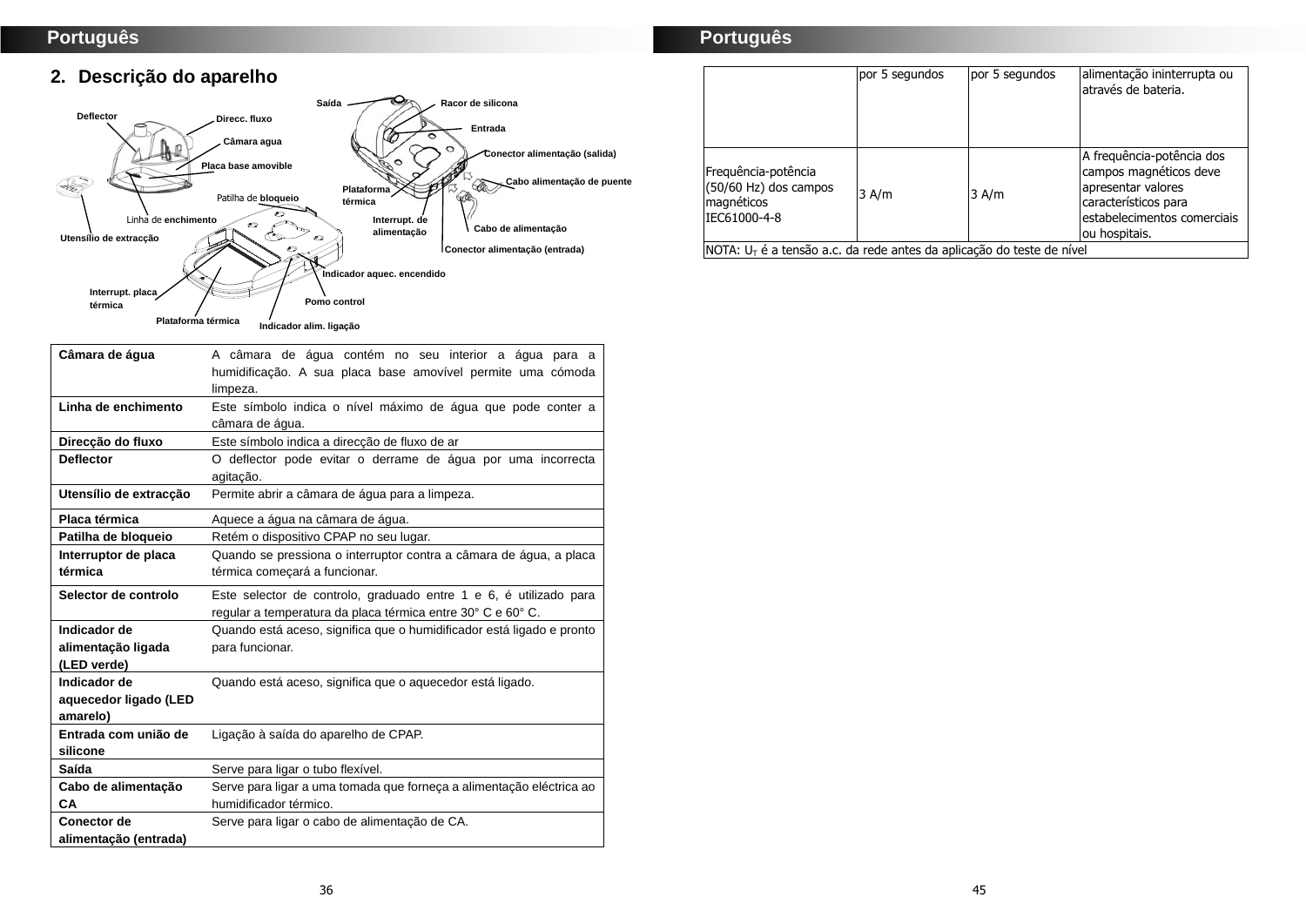## 2. Descrição do aparelho

Saída
Racor de silicona
Deflector
Direcc. fluxo
Câmara agua
Entrada
Placa base amovible
Conector alimentação (salida)
Cabo alimentação de puente
Plataforma térmica
Patilha de bloqueio
Linha de enchimento
Interrupt. de alimentação
Cabo de alimentação
Utensílio de extracção
Conector alimentação (entrada)
Indicador aquec. encendido
Interrupt. placa térmica
Pomo control
Plataforma térmica
Indicador alim. ligação

| | |
|---|---|
| **Câmara de água** | A câmara de água contém no seu interior a água para a humidificação. A sua placa base amovível permite uma cómoda limpeza. |
| **Linha de enchimento** | Este símbolo indica o nível máximo de água que pode conter a câmara de água. |
| **Direcção do fluxo** | Este símbolo indica a direcção de fluxo de ar |
| **Deflector** | O deflector pode evitar o derrame de água por uma incorrecta agitação. |
| **Utensílio de extracção** | Permite abrir a câmara de água para a limpeza. |
| **Placa térmica** | Aquece a água na câmara de água. |
| **Patilha de bloqueio** | Retém o dispositivo CPAP no seu lugar. |
| **Interruptor de placa térmica** | Quando se pressiona o interruptor contra a câmara de água, a placa térmica começará a funcionar. |
| **Selector de controlo** | Este selector de controlo, graduado entre 1 e 6, é utilizado para regular a temperatura da placa térmica entre 30° C e 60° C. |
| **Indicador de alimentação ligada (LED verde)** | Quando está aceso, significa que o humidificador está ligado e pronto para funcionar. |
| **Indicador de aquecedor ligado (LED amarelo)** | Quando está aceso, significa que o aquecedor está ligado. |
| **Entrada com união de silicone** | Ligação à saída do aparelho de CPAP. |
| **Saída** | Serve para ligar o tubo flexível. |
| **Cabo de alimentação CA** | Serve para ligar a uma tomada que forneça a alimentação eléctrica ao humidificador térmico. |
| **Conector de alimentação (entrada)** | Serve para ligar o cabo de alimentação de CA. |

| | | | |
|---|---|---|---|
| | por 5 segundos | por 5 segundos | alimentação ininterrupta ou através de bateria. |
| Frequência-potência (50/60 Hz) dos campos magnéticos IEC61000-4-8 | 3 A/m | 3 A/m | A frequência-potência dos campos magnéticos deve apresentar valores característicos para estabelecimentos comerciais ou hospitais. |
| NOTA: $U_T$ é a tensão a.c. da rede antes da aplicação do teste de nível | | | |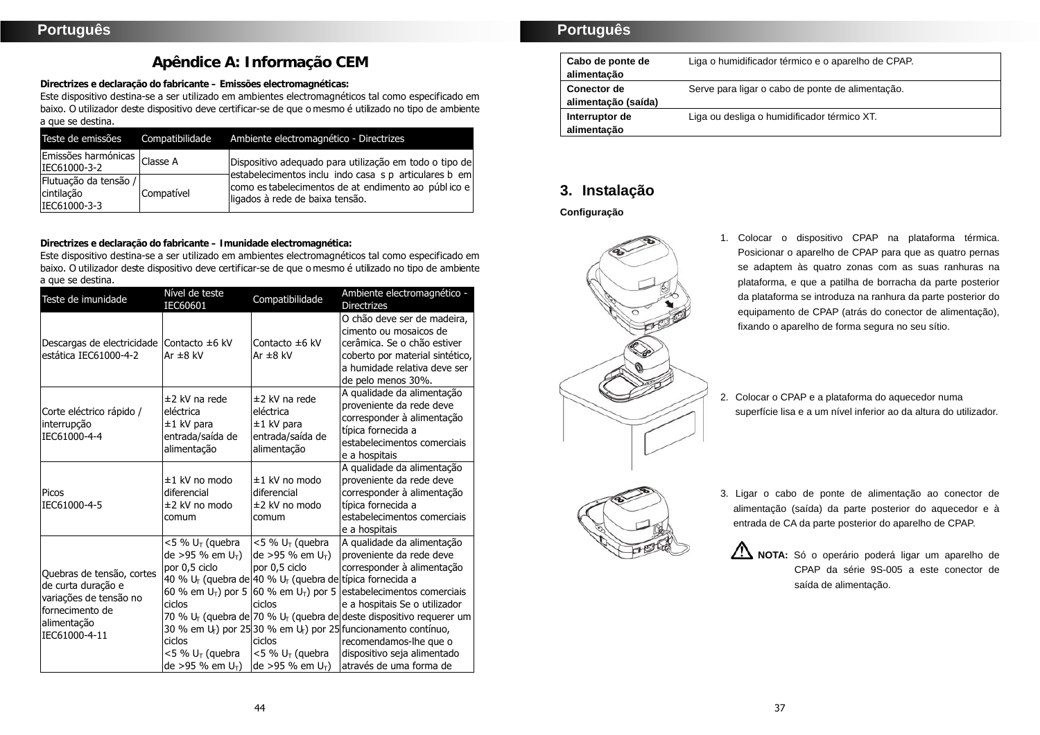## Apêndice A: Informação CEM

**Directrizes e declaração do fabricante – Emissões electromagnéticas:**
Este dispositivo destina-se a ser utilizado em ambientes electromagnéticos tal como especificado em baixo. O utilizador deste dispositivo deve certificar-se de que o mesmo é utilizado no tipo de ambiente a que se destina.

| Teste de emissões | Compatibilidade | Ambiente electromagnético - Directrizes |
|---|---|---|
| Emissões harmónicas IEC61000-3-2 | Classe A | Dispositivo adequado para utilização em todo o tipo de estabelecimentos inclu indo casa s p articulares b em como es tabelecimentos de at endimento ao públ ico e ligados à rede de baixa tensão. |
| Flutuação da tensão / cintilação IEC61000-3-3 | Compatível | |

**Directrizes e declaração do fabricante – Imunidade electromagnética:**
Este dispositivo destina-se a ser utilizado em ambientes electromagnéticos tal como especificado em baixo. O utilizador deste dispositivo deve certificar-se de que o mesmo é utilizado no tipo de ambiente a que se destina.

| Teste de imunidade | Nível de teste IEC60601 | Compatibilidade | Ambiente electromagnético - Directrizes |
|---|---|---|---|
| Descargas de electricidade estática IEC61000-4-2 | Contacto ±6 kV<br>Ar ±8 kV | Contacto ±6 kV<br>Ar ±8 kV | O chão deve ser de madeira, cimento ou mosaicos de cerâmica. Se o chão estiver coberto por material sintético, a humidade relativa deve ser de pelo menos 30%. |
| Corte eléctrico rápido / interrupção IEC61000-4-4 | ±2 kV na rede eléctrica<br>±1 kV para entrada/saída de alimentação | ±2 kV na rede eléctrica<br>±1 kV para entrada/saída de alimentação | A qualidade da alimentação proveniente da rede deve corresponder à alimentação típica fornecida a estabelecimentos comerciais e a hospitais |
| Picos IEC61000-4-5 | ±1 kV no modo diferencial<br>±2 kV no modo comum | ±1 kV no modo diferencial<br>±2 kV no modo comum | A qualidade da alimentação proveniente da rede deve corresponder à alimentação típica fornecida a estabelecimentos comerciais e a hospitais |
| Quebras de tensão, cortes de curta duração e variações de tensão no fornecimento de alimentação IEC61000-4-11 | <5 % $U_T$ (quebra de >95 % em $U_T$) por 0,5 ciclo<br>40 % $U_T$ (quebra de 60 % em $U_T$) por 5 ciclos<br>70 % $U_T$ (quebra de 30 % em $U_T$) por 25 ciclos<br><5 % $U_T$ (quebra de >95 % em $U_T$) | <5 % $U_T$ (quebra de >95 % em $U_T$) por 0,5 ciclo<br>40 % $U_T$ (quebra de 60 % em $U_T$) por 5 ciclos<br>70 % $U_T$ (quebra de 30 % em $U_T$) por 25 ciclos<br><5 % $U_T$ (quebra de >95 % em $U_T$) | A qualidade da alimentação proveniente da rede deve corresponder à alimentação típica fornecida a estabelecimentos comerciais e a hospitais Se o utilizador deste dispositivo requerer um funcionamento contínuo, recomendamos-lhe que o dispositivo seja alimentado através de uma forma de |

| | |
|---|---|
| **Cabo de ponte de alimentação** | Liga o humidificador térmico e o aparelho de CPAP. |
| **Conector de alimentação (saída)** | Serve para ligar o cabo de ponte de alimentação. |
| **Interruptor de alimentação** | Liga ou desliga o humidificador térmico XT. |

## 3. Instalação

**Configuração**

1. Colocar o dispositivo CPAP na plataforma térmica. Posicionar o aparelho de CPAP para que as quatro pernas se adaptem às quatro zonas com as suas ranhuras na plataforma, e que a patilha de borracha da parte posterior da plataforma se introduza na ranhura da parte posterior do equipamento de CPAP (atrás do conector de alimentação), fixando o aparelho de forma segura no seu sítio.

2. Colocar o CPAP e a plataforma do aquecedor numa superfície lisa e a um nível inferior ao da altura do utilizador.

3. Ligar o cabo de ponte de alimentação ao conector de alimentação (saída) da parte posterior do aquecedor e à entrada de CA da parte posterior do aparelho de CPAP.

⚠ **NOTA:** Só o operário poderá ligar um aparelho de CPAP da série 9S-005 a este conector de saída de alimentação.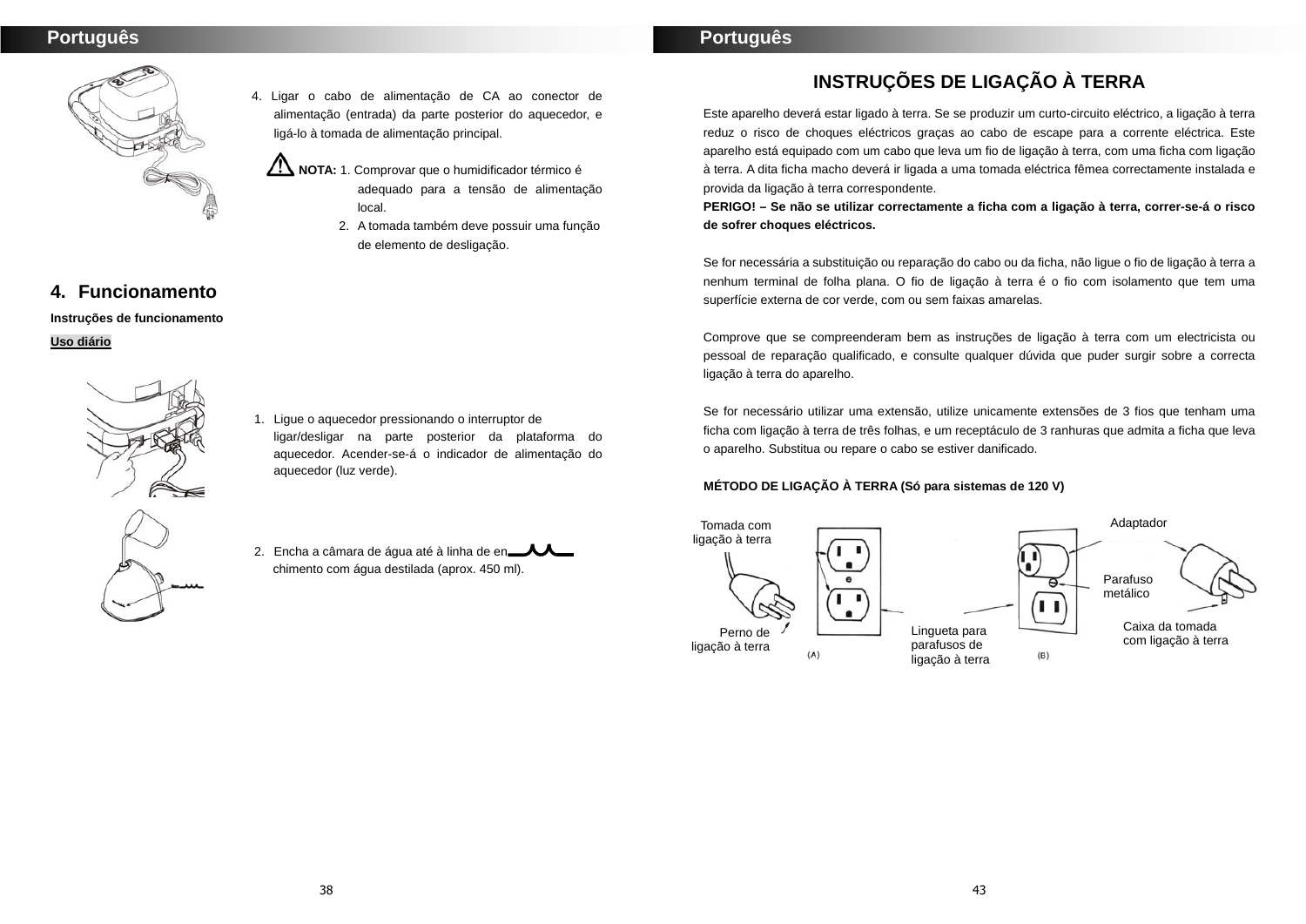4. Ligar o cabo de alimentação de CA ao conector de alimentação (entrada) da parte posterior do aquecedor, e ligá-lo à tomada de alimentação principal.

⚠ **NOTA:** 1. Comprovar que o humidificador térmico é adequado para a tensão de alimentação local.
2. A tomada também deve possuir uma função de elemento de desligação.

## 4. Funcionamento

**Instruções de funcionamento**

**Uso diário**

1. Ligue o aquecedor pressionando o interruptor de ligar/desligar na parte posterior da plataforma do aquecedor. Acender-se-á o indicador de alimentação do aquecedor (luz verde).

2. Encha a câmara de água até à linha de enchimento com água destilada (aprox. 450 ml).

## INSTRUÇÕES DE LIGAÇÃO À TERRA

Este aparelho deverá estar ligado à terra. Se se produzir um curto-circuito eléctrico, a ligação à terra reduz o risco de choques eléctricos graças ao cabo de escape para a corrente eléctrica. Este aparelho está equipado com um cabo que leva um fio de ligação à terra, com uma ficha com ligação à terra. A dita ficha macho deverá ir ligada a uma tomada eléctrica fêmea correctamente instalada e provida da ligação à terra correspondente.

**PERIGO! – Se não se utilizar correctamente a ficha com a ligação à terra, correr-se-á o risco de sofrer choques eléctricos.**

Se for necessária a substituição ou reparação do cabo ou da ficha, não ligue o fio de ligação à terra a nenhum terminal de folha plana. O fio de ligação à terra é o fio com isolamento que tem uma superfície externa de cor verde, com ou sem faixas amarelas.

Comprove que se compreenderam bem as instruções de ligação à terra com um electricista ou pessoal de reparação qualificado, e consulte qualquer dúvida que puder surgir sobre a correcta ligação à terra do aparelho.

Se for necessário utilizar uma extensão, utilize unicamente extensões de 3 fios que tenham uma ficha com ligação à terra de três folhas, e um receptáculo de 3 ranhuras que admita a ficha que leva o aparelho. Substitua ou repare o cabo se estiver danificado.

**MÉTODO DE LIGAÇÃO À TERRA (Só para sistemas de 120 V)**

Tomada com ligação à terra

Perno de ligação à terra

(A)

Lingueta para parafusos de ligação à terra

(B)

Adaptador

Parafuso metálico

Caixa da tomada com ligação à terra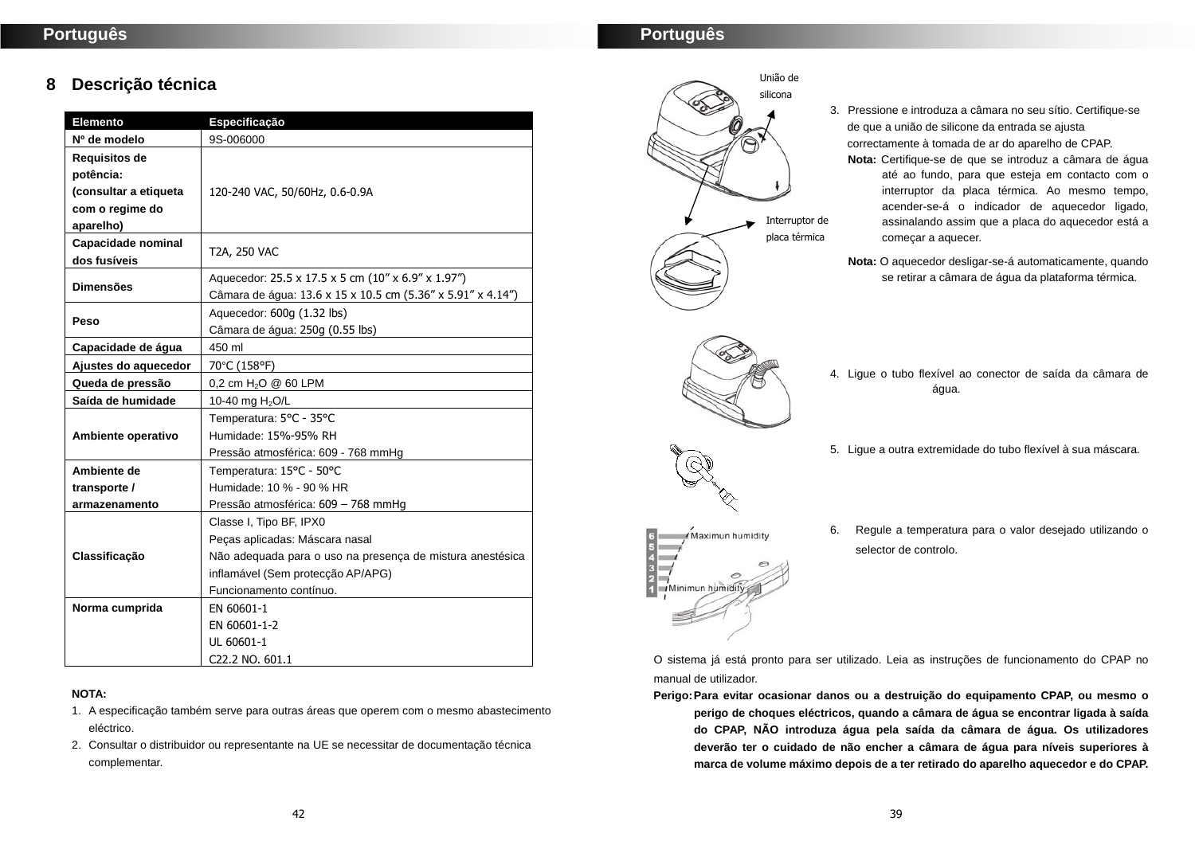## 8 Descrição técnica

| Elemento | Especificação |
|---|---|
| Nº de modelo | 9S-006000 |
| Requisitos de potência: (consultar a etiqueta com o regime do aparelho) | 120-240 VAC, 50/60Hz, 0.6-0.9A |
| Capacidade nominal dos fusíveis | T2A, 250 VAC |
| Dimensões | Aquecedor: 25.5 x 17.5 x 5 cm (10” x 6.9” x 1.97”)<br>Câmara de água: 13.6 x 15 x 10.5 cm (5.36” x 5.91” x 4.14”) |
| Peso | Aquecedor: 600g (1.32 lbs)<br>Câmara de água: 250g (0.55 lbs) |
| Capacidade de água | 450 ml |
| Ajustes do aquecedor | 70°C (158°F) |
| Queda de pressão | 0,2 cm $H_2O$ @ 60 LPM |
| Saída de humidade | 10-40 mg $H_2O$/L |
| Ambiente operativo | Temperatura: 5°C - 35°C<br>Humidade: 15%-95% RH<br>Pressão atmosférica: 609 - 768 mmHg |
| Ambiente de transporte / armazenamento | Temperatura: 15°C - 50°C<br>Humidade: 10 % - 90 % HR<br>Pressão atmosférica: 609 – 768 mmHg |
| Classificação | Classe I, Tipo BF, IPX0<br>Peças aplicadas: Máscara nasal<br>Não adequada para o uso na presença de mistura anestésica inflamável (Sem protecção AP/APG)<br>Funcionamento contínuo. |
| Norma cumprida | EN 60601-1<br>EN 60601-1-2<br>UL 60601-1<br>C22.2 NO. 601.1 |

**NOTA:**

1. A especificação também serve para outras áreas que operem com o mesmo abastecimento eléctrico.
2. Consultar o distribuidor ou representante na UE se necessitar de documentação técnica complementar.

União de silicona

Interruptor de placa térmica

3. Pressione e introduza a câmara no seu sítio. Certifique-se de que a união de silicone da entrada se ajusta correctamente à tomada de ar do aparelho de CPAP.

   **Nota:** Certifique-se de que se introduz a câmara de água até ao fundo, para que esteja em contacto com o interruptor da placa térmica. Ao mesmo tempo, acender-se-á o indicador de aquecedor ligado, assinalando assim que a placa do aquecedor está a começar a aquecer.

   **Nota:** O aquecedor desligar-se-á automaticamente, quando se retirar a câmara de água da plataforma térmica.

4. Ligue o tubo flexível ao conector de saída da câmara de água.

5. Ligue a outra extremidade do tubo flexível à sua máscara.

6. Regule a temperatura para o valor desejado utilizando o selector de controlo.

Maximun humidity

Minimun humidity

O sistema já está pronto para ser utilizado. Leia as instruções de funcionamento do CPAP no manual de utilizador.

**Perigo:** **Para evitar ocasionar danos ou a destruição do equipamento CPAP, ou mesmo o perigo de choques eléctricos, quando a câmara de água se encontrar ligada à saída do CPAP, NÃO introduza água pela saída da câmara de água. Os utilizadores deverão ter o cuidado de não encher a câmara de água para níveis superiores à marca de volume máximo depois de a ter retirado do aparelho aquecedor e do CPAP.**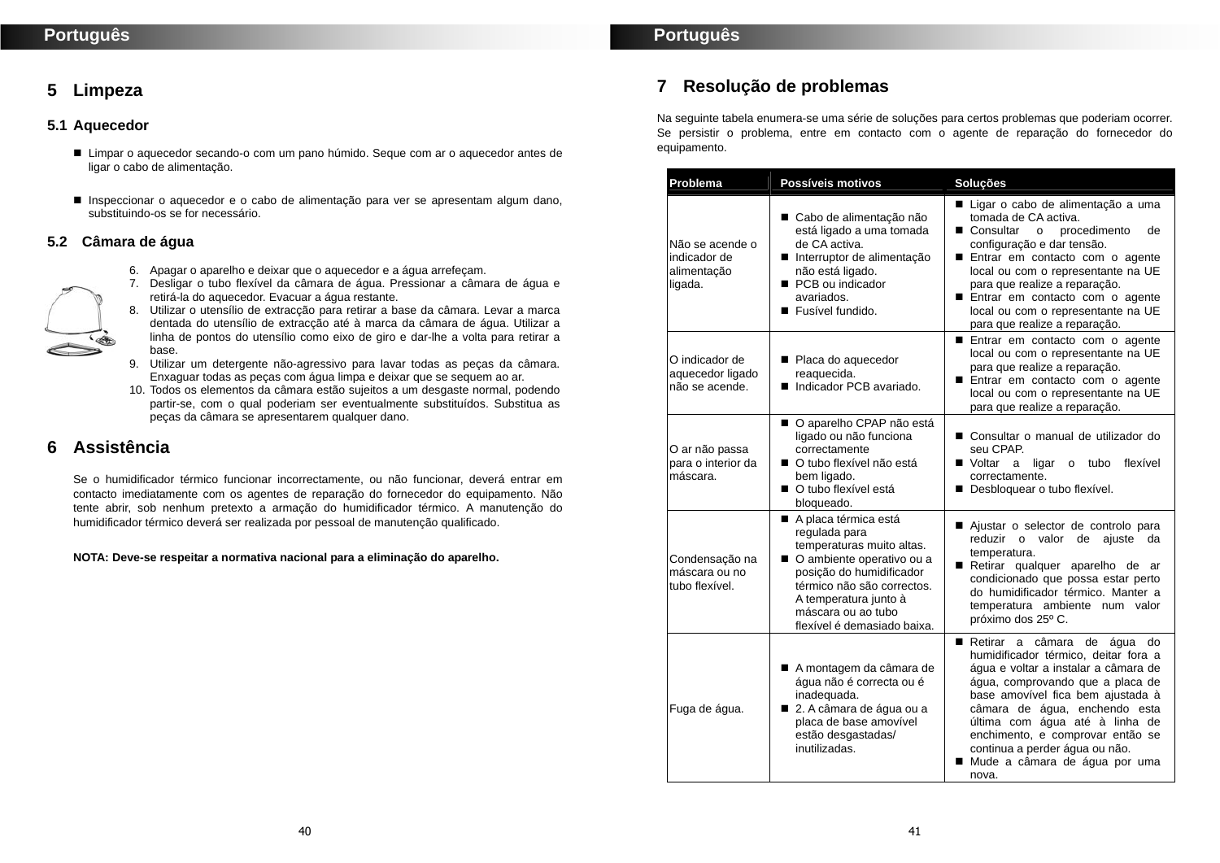# 5 Limpeza

## 5.1 Aquecedor

- Limpar o aquecedor secando-o com um pano húmido. Seque com ar o aquecedor antes de ligar o cabo de alimentação.
- Inspeccionar o aquecedor e o cabo de alimentação para ver se apresentam algum dano, substituindo-os se for necessário.

## 5.2 Câmara de água

6. Apagar o aparelho e deixar que o aquecedor e a água arrefeçam.
7. Desligar o tubo flexível da câmara de água. Pressionar a câmara de água e retirá-la do aquecedor. Evacuar a água restante.
8. Utilizar o utensílio de extracção para retirar a base da câmara. Levar a marca dentada do utensílio de extracção até à marca da câmara de água. Utilizar a linha de pontos do utensílio como eixo de giro e dar-lhe a volta para retirar a base.
9. Utilizar um detergente não-agressivo para lavar todas as peças da câmara. Enxaguar todas as peças com água limpa e deixar que se sequem ao ar.
10. Todos os elementos da câmara estão sujeitos a um desgaste normal, podendo partir-se, com o qual poderiam ser eventualmente substituídos. Substitua as peças da câmara se apresentarem qualquer dano.

# 6 Assistência

Se o humidificador térmico funcionar incorrectamente, ou não funcionar, deverá entrar em contacto imediatamente com os agentes de reparação do fornecedor do equipamento. Não tente abrir, sob nenhum pretexto a armação do humidificador térmico. A manutenção do humidificador térmico deverá ser realizada por pessoal de manutenção qualificado.

**NOTA: Deve-se respeitar a normativa nacional para a eliminação do aparelho.**

# 7 Resolução de problemas

Na seguinte tabela enumera-se uma série de soluções para certos problemas que poderiam ocorrer. Se persistir o problema, entre em contacto com o agente de reparação do fornecedor do equipamento.

| Problema | Possíveis motivos | Soluções |
|---|---|---|
| Não se acende o indicador de alimentação ligada. | ■ Cabo de alimentação não está ligado a uma tomada de CA activa.<br>■ Interruptor de alimentação não está ligado.<br>■ PCB ou indicador avariados.<br>■ Fusível fundido. | ■ Ligar o cabo de alimentação a uma tomada de CA activa.<br>■ Consultar o procedimento de configuração e dar tensão.<br>■ Entrar em contacto com o agente local ou com o representante na UE para que realize a reparação.<br>■ Entrar em contacto com o agente local ou com o representante na UE para que realize a reparação. |
| O indicador de aquecedor ligado não se acende. | ■ Placa do aquecedor reaquecida.<br>■ Indicador PCB avariado. | ■ Entrar em contacto com o agente local ou com o representante na UE para que realize a reparação.<br>■ Entrar em contacto com o agente local ou com o representante na UE para que realize a reparação. |
| O ar não passa para o interior da máscara. | ■ O aparelho CPAP não está ligado ou não funciona correctamente<br>■ O tubo flexível não está bem ligado.<br>■ O tubo flexível está bloqueado. | ■ Consultar o manual de utilizador do seu CPAP.<br>■ Voltar a ligar o tubo flexível correctamente.<br>■ Desbloquear o tubo flexível. |
| Condensação na máscara ou no tubo flexível. | ■ A placa térmica está regulada para temperaturas muito altas.<br>■ O ambiente operativo ou a posição do humidificador térmico não são correctos. A temperatura junto à máscara ou ao tubo flexível é demasiado baixa. | ■ Ajustar o selector de controlo para reduzir o valor de ajuste da temperatura.<br>■ Retirar qualquer aparelho de ar condicionado que possa estar perto do humidificador térmico. Manter a temperatura ambiente num valor próximo dos 25º C. |
| Fuga de água. | ■ A montagem da câmara de água não é correcta ou é inadequada.<br>■ 2. A câmara de água ou a placa de base amovível estão desgastadas/ inutilizadas. | ■ Retirar a câmara de água do humidificador térmico, deitar fora a água e voltar a instalar a câmara de água, comprovando que a placa de base amovível fica bem ajustada à câmara de água, enchendo esta última com água até à linha de enchimento, e comprovar então se continua a perder água ou não.<br>■ Mude a câmara de água por uma nova. |